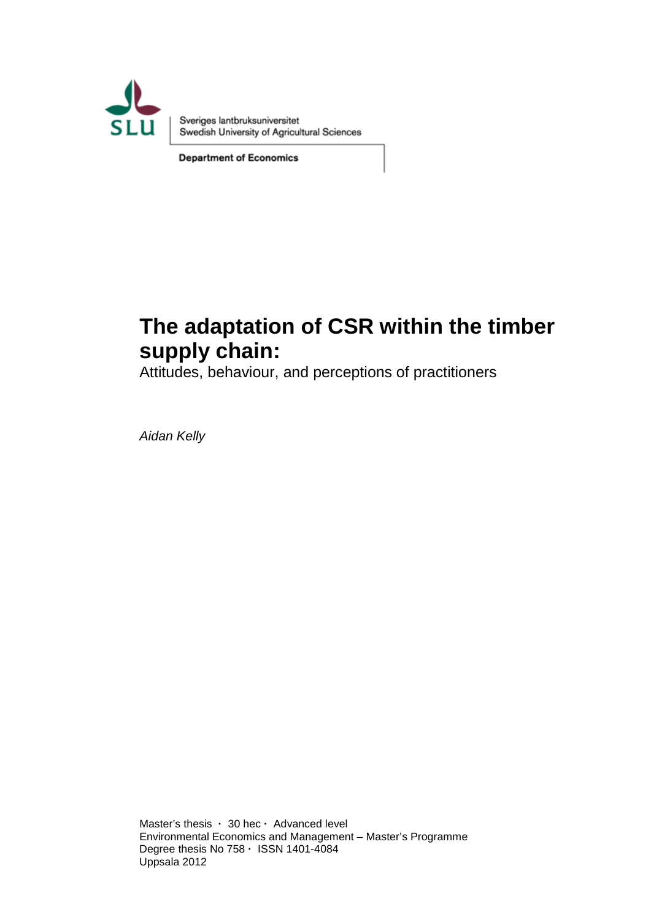Sveriges lantbruksuniversitet
Swedish University of Agricultural Sciences

**Department of Economics**

# The adaptation of CSR within the timber supply chain:

Attitudes, behaviour, and perceptions of practitioners

*Aidan Kelly*

Master's thesis · 30 hec · Advanced level
Environmental Economics and Management – Master's Programme
Degree thesis No 758 · ISSN 1401-4084
Uppsala 2012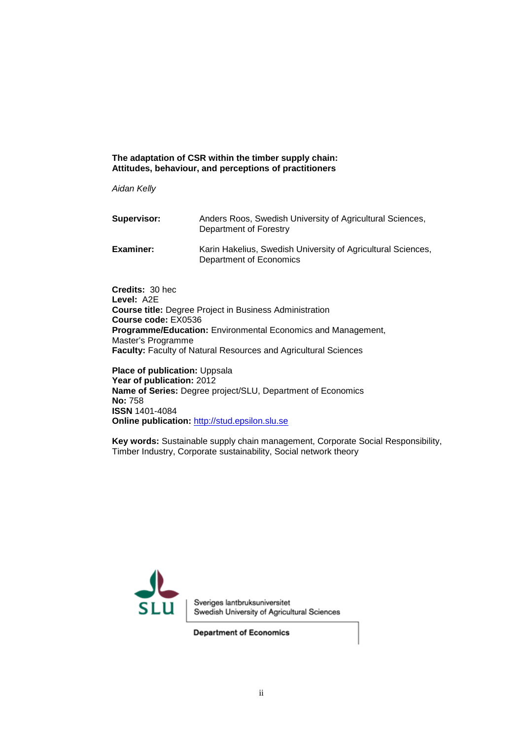**The adaptation of CSR within the timber supply chain: Attitudes, behaviour, and perceptions of practitioners**

*Aidan Kelly*

| | |
|---|---|
| **Supervisor:** | Anders Roos, Swedish University of Agricultural Sciences, Department of Forestry |
| **Examiner:** | Karin Hakelius, Swedish University of Agricultural Sciences, Department of Economics |

**Credits:** 30 hec
**Level:** A2E
**Course title:** Degree Project in Business Administration
**Course code:** EX0536
**Programme/Education:** Environmental Economics and Management, Master's Programme
**Faculty:** Faculty of Natural Resources and Agricultural Sciences

**Place of publication:** Uppsala
**Year of publication:** 2012
**Name of Series:** Degree project/SLU, Department of Economics
**No:** 758
**ISSN** 1401-4084
**Online publication:** http://stud.epsilon.slu.se

**Key words:** Sustainable supply chain management, Corporate Social Responsibility, Timber Industry, Corporate sustainability, Social network theory

Sveriges lantbruksuniversitet
Swedish University of Agricultural Sciences

**Department of Economics**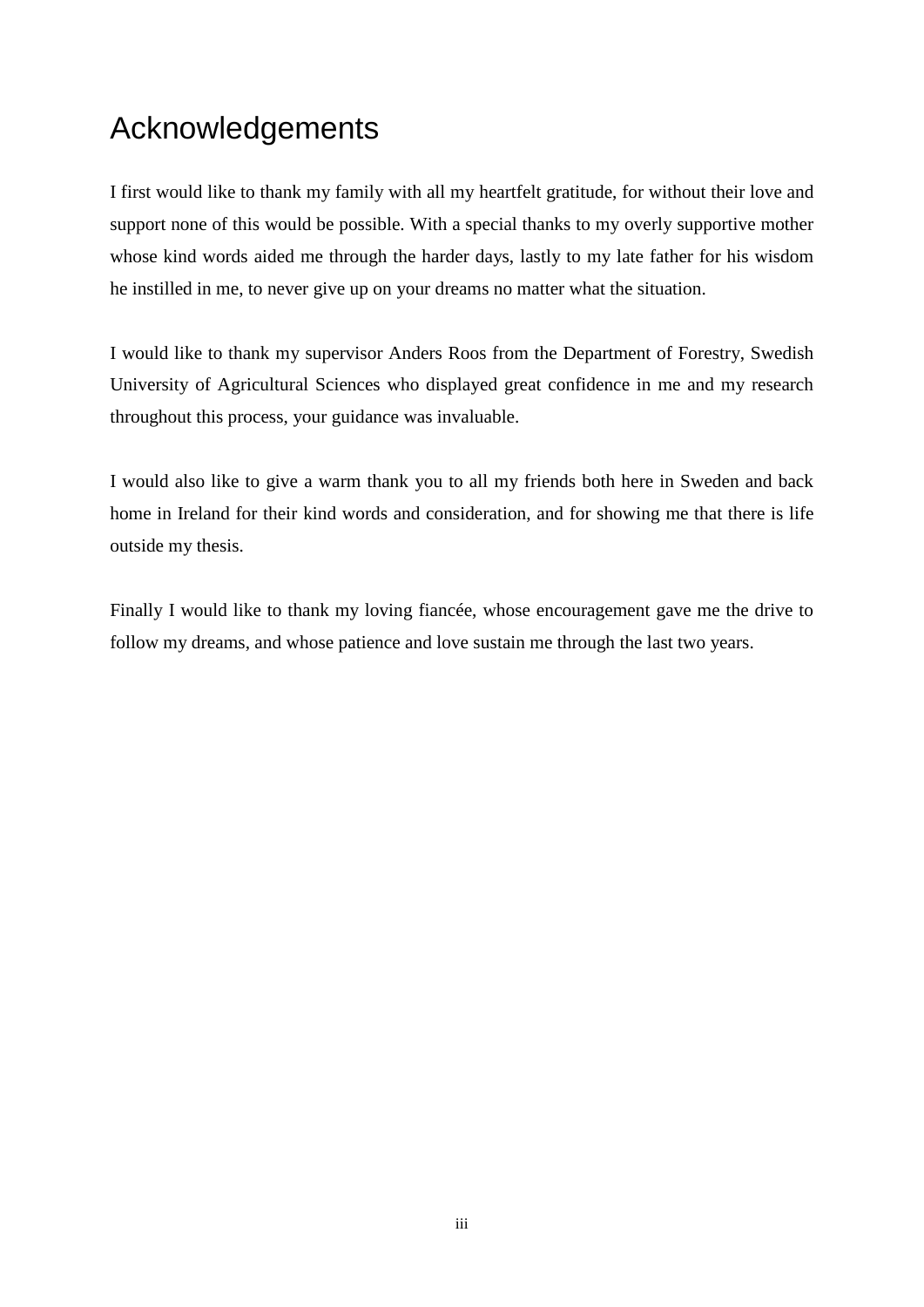# Acknowledgements

I first would like to thank my family with all my heartfelt gratitude, for without their love and support none of this would be possible. With a special thanks to my overly supportive mother whose kind words aided me through the harder days, lastly to my late father for his wisdom he instilled in me, to never give up on your dreams no matter what the situation.

I would like to thank my supervisor Anders Roos from the Department of Forestry, Swedish University of Agricultural Sciences who displayed great confidence in me and my research throughout this process, your guidance was invaluable.

I would also like to give a warm thank you to all my friends both here in Sweden and back home in Ireland for their kind words and consideration, and for showing me that there is life outside my thesis.

Finally I would like to thank my loving fiancée, whose encouragement gave me the drive to follow my dreams, and whose patience and love sustain me through the last two years.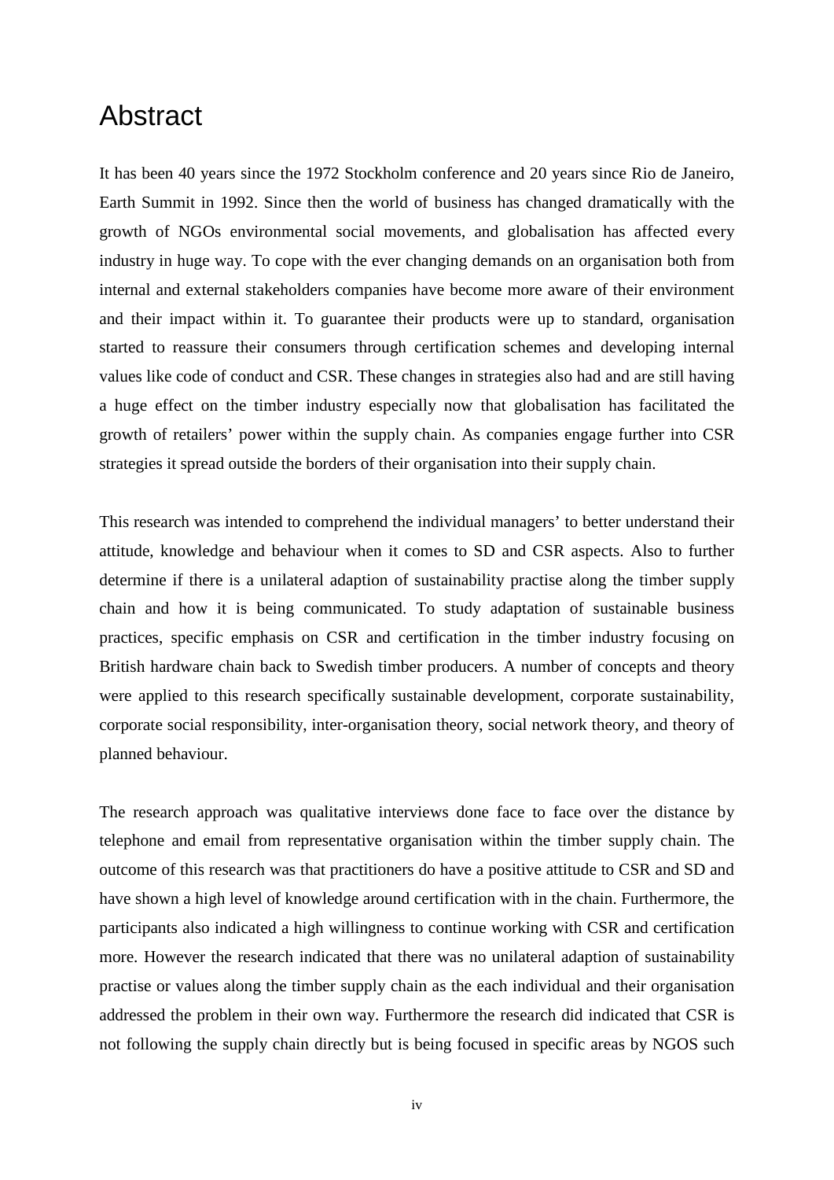# Abstract

It has been 40 years since the 1972 Stockholm conference and 20 years since Rio de Janeiro, Earth Summit in 1992. Since then the world of business has changed dramatically with the growth of NGOs environmental social movements, and globalisation has affected every industry in huge way. To cope with the ever changing demands on an organisation both from internal and external stakeholders companies have become more aware of their environment and their impact within it. To guarantee their products were up to standard, organisation started to reassure their consumers through certification schemes and developing internal values like code of conduct and CSR. These changes in strategies also had and are still having a huge effect on the timber industry especially now that globalisation has facilitated the growth of retailers' power within the supply chain. As companies engage further into CSR strategies it spread outside the borders of their organisation into their supply chain.

This research was intended to comprehend the individual managers' to better understand their attitude, knowledge and behaviour when it comes to SD and CSR aspects. Also to further determine if there is a unilateral adaption of sustainability practise along the timber supply chain and how it is being communicated. To study adaptation of sustainable business practices, specific emphasis on CSR and certification in the timber industry focusing on British hardware chain back to Swedish timber producers. A number of concepts and theory were applied to this research specifically sustainable development, corporate sustainability, corporate social responsibility, inter-organisation theory, social network theory, and theory of planned behaviour.

The research approach was qualitative interviews done face to face over the distance by telephone and email from representative organisation within the timber supply chain. The outcome of this research was that practitioners do have a positive attitude to CSR and SD and have shown a high level of knowledge around certification with in the chain. Furthermore, the participants also indicated a high willingness to continue working with CSR and certification more. However the research indicated that there was no unilateral adaption of sustainability practise or values along the timber supply chain as the each individual and their organisation addressed the problem in their own way. Furthermore the research did indicated that CSR is not following the supply chain directly but is being focused in specific areas by NGOS such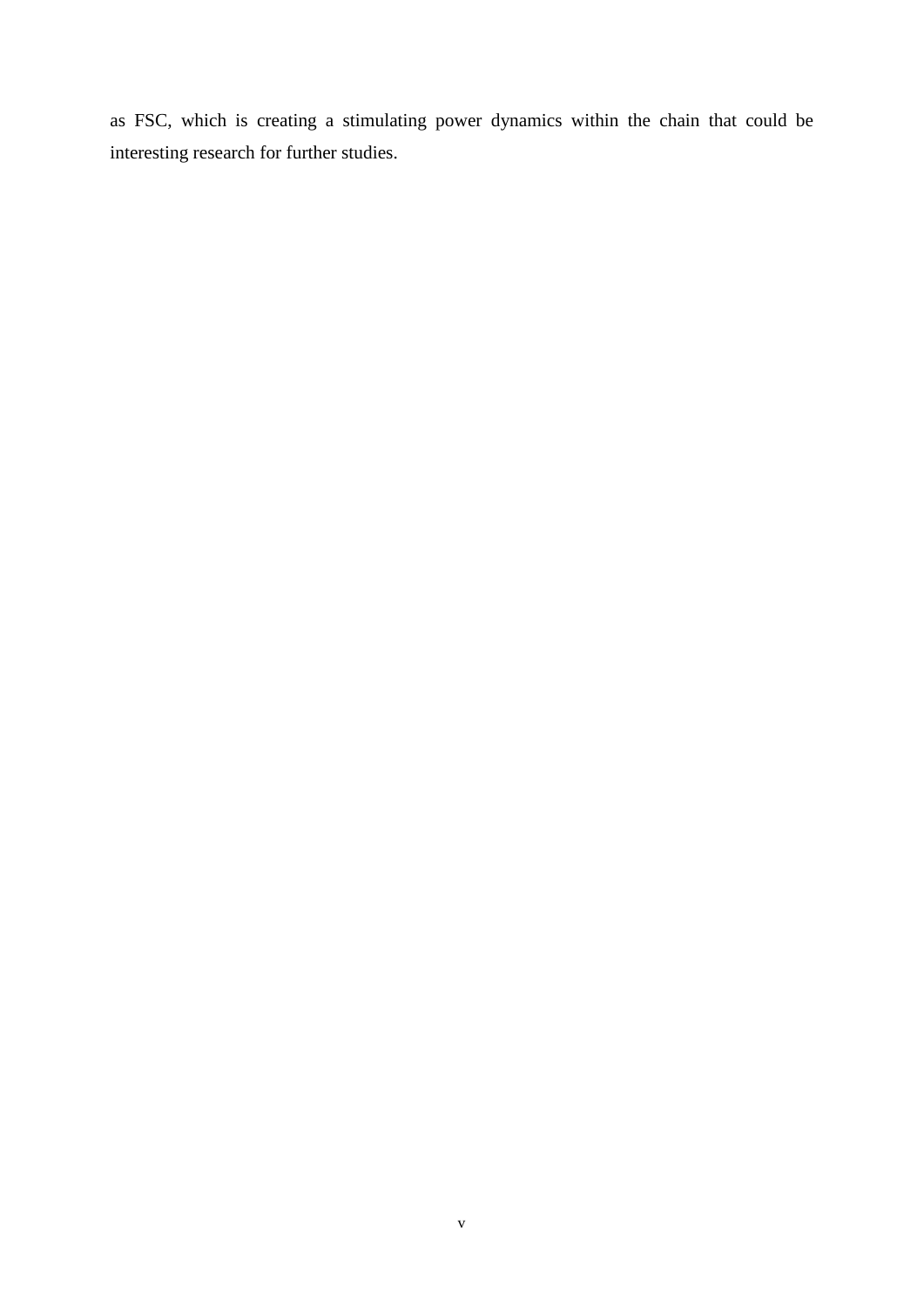as FSC, which is creating a stimulating power dynamics within the chain that could be interesting research for further studies.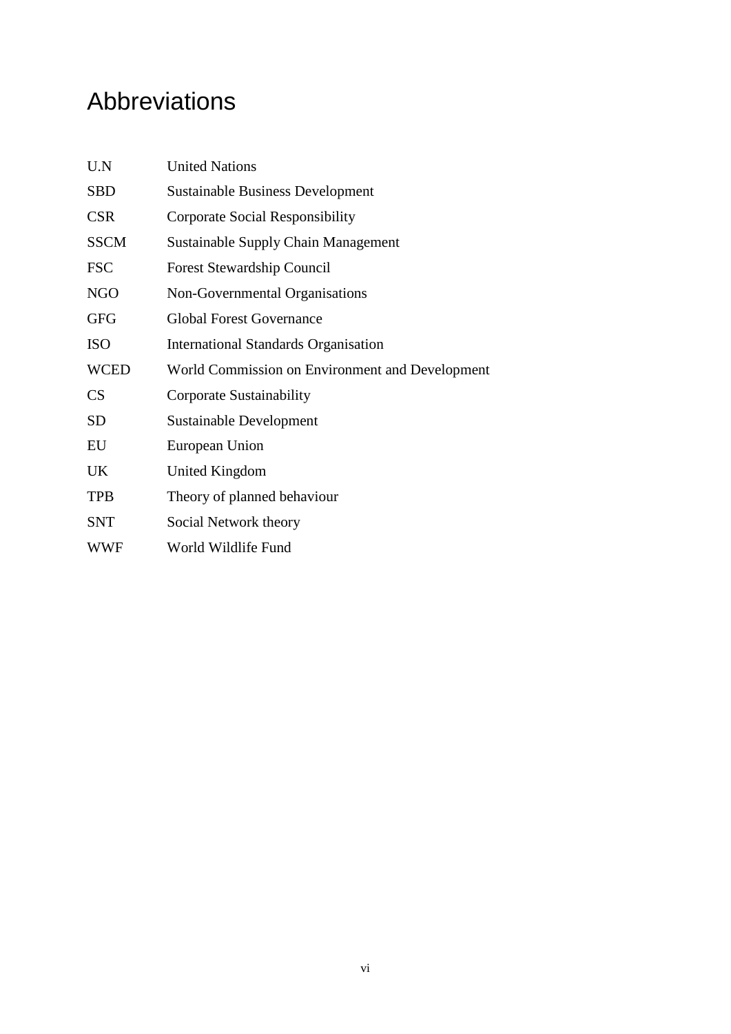# Abbreviations

| | |
|---|---|
| U.N | United Nations |
| SBD | Sustainable Business Development |
| CSR | Corporate Social Responsibility |
| SSCM | Sustainable Supply Chain Management |
| FSC | Forest Stewardship Council |
| NGO | Non-Governmental Organisations |
| GFG | Global Forest Governance |
| ISO | International Standards Organisation |
| WCED | World Commission on Environment and Development |
| CS | Corporate Sustainability |
| SD | Sustainable Development |
| EU | European Union |
| UK | United Kingdom |
| TPB | Theory of planned behaviour |
| SNT | Social Network theory |
| WWF | World Wildlife Fund |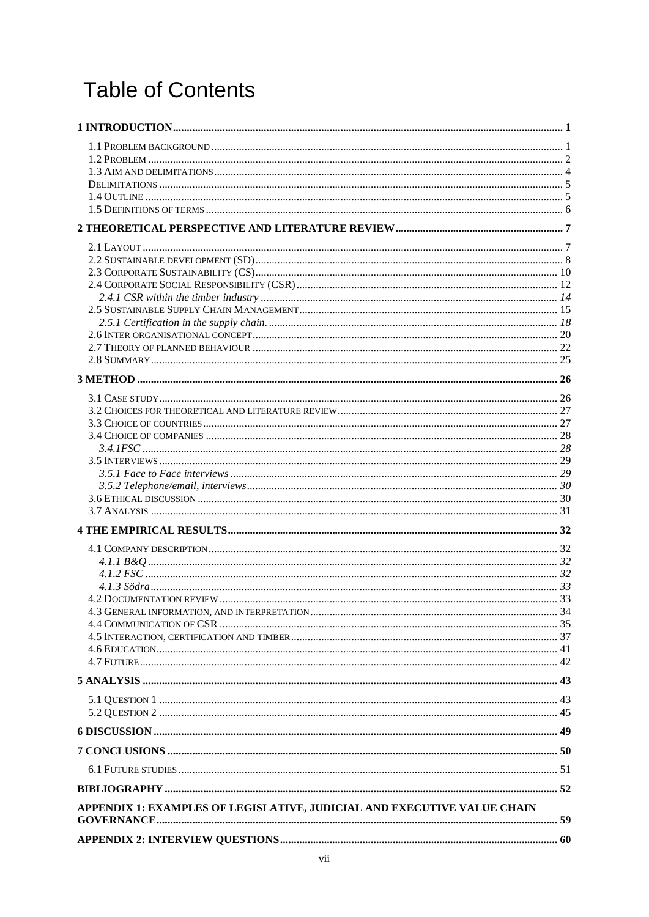# Table of Contents

**1 INTRODUCTION ... 1**

- 1.1 Problem background ... 1
- 1.2 Problem ... 2
- 1.3 Aim and delimitations ... 4
- Delimitations ... 5
- 1.4 Outline ... 5
- 1.5 Definitions of terms ... 6

**2 THEORETICAL PERSPECTIVE AND LITERATURE REVIEW ... 7**

- 2.1 Layout ... 7
- 2.2 Sustainable development (SD) ... 8
- 2.3 Corporate Sustainability (CS) ... 10
- 2.4 Corporate Social Responsibility (CSR) ... 12
  - *2.4.1 CSR within the timber industry ... 14*
- 2.5 Sustainable Supply Chain Management ... 15
  - *2.5.1 Certification in the supply chain. ... 18*
- 2.6 Inter organisational concept ... 20
- 2.7 Theory of planned behaviour ... 22
- 2.8 Summary ... 25

**3 METHOD ... 26**

- 3.1 Case study ... 26
- 3.2 Choices for theoretical and literature review ... 27
- 3.3 Choice of countries ... 27
- 3.4 Choice of companies ... 28
  - *3.4.1FSC ... 28*
- 3.5 Interviews ... 29
  - *3.5.1 Face to Face interviews ... 29*
  - *3.5.2 Telephone/email, interviews ... 30*
- 3.6 Ethical discussion ... 30
- 3.7 Analysis ... 31

**4 THE EMPIRICAL RESULTS ... 32**

- 4.1 Company description ... 32
  - *4.1.1 B&Q ... 32*
  - *4.1.2 FSC ... 32*
  - *4.1.3 Södra ... 33*
- 4.2 Documentation review ... 33
- 4.3 General information, and interpretation ... 34
- 4.4 Communication of CSR ... 35
- 4.5 Interaction, certification and timber ... 37
- 4.6 Education ... 41
- 4.7 Future ... 42

**5 ANALYSIS ... 43**

- 5.1 Question 1 ... 43
- 5.2 Question 2 ... 45

**6 DISCUSSION ... 49**

**7 CONCLUSIONS ... 50**

- 6.1 Future studies ... 51

**BIBLIOGRAPHY ... 52**

**APPENDIX 1: EXAMPLES OF LEGISLATIVE, JUDICIAL AND EXECUTIVE VALUE CHAIN GOVERNANCE ... 59**

**APPENDIX 2: INTERVIEW QUESTIONS ... 60**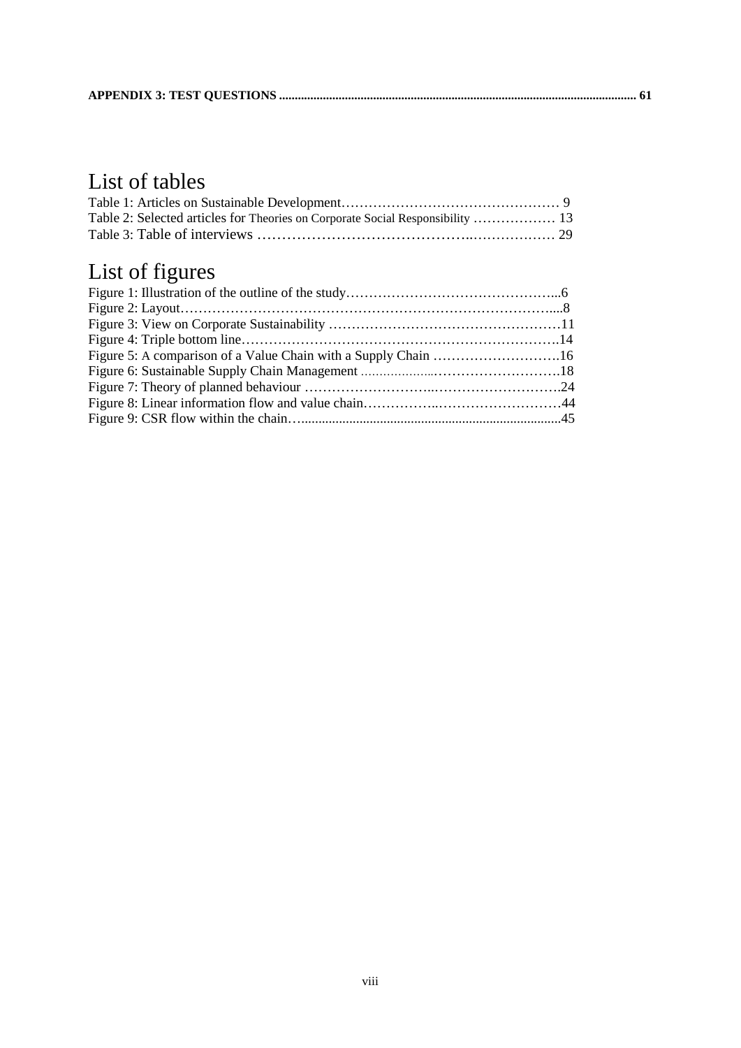**APPENDIX 3: TEST QUESTIONS** ........................................................................................................................ **61**

# List of tables

Table 1: Articles on Sustainable Development………………………………………… 9
Table 2: Selected articles for Theories on Corporate Social Responsibility ……………… 13
Table 3: Table of interviews ……………………………………..……………… 29

# List of figures

Figure 1: Illustration of the outline of the study………………………………………...6
Figure 2: Layout………………………………………………………………………....8
Figure 3: View on Corporate Sustainability ……………………………………………11
Figure 4: Triple bottom line…………………………………………………………….14
Figure 5: A comparison of a Value Chain with a Supply Chain ……………………….16
Figure 6: Sustainable Supply Chain Management ....................……………………….18
Figure 7: Theory of planned behaviour ……………………..……………………….24
Figure 8: Linear information flow and value chain……………..………………………44
Figure 9: CSR flow within the chain…..........................................................................45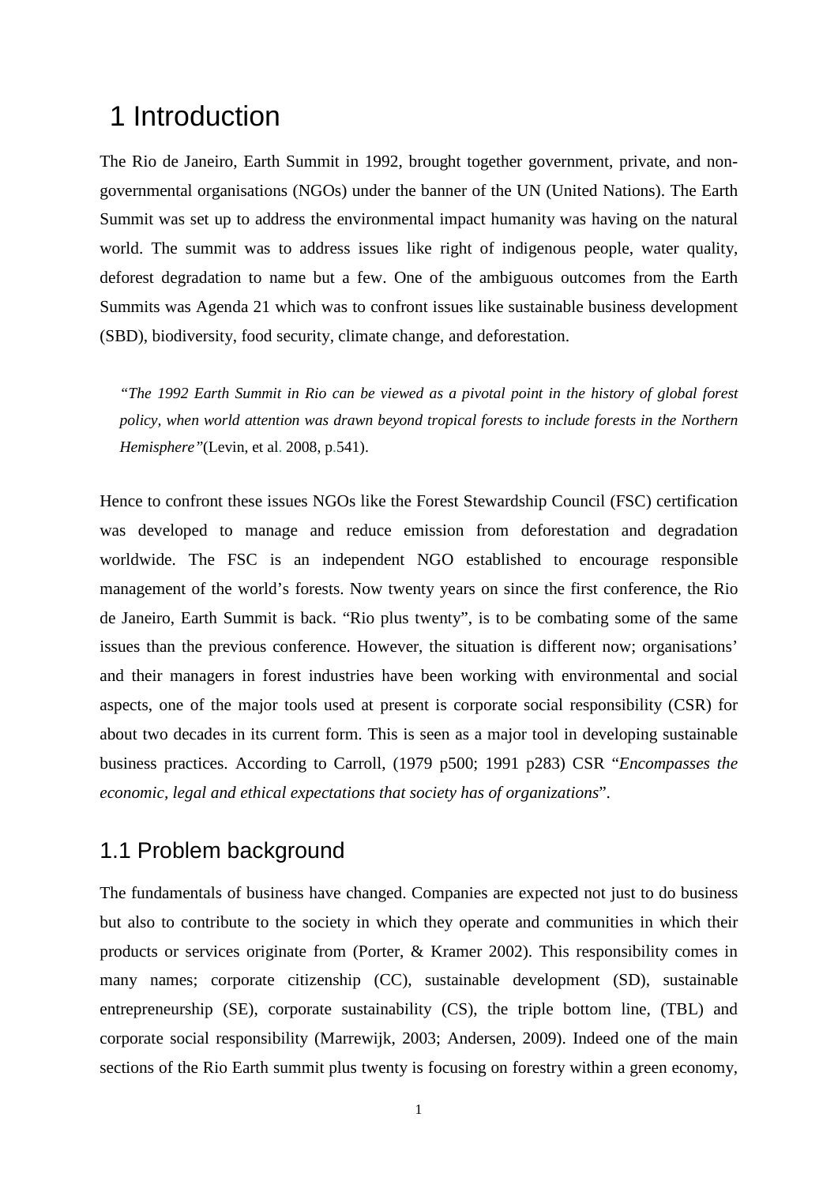# 1 Introduction

The Rio de Janeiro, Earth Summit in 1992, brought together government, private, and non-governmental organisations (NGOs) under the banner of the UN (United Nations). The Earth Summit was set up to address the environmental impact humanity was having on the natural world. The summit was to address issues like right of indigenous people, water quality, deforest degradation to name but a few. One of the ambiguous outcomes from the Earth Summits was Agenda 21 which was to confront issues like sustainable business development (SBD), biodiversity, food security, climate change, and deforestation.

> *"The 1992 Earth Summit in Rio can be viewed as a pivotal point in the history of global forest policy, when world attention was drawn beyond tropical forests to include forests in the Northern Hemisphere"*(Levin, et al. 2008, p.541).

Hence to confront these issues NGOs like the Forest Stewardship Council (FSC) certification was developed to manage and reduce emission from deforestation and degradation worldwide. The FSC is an independent NGO established to encourage responsible management of the world's forests. Now twenty years on since the first conference, the Rio de Janeiro, Earth Summit is back. "Rio plus twenty", is to be combating some of the same issues than the previous conference. However, the situation is different now; organisations' and their managers in forest industries have been working with environmental and social aspects, one of the major tools used at present is corporate social responsibility (CSR) for about two decades in its current form. This is seen as a major tool in developing sustainable business practices. According to Carroll, (1979 p500; 1991 p283) CSR "*Encompasses the economic, legal and ethical expectations that society has of organizations*".

## 1.1 Problem background

The fundamentals of business have changed. Companies are expected not just to do business but also to contribute to the society in which they operate and communities in which their products or services originate from (Porter, & Kramer 2002). This responsibility comes in many names; corporate citizenship (CC), sustainable development (SD), sustainable entrepreneurship (SE), corporate sustainability (CS), the triple bottom line, (TBL) and corporate social responsibility (Marrewijk, 2003; Andersen, 2009). Indeed one of the main sections of the Rio Earth summit plus twenty is focusing on forestry within a green economy,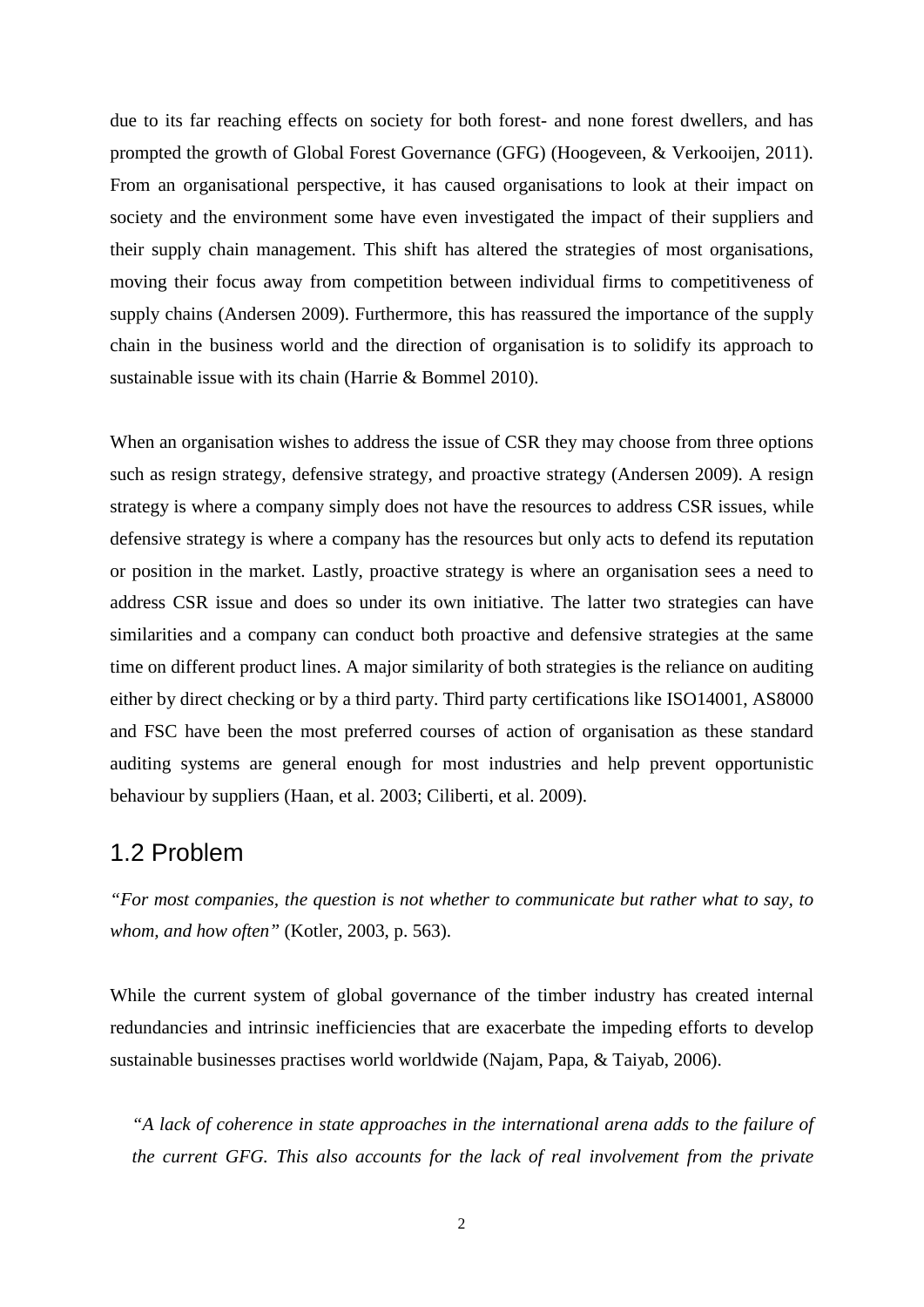due to its far reaching effects on society for both forest- and none forest dwellers, and has prompted the growth of Global Forest Governance (GFG) (Hoogeveen, & Verkooijen, 2011). From an organisational perspective, it has caused organisations to look at their impact on society and the environment some have even investigated the impact of their suppliers and their supply chain management. This shift has altered the strategies of most organisations, moving their focus away from competition between individual firms to competitiveness of supply chains (Andersen 2009). Furthermore, this has reassured the importance of the supply chain in the business world and the direction of organisation is to solidify its approach to sustainable issue with its chain (Harrie & Bommel 2010).

When an organisation wishes to address the issue of CSR they may choose from three options such as resign strategy, defensive strategy, and proactive strategy (Andersen 2009). A resign strategy is where a company simply does not have the resources to address CSR issues, while defensive strategy is where a company has the resources but only acts to defend its reputation or position in the market. Lastly, proactive strategy is where an organisation sees a need to address CSR issue and does so under its own initiative. The latter two strategies can have similarities and a company can conduct both proactive and defensive strategies at the same time on different product lines. A major similarity of both strategies is the reliance on auditing either by direct checking or by a third party. Third party certifications like ISO14001, AS8000 and FSC have been the most preferred courses of action of organisation as these standard auditing systems are general enough for most industries and help prevent opportunistic behaviour by suppliers (Haan, et al. 2003; Ciliberti, et al. 2009).

## 1.2 Problem

*"For most companies, the question is not whether to communicate but rather what to say, to whom, and how often"* (Kotler, 2003, p. 563).

While the current system of global governance of the timber industry has created internal redundancies and intrinsic inefficiencies that are exacerbate the impeding efforts to develop sustainable businesses practises world worldwide (Najam, Papa, & Taiyab, 2006).

> *"A lack of coherence in state approaches in the international arena adds to the failure of the current GFG. This also accounts for the lack of real involvement from the private*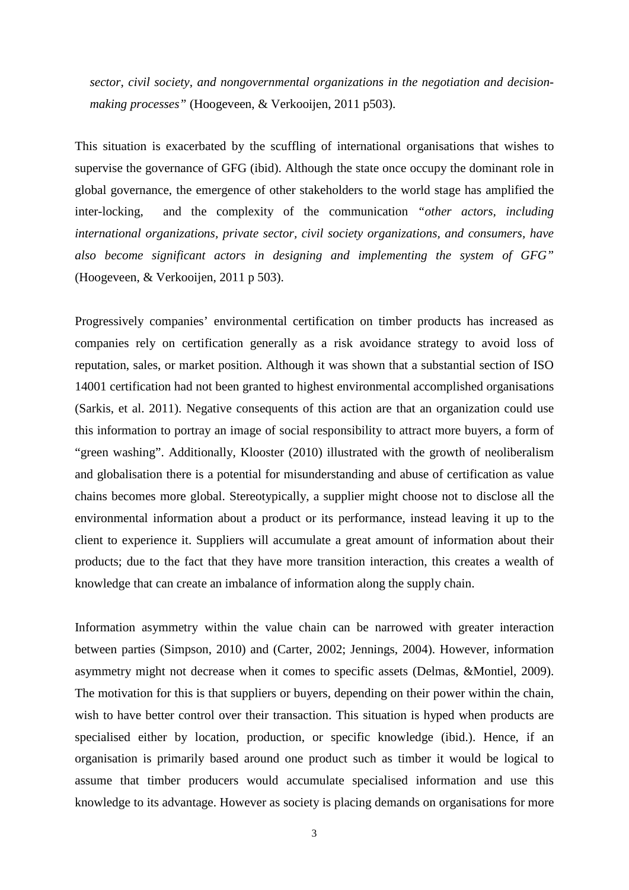*sector, civil society, and nongovernmental organizations in the negotiation and decision-making processes"* (Hoogeveen, & Verkooijen, 2011 p503).

This situation is exacerbated by the scuffling of international organisations that wishes to supervise the governance of GFG (ibid). Although the state once occupy the dominant role in global governance, the emergence of other stakeholders to the world stage has amplified the inter-locking, and the complexity of the communication *"other actors, including international organizations, private sector, civil society organizations, and consumers, have also become significant actors in designing and implementing the system of GFG"* (Hoogeveen, & Verkooijen, 2011 p 503).

Progressively companies' environmental certification on timber products has increased as companies rely on certification generally as a risk avoidance strategy to avoid loss of reputation, sales, or market position. Although it was shown that a substantial section of ISO 14001 certification had not been granted to highest environmental accomplished organisations (Sarkis, et al. 2011). Negative consequents of this action are that an organization could use this information to portray an image of social responsibility to attract more buyers, a form of "green washing". Additionally, Klooster (2010) illustrated with the growth of neoliberalism and globalisation there is a potential for misunderstanding and abuse of certification as value chains becomes more global. Stereotypically, a supplier might choose not to disclose all the environmental information about a product or its performance, instead leaving it up to the client to experience it. Suppliers will accumulate a great amount of information about their products; due to the fact that they have more transition interaction, this creates a wealth of knowledge that can create an imbalance of information along the supply chain.

Information asymmetry within the value chain can be narrowed with greater interaction between parties (Simpson, 2010) and (Carter, 2002; Jennings, 2004). However, information asymmetry might not decrease when it comes to specific assets (Delmas, &Montiel, 2009). The motivation for this is that suppliers or buyers, depending on their power within the chain, wish to have better control over their transaction. This situation is hyped when products are specialised either by location, production, or specific knowledge (ibid.). Hence, if an organisation is primarily based around one product such as timber it would be logical to assume that timber producers would accumulate specialised information and use this knowledge to its advantage. However as society is placing demands on organisations for more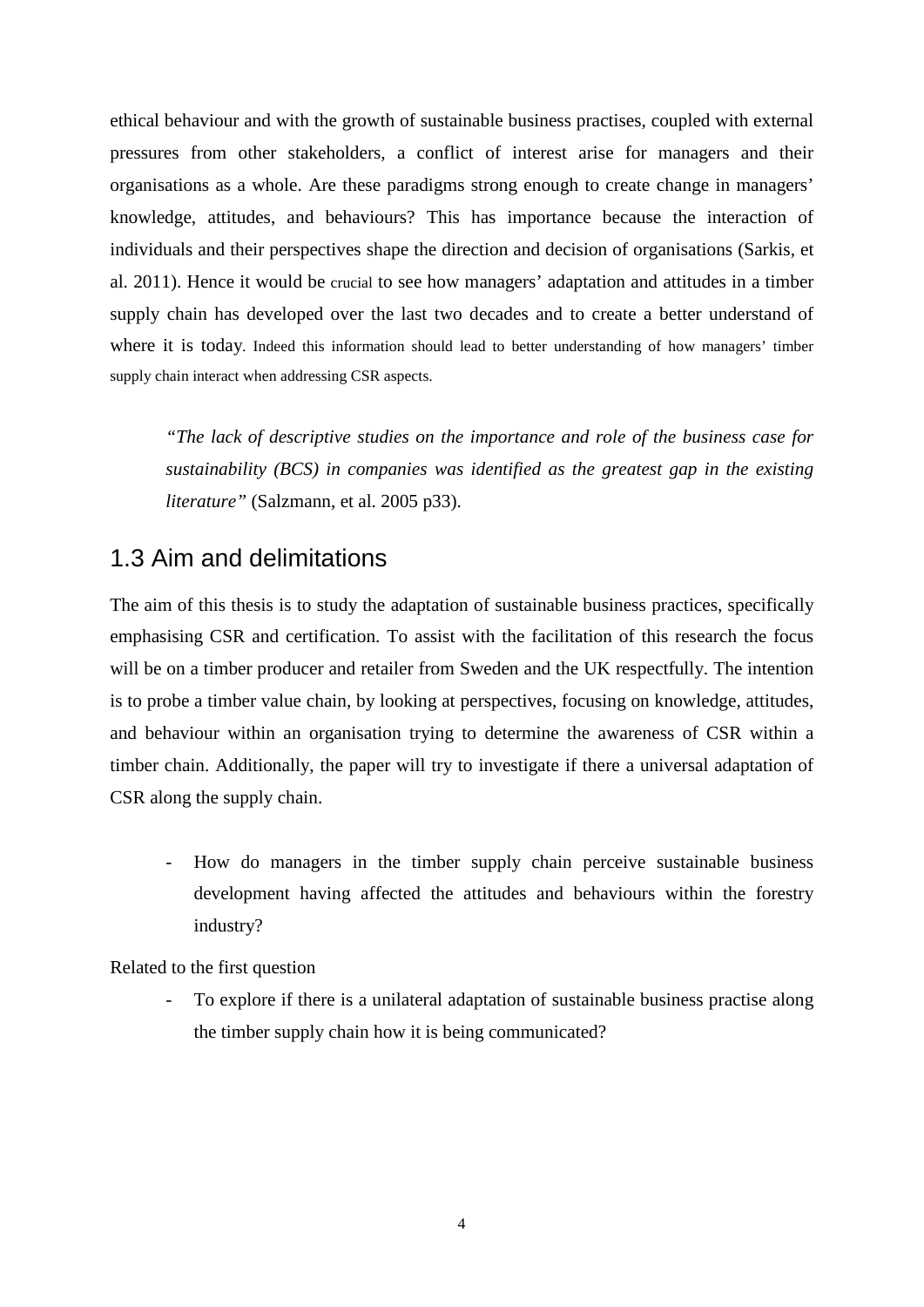ethical behaviour and with the growth of sustainable business practises, coupled with external pressures from other stakeholders, a conflict of interest arise for managers and their organisations as a whole. Are these paradigms strong enough to create change in managers' knowledge, attitudes, and behaviours? This has importance because the interaction of individuals and their perspectives shape the direction and decision of organisations (Sarkis, et al. 2011). Hence it would be crucial to see how managers' adaptation and attitudes in a timber supply chain has developed over the last two decades and to create a better understand of where it is today. Indeed this information should lead to better understanding of how managers' timber supply chain interact when addressing CSR aspects.

> *"The lack of descriptive studies on the importance and role of the business case for sustainability (BCS) in companies was identified as the greatest gap in the existing literature"* (Salzmann, et al. 2005 p33).

## 1.3 Aim and delimitations

The aim of this thesis is to study the adaptation of sustainable business practices, specifically emphasising CSR and certification. To assist with the facilitation of this research the focus will be on a timber producer and retailer from Sweden and the UK respectfully. The intention is to probe a timber value chain, by looking at perspectives, focusing on knowledge, attitudes, and behaviour within an organisation trying to determine the awareness of CSR within a timber chain. Additionally, the paper will try to investigate if there a universal adaptation of CSR along the supply chain.

- How do managers in the timber supply chain perceive sustainable business development having affected the attitudes and behaviours within the forestry industry?

Related to the first question

- To explore if there is a unilateral adaptation of sustainable business practise along the timber supply chain how it is being communicated?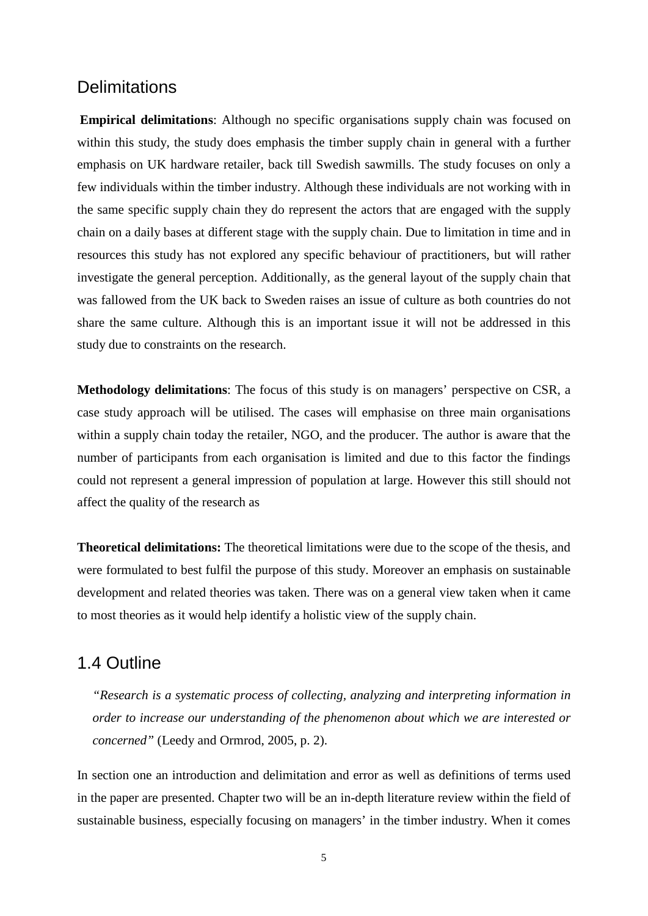## Delimitations

**Empirical delimitations**: Although no specific organisations supply chain was focused on within this study, the study does emphasis the timber supply chain in general with a further emphasis on UK hardware retailer, back till Swedish sawmills. The study focuses on only a few individuals within the timber industry. Although these individuals are not working with in the same specific supply chain they do represent the actors that are engaged with the supply chain on a daily bases at different stage with the supply chain. Due to limitation in time and in resources this study has not explored any specific behaviour of practitioners, but will rather investigate the general perception. Additionally, as the general layout of the supply chain that was fallowed from the UK back to Sweden raises an issue of culture as both countries do not share the same culture. Although this is an important issue it will not be addressed in this study due to constraints on the research.

**Methodology delimitations**: The focus of this study is on managers' perspective on CSR, a case study approach will be utilised. The cases will emphasise on three main organisations within a supply chain today the retailer, NGO, and the producer. The author is aware that the number of participants from each organisation is limited and due to this factor the findings could not represent a general impression of population at large. However this still should not affect the quality of the research as

**Theoretical delimitations:** The theoretical limitations were due to the scope of the thesis, and were formulated to best fulfil the purpose of this study. Moreover an emphasis on sustainable development and related theories was taken. There was on a general view taken when it came to most theories as it would help identify a holistic view of the supply chain.

## 1.4 Outline

> *"Research is a systematic process of collecting, analyzing and interpreting information in order to increase our understanding of the phenomenon about which we are interested or concerned"* (Leedy and Ormrod, 2005, p. 2).

In section one an introduction and delimitation and error as well as definitions of terms used in the paper are presented. Chapter two will be an in-depth literature review within the field of sustainable business, especially focusing on managers' in the timber industry. When it comes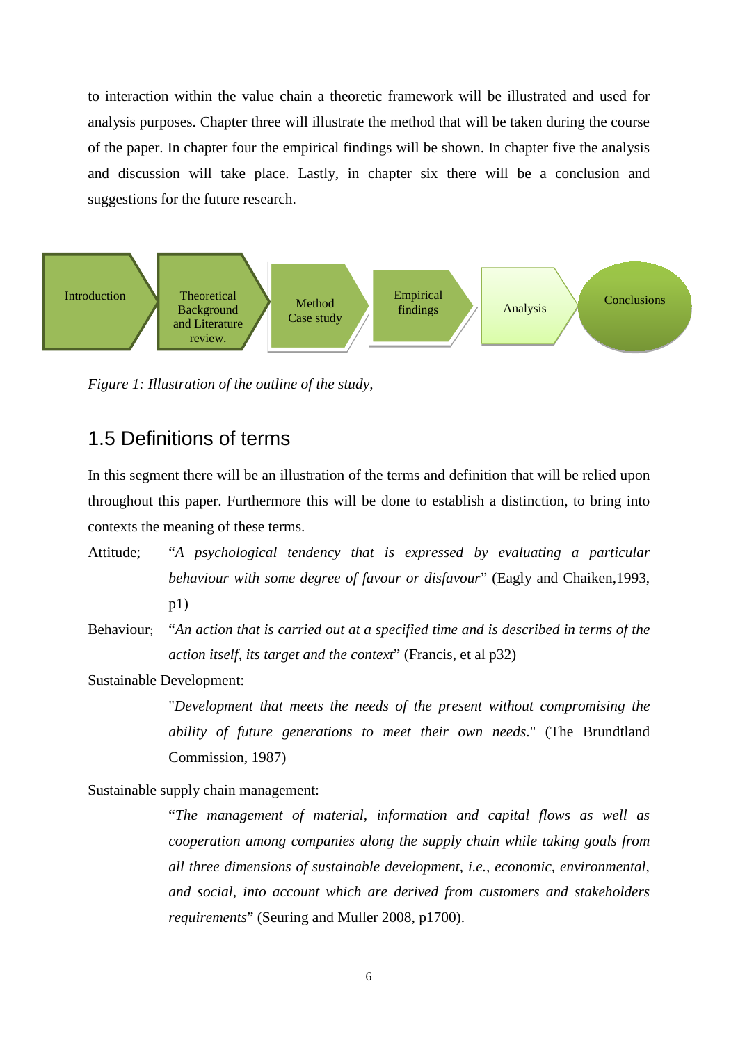to interaction within the value chain a theoretic framework will be illustrated and used for analysis purposes. Chapter three will illustrate the method that will be taken during the course of the paper. In chapter four the empirical findings will be shown. In chapter five the analysis and discussion will take place. Lastly, in chapter six there will be a conclusion and suggestions for the future research.

Introduction → Theoretical Background and Literature review. → Method Case study → Empirical findings → Analysis → Conclusions

*Figure 1: Illustration of the outline of the study,*

## 1.5 Definitions of terms

In this segment there will be an illustration of the terms and definition that will be relied upon throughout this paper. Furthermore this will be done to establish a distinction, to bring into contexts the meaning of these terms.

Attitude; "*A psychological tendency that is expressed by evaluating a particular behaviour with some degree of favour or disfavour*" (Eagly and Chaiken,1993, p1)

Behaviour; "*An action that is carried out at a specified time and is described in terms of the action itself, its target and the context*" (Francis, et al p32)

Sustainable Development:

"*Development that meets the needs of the present without compromising the ability of future generations to meet their own needs*." (The Brundtland Commission, 1987)

Sustainable supply chain management:

"*The management of material, information and capital flows as well as cooperation among companies along the supply chain while taking goals from all three dimensions of sustainable development, i.e., economic, environmental, and social, into account which are derived from customers and stakeholders requirements*" (Seuring and Muller 2008, p1700).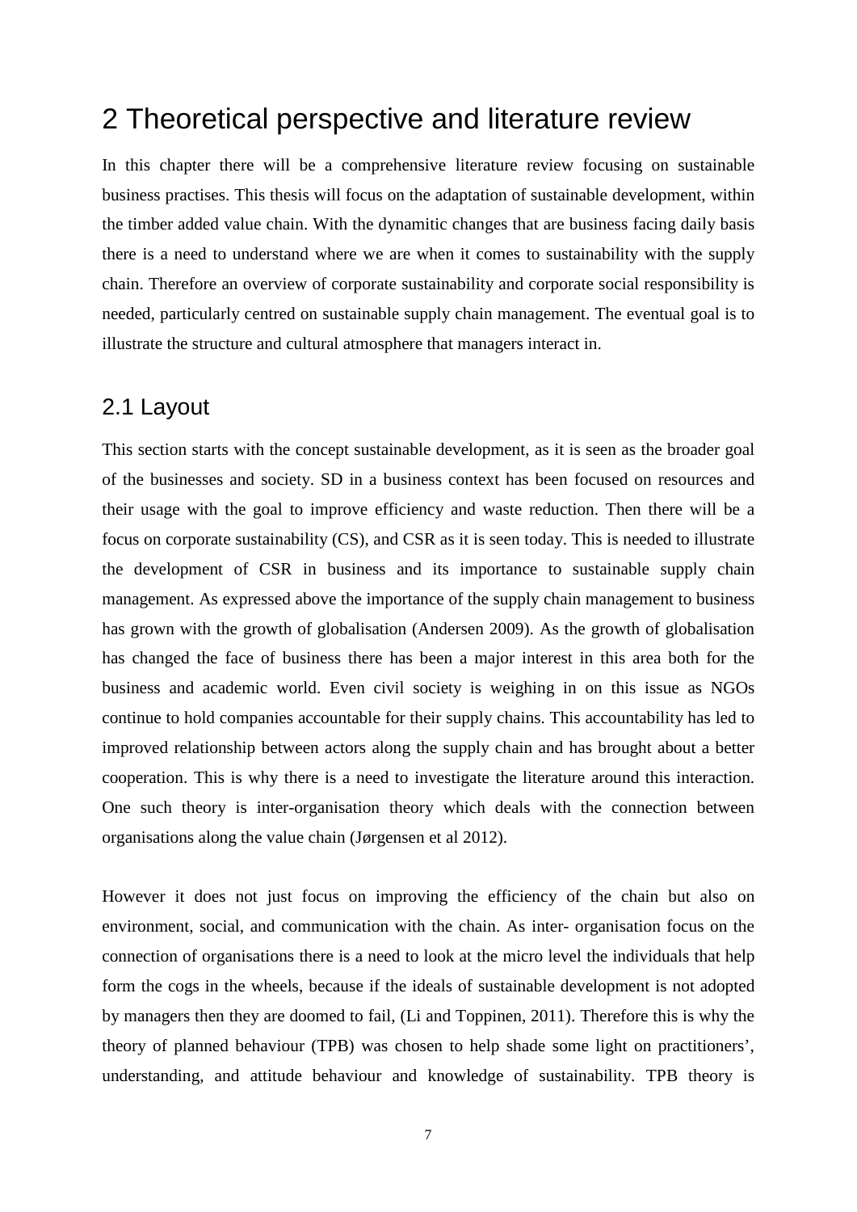# 2 Theoretical perspective and literature review

In this chapter there will be a comprehensive literature review focusing on sustainable business practises. This thesis will focus on the adaptation of sustainable development, within the timber added value chain. With the dynamitic changes that are business facing daily basis there is a need to understand where we are when it comes to sustainability with the supply chain. Therefore an overview of corporate sustainability and corporate social responsibility is needed, particularly centred on sustainable supply chain management. The eventual goal is to illustrate the structure and cultural atmosphere that managers interact in.

## 2.1 Layout

This section starts with the concept sustainable development, as it is seen as the broader goal of the businesses and society. SD in a business context has been focused on resources and their usage with the goal to improve efficiency and waste reduction. Then there will be a focus on corporate sustainability (CS), and CSR as it is seen today. This is needed to illustrate the development of CSR in business and its importance to sustainable supply chain management. As expressed above the importance of the supply chain management to business has grown with the growth of globalisation (Andersen 2009). As the growth of globalisation has changed the face of business there has been a major interest in this area both for the business and academic world. Even civil society is weighing in on this issue as NGOs continue to hold companies accountable for their supply chains. This accountability has led to improved relationship between actors along the supply chain and has brought about a better cooperation. This is why there is a need to investigate the literature around this interaction. One such theory is inter-organisation theory which deals with the connection between organisations along the value chain (Jørgensen et al 2012).

However it does not just focus on improving the efficiency of the chain but also on environment, social, and communication with the chain. As inter- organisation focus on the connection of organisations there is a need to look at the micro level the individuals that help form the cogs in the wheels, because if the ideals of sustainable development is not adopted by managers then they are doomed to fail, (Li and Toppinen, 2011). Therefore this is why the theory of planned behaviour (TPB) was chosen to help shade some light on practitioners', understanding, and attitude behaviour and knowledge of sustainability. TPB theory is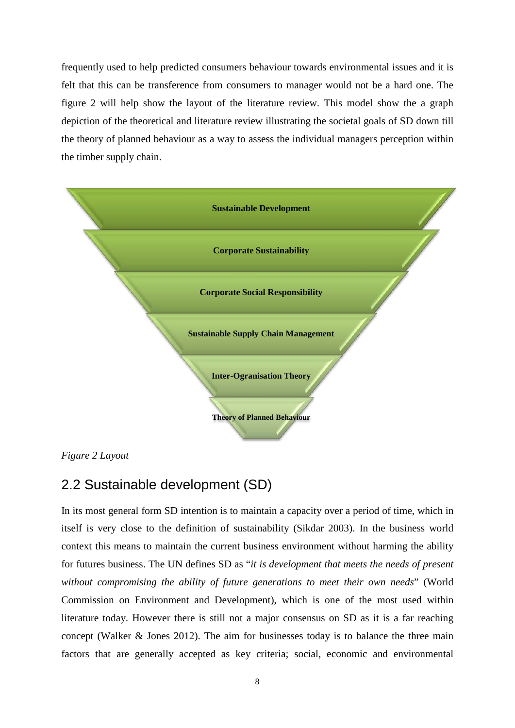frequently used to help predicted consumers behaviour towards environmental issues and it is felt that this can be transference from consumers to manager would not be a hard one. The figure 2 will help show the layout of the literature review. This model show the a graph depiction of the theoretical and literature review illustrating the societal goals of SD down till the theory of planned behaviour as a way to assess the individual managers perception within the timber supply chain.

**Sustainable Development**

**Corporate Sustainability**

**Corporate Social Responsibility**

**Sustainable Supply Chain Management**

**Inter-Ogranisation Theory**

**Theory of Planned Behaviour**

*Figure 2 Layout*

## 2.2 Sustainable development (SD)

In its most general form SD intention is to maintain a capacity over a period of time, which in itself is very close to the definition of sustainability (Sikdar 2003). In the business world context this means to maintain the current business environment without harming the ability for futures business. The UN defines SD as "*it is development that meets the needs of present without compromising the ability of future generations to meet their own needs*" (World Commission on Environment and Development), which is one of the most used within literature today. However there is still not a major consensus on SD as it is a far reaching concept (Walker & Jones 2012). The aim for businesses today is to balance the three main factors that are generally accepted as key criteria; social, economic and environmental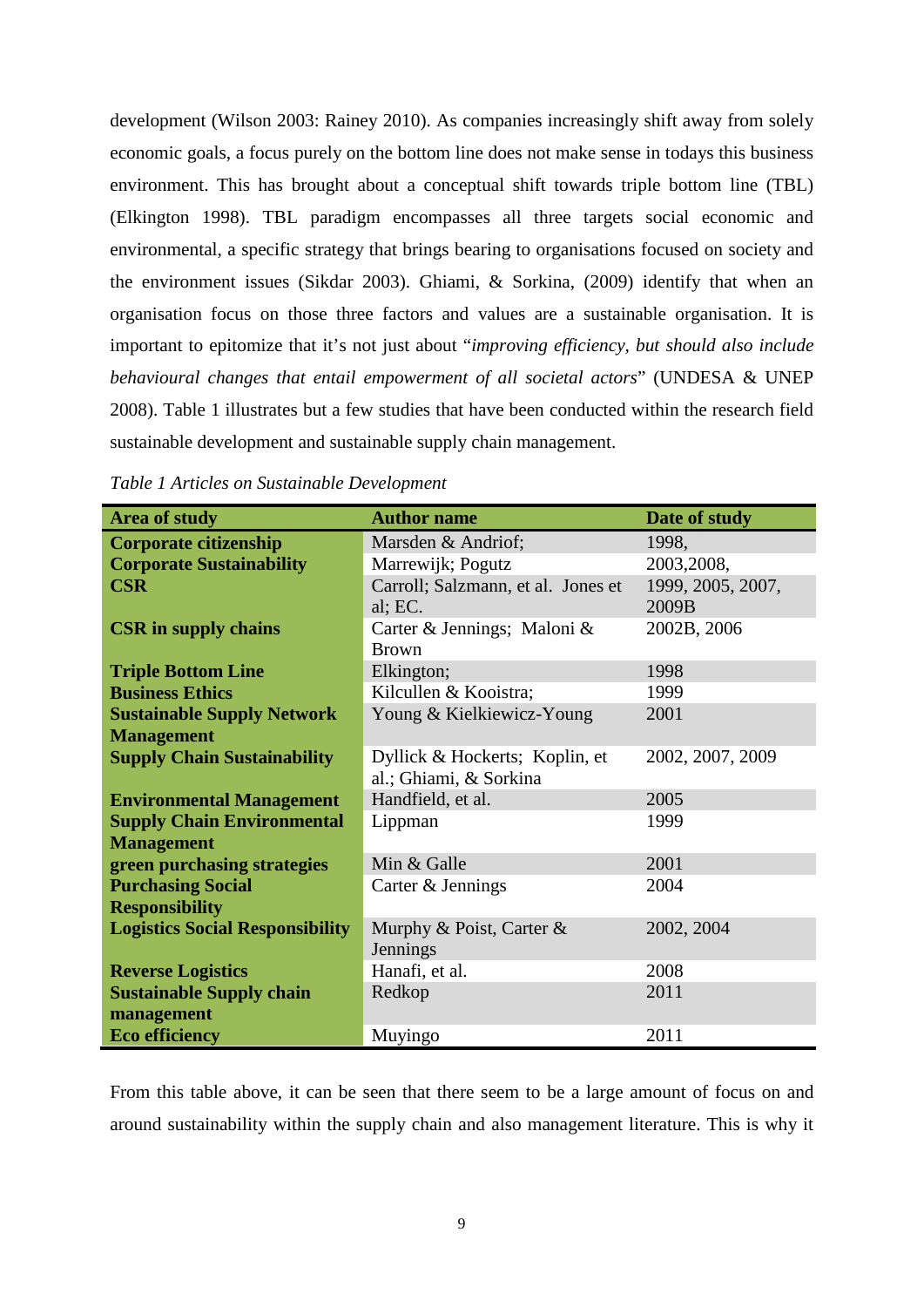development (Wilson 2003: Rainey 2010). As companies increasingly shift away from solely economic goals, a focus purely on the bottom line does not make sense in todays this business environment. This has brought about a conceptual shift towards triple bottom line (TBL) (Elkington 1998). TBL paradigm encompasses all three targets social economic and environmental, a specific strategy that brings bearing to organisations focused on society and the environment issues (Sikdar 2003). Ghiami, & Sorkina, (2009) identify that when an organisation focus on those three factors and values are a sustainable organisation. It is important to epitomize that it's not just about "*improving efficiency, but should also include behavioural changes that entail empowerment of all societal actors*" (UNDESA & UNEP 2008). Table 1 illustrates but a few studies that have been conducted within the research field sustainable development and sustainable supply chain management.

*Table 1 Articles on Sustainable Development*

| Area of study | Author name | Date of study |
|---|---|---|
| **Corporate citizenship** | Marsden & Andriof; | 1998, |
| **Corporate Sustainability** | Marrewijk; Pogutz | 2003,2008, |
| **CSR** | Carroll; Salzmann, et al. Jones et al; EC. | 1999, 2005, 2007, 2009B |
| **CSR in supply chains** | Carter & Jennings; Maloni & Brown | 2002B, 2006 |
| **Triple Bottom Line** | Elkington; | 1998 |
| **Business Ethics** | Kilcullen & Kooistra; | 1999 |
| **Sustainable Supply Network Management** | Young & Kielkiewicz-Young | 2001 |
| **Supply Chain Sustainability** | Dyllick & Hockerts; Koplin, et al.; Ghiami, & Sorkina | 2002, 2007, 2009 |
| **Environmental Management** | Handfield, et al. | 2005 |
| **Supply Chain Environmental Management** | Lippman | 1999 |
| **green purchasing strategies** | Min & Galle | 2001 |
| **Purchasing Social Responsibility** | Carter & Jennings | 2004 |
| **Logistics Social Responsibility** | Murphy & Poist, Carter & Jennings | 2002, 2004 |
| **Reverse Logistics** | Hanafi, et al. | 2008 |
| **Sustainable Supply chain management** | Redkop | 2011 |
| **Eco efficiency** | Muyingo | 2011 |

From this table above, it can be seen that there seem to be a large amount of focus on and around sustainability within the supply chain and also management literature. This is why it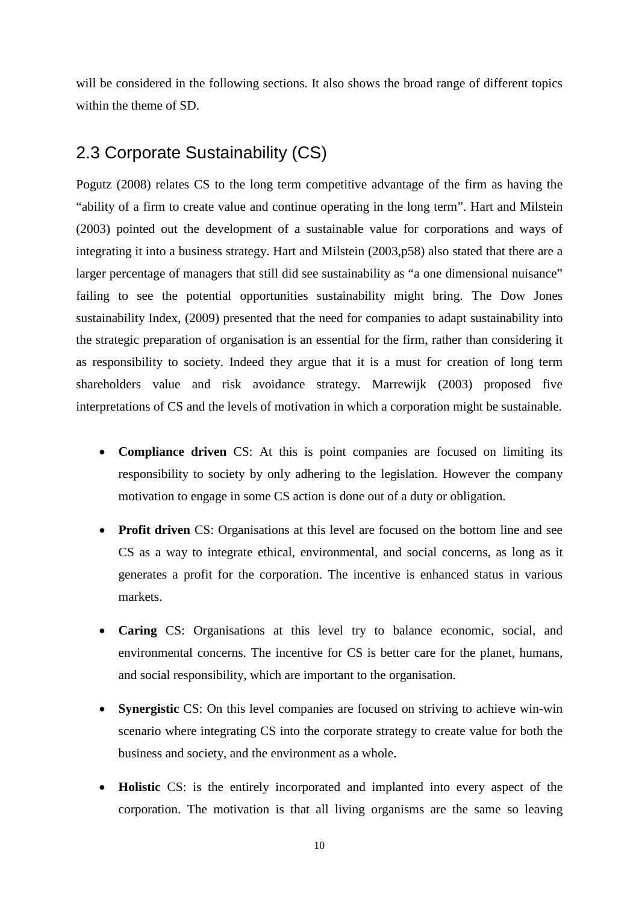will be considered in the following sections. It also shows the broad range of different topics within the theme of SD.

## 2.3 Corporate Sustainability (CS)

Pogutz (2008) relates CS to the long term competitive advantage of the firm as having the "ability of a firm to create value and continue operating in the long term". Hart and Milstein (2003) pointed out the development of a sustainable value for corporations and ways of integrating it into a business strategy. Hart and Milstein (2003,p58) also stated that there are a larger percentage of managers that still did see sustainability as "a one dimensional nuisance" failing to see the potential opportunities sustainability might bring. The Dow Jones sustainability Index, (2009) presented that the need for companies to adapt sustainability into the strategic preparation of organisation is an essential for the firm, rather than considering it as responsibility to society. Indeed they argue that it is a must for creation of long term shareholders value and risk avoidance strategy. Marrewijk (2003) proposed five interpretations of CS and the levels of motivation in which a corporation might be sustainable.

- **Compliance driven** CS: At this is point companies are focused on limiting its responsibility to society by only adhering to the legislation. However the company motivation to engage in some CS action is done out of a duty or obligation.
- **Profit driven** CS: Organisations at this level are focused on the bottom line and see CS as a way to integrate ethical, environmental, and social concerns, as long as it generates a profit for the corporation. The incentive is enhanced status in various markets.
- **Caring** CS: Organisations at this level try to balance economic, social, and environmental concerns. The incentive for CS is better care for the planet, humans, and social responsibility, which are important to the organisation.
- **Synergistic** CS: On this level companies are focused on striving to achieve win-win scenario where integrating CS into the corporate strategy to create value for both the business and society, and the environment as a whole.
- **Holistic** CS: is the entirely incorporated and implanted into every aspect of the corporation. The motivation is that all living organisms are the same so leaving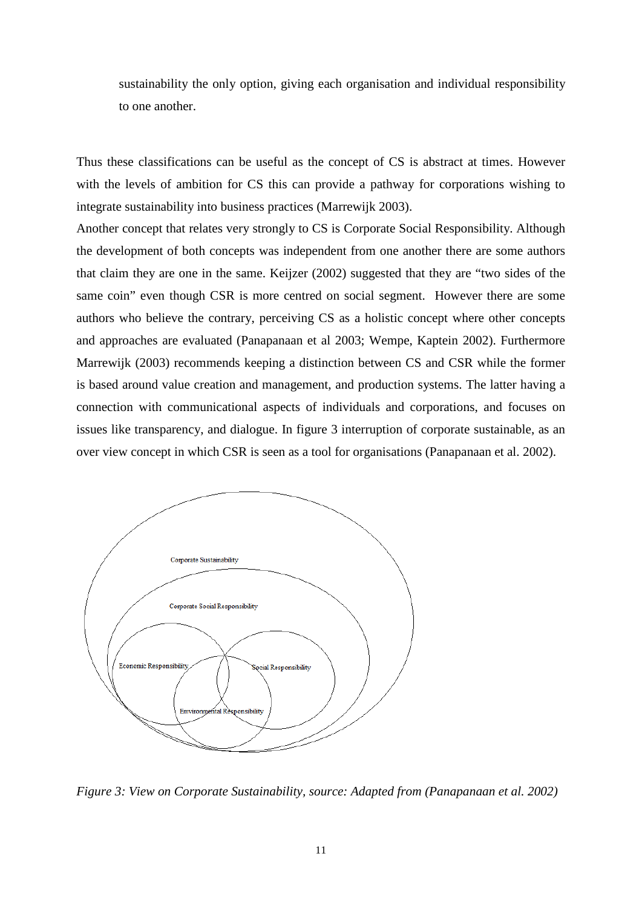sustainability the only option, giving each organisation and individual responsibility to one another.

Thus these classifications can be useful as the concept of CS is abstract at times. However with the levels of ambition for CS this can provide a pathway for corporations wishing to integrate sustainability into business practices (Marrewijk 2003).

Another concept that relates very strongly to CS is Corporate Social Responsibility. Although the development of both concepts was independent from one another there are some authors that claim they are one in the same. Keijzer (2002) suggested that they are "two sides of the same coin" even though CSR is more centred on social segment. However there are some authors who believe the contrary, perceiving CS as a holistic concept where other concepts and approaches are evaluated (Panapanaan et al 2003; Wempe, Kaptein 2002). Furthermore Marrewijk (2003) recommends keeping a distinction between CS and CSR while the former is based around value creation and management, and production systems. The latter having a connection with communicational aspects of individuals and corporations, and focuses on issues like transparency, and dialogue. In figure 3 interruption of corporate sustainable, as an over view concept in which CSR is seen as a tool for organisations (Panapanaan et al. 2002).

*Figure 3: View on Corporate Sustainability, source: Adapted from (Panapanaan et al. 2002)*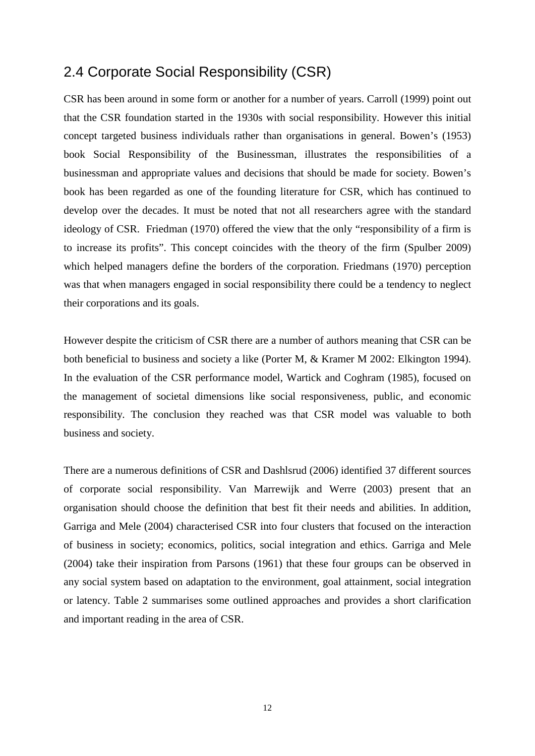## 2.4 Corporate Social Responsibility (CSR)

CSR has been around in some form or another for a number of years. Carroll (1999) point out that the CSR foundation started in the 1930s with social responsibility. However this initial concept targeted business individuals rather than organisations in general. Bowen's (1953) book Social Responsibility of the Businessman, illustrates the responsibilities of a businessman and appropriate values and decisions that should be made for society. Bowen's book has been regarded as one of the founding literature for CSR, which has continued to develop over the decades. It must be noted that not all researchers agree with the standard ideology of CSR. Friedman (1970) offered the view that the only "responsibility of a firm is to increase its profits". This concept coincides with the theory of the firm (Spulber 2009) which helped managers define the borders of the corporation. Friedmans (1970) perception was that when managers engaged in social responsibility there could be a tendency to neglect their corporations and its goals.

However despite the criticism of CSR there are a number of authors meaning that CSR can be both beneficial to business and society a like (Porter M, & Kramer M 2002: Elkington 1994). In the evaluation of the CSR performance model, Wartick and Coghram (1985), focused on the management of societal dimensions like social responsiveness, public, and economic responsibility. The conclusion they reached was that CSR model was valuable to both business and society.

There are a numerous definitions of CSR and Dashlsrud (2006) identified 37 different sources of corporate social responsibility. Van Marrewijk and Werre (2003) present that an organisation should choose the definition that best fit their needs and abilities. In addition, Garriga and Mele (2004) characterised CSR into four clusters that focused on the interaction of business in society; economics, politics, social integration and ethics. Garriga and Mele (2004) take their inspiration from Parsons (1961) that these four groups can be observed in any social system based on adaptation to the environment, goal attainment, social integration or latency. Table 2 summarises some outlined approaches and provides a short clarification and important reading in the area of CSR.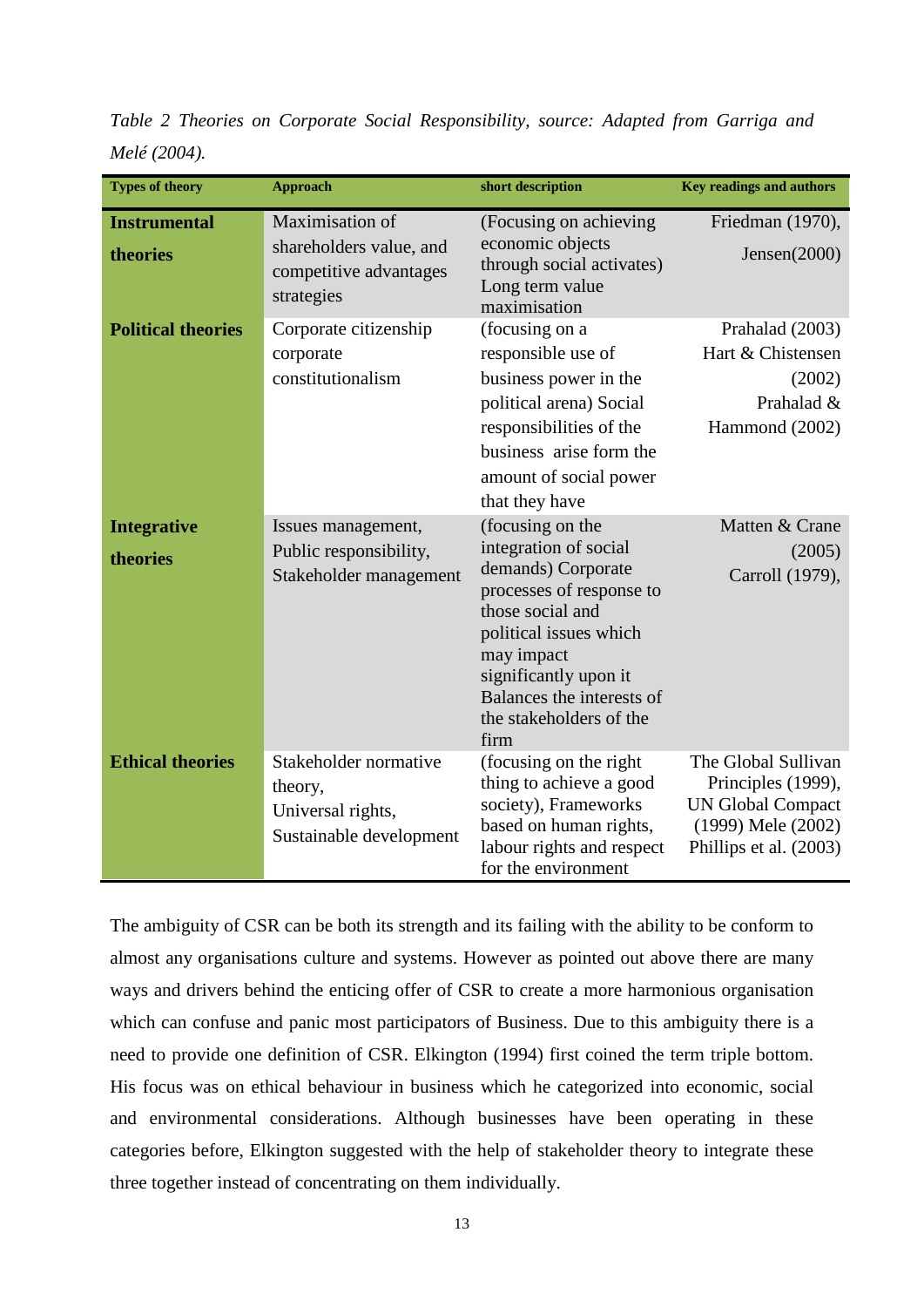*Table 2 Theories on Corporate Social Responsibility, source: Adapted from Garriga and Melé (2004).*

| Types of theory | Approach | short description | Key readings and authors |
|---|---|---|---|
| **Instrumental theories** | Maximisation of shareholders value, and competitive advantages strategies | (Focusing on achieving economic objects through social activates) Long term value maximisation | Friedman (1970), Jensen(2000) |
| **Political theories** | Corporate citizenship corporate constitutionalism | (focusing on a responsible use of business power in the political arena) Social responsibilities of the business arise form the amount of social power that they have | Prahalad (2003) Hart & Chistensen (2002) Prahalad & Hammond (2002) |
| **Integrative theories** | Issues management, Public responsibility, Stakeholder management | (focusing on the integration of social demands) Corporate processes of response to those social and political issues which may impact significantly upon it Balances the interests of the stakeholders of the firm | Matten & Crane (2005) Carroll (1979), |
| **Ethical theories** | Stakeholder normative theory, Universal rights, Sustainable development | (focusing on the right thing to achieve a good society), Frameworks based on human rights, labour rights and respect for the environment | The Global Sullivan Principles (1999), UN Global Compact (1999) Mele (2002) Phillips et al. (2003) |

The ambiguity of CSR can be both its strength and its failing with the ability to be conform to almost any organisations culture and systems. However as pointed out above there are many ways and drivers behind the enticing offer of CSR to create a more harmonious organisation which can confuse and panic most participators of Business. Due to this ambiguity there is a need to provide one definition of CSR. Elkington (1994) first coined the term triple bottom. His focus was on ethical behaviour in business which he categorized into economic, social and environmental considerations. Although businesses have been operating in these categories before, Elkington suggested with the help of stakeholder theory to integrate these three together instead of concentrating on them individually.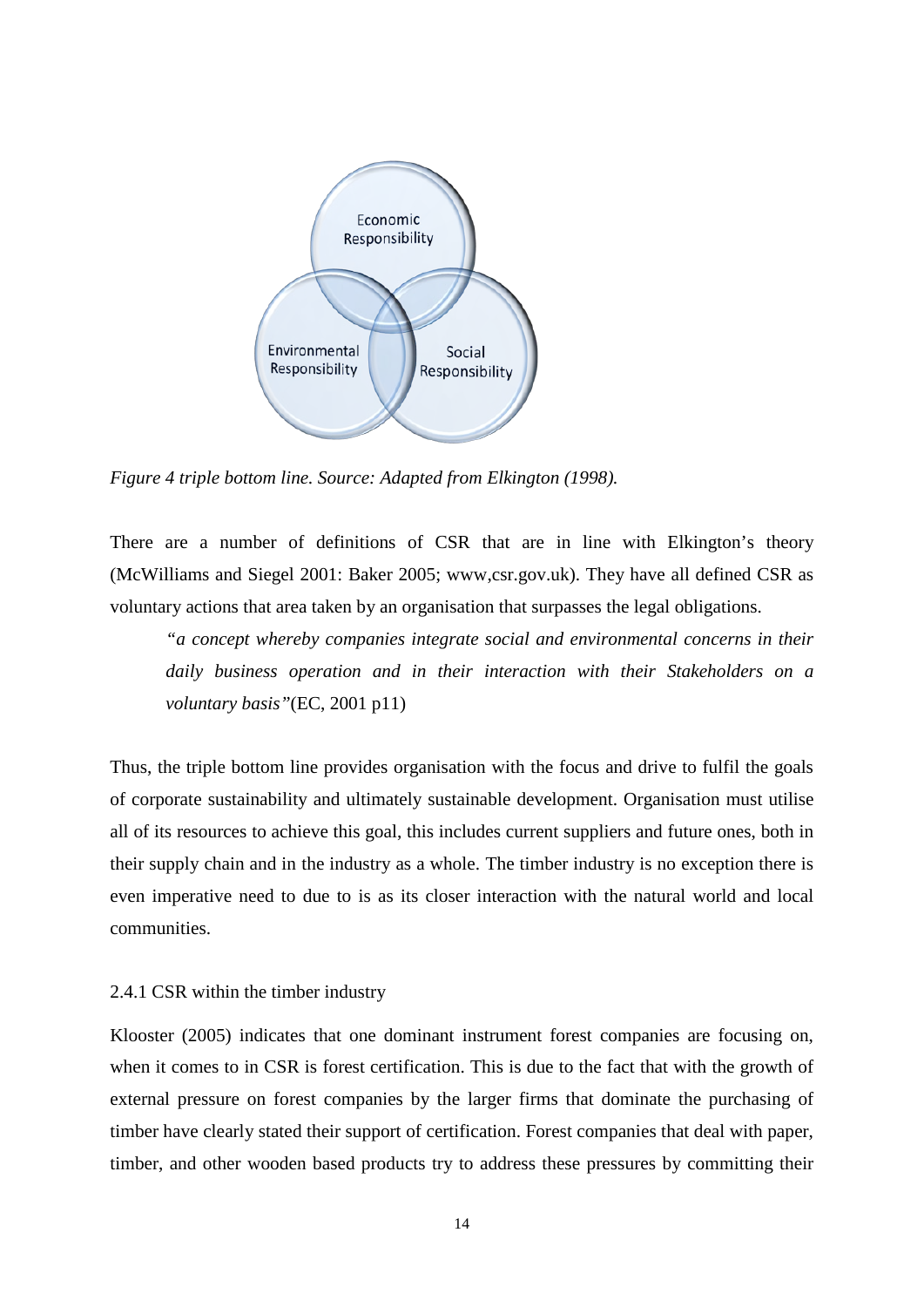Economic Responsibility

Environmental Responsibility

Social Responsibility

*Figure 4 triple bottom line. Source: Adapted from Elkington (1998).*

There are a number of definitions of CSR that are in line with Elkington's theory (McWilliams and Siegel 2001: Baker 2005; www,csr.gov.uk). They have all defined CSR as voluntary actions that area taken by an organisation that surpasses the legal obligations.

> *"a concept whereby companies integrate social and environmental concerns in their daily business operation and in their interaction with their Stakeholders on a voluntary basis"*(EC, 2001 p11)

Thus, the triple bottom line provides organisation with the focus and drive to fulfil the goals of corporate sustainability and ultimately sustainable development. Organisation must utilise all of its resources to achieve this goal, this includes current suppliers and future ones, both in their supply chain and in the industry as a whole. The timber industry is no exception there is even imperative need to due to is as its closer interaction with the natural world and local communities.

### 2.4.1 CSR within the timber industry

Klooster (2005) indicates that one dominant instrument forest companies are focusing on, when it comes to in CSR is forest certification. This is due to the fact that with the growth of external pressure on forest companies by the larger firms that dominate the purchasing of timber have clearly stated their support of certification. Forest companies that deal with paper, timber, and other wooden based products try to address these pressures by committing their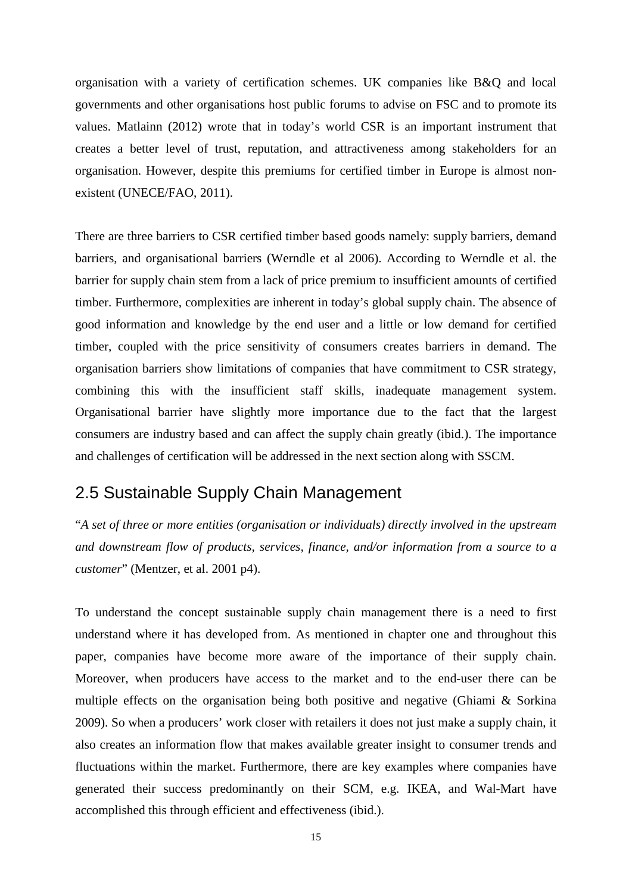organisation with a variety of certification schemes. UK companies like B&Q and local governments and other organisations host public forums to advise on FSC and to promote its values. Matlainn (2012) wrote that in today's world CSR is an important instrument that creates a better level of trust, reputation, and attractiveness among stakeholders for an organisation. However, despite this premiums for certified timber in Europe is almost non-existent (UNECE/FAO, 2011).

There are three barriers to CSR certified timber based goods namely: supply barriers, demand barriers, and organisational barriers (Werndle et al 2006). According to Werndle et al. the barrier for supply chain stem from a lack of price premium to insufficient amounts of certified timber. Furthermore, complexities are inherent in today's global supply chain. The absence of good information and knowledge by the end user and a little or low demand for certified timber, coupled with the price sensitivity of consumers creates barriers in demand. The organisation barriers show limitations of companies that have commitment to CSR strategy, combining this with the insufficient staff skills, inadequate management system. Organisational barrier have slightly more importance due to the fact that the largest consumers are industry based and can affect the supply chain greatly (ibid.). The importance and challenges of certification will be addressed in the next section along with SSCM.

## 2.5 Sustainable Supply Chain Management

"*A set of three or more entities (organisation or individuals) directly involved in the upstream and downstream flow of products, services, finance, and/or information from a source to a customer*" (Mentzer, et al. 2001 p4).

To understand the concept sustainable supply chain management there is a need to first understand where it has developed from. As mentioned in chapter one and throughout this paper, companies have become more aware of the importance of their supply chain. Moreover, when producers have access to the market and to the end-user there can be multiple effects on the organisation being both positive and negative (Ghiami & Sorkina 2009). So when a producers' work closer with retailers it does not just make a supply chain, it also creates an information flow that makes available greater insight to consumer trends and fluctuations within the market. Furthermore, there are key examples where companies have generated their success predominantly on their SCM, e.g. IKEA, and Wal-Mart have accomplished this through efficient and effectiveness (ibid.).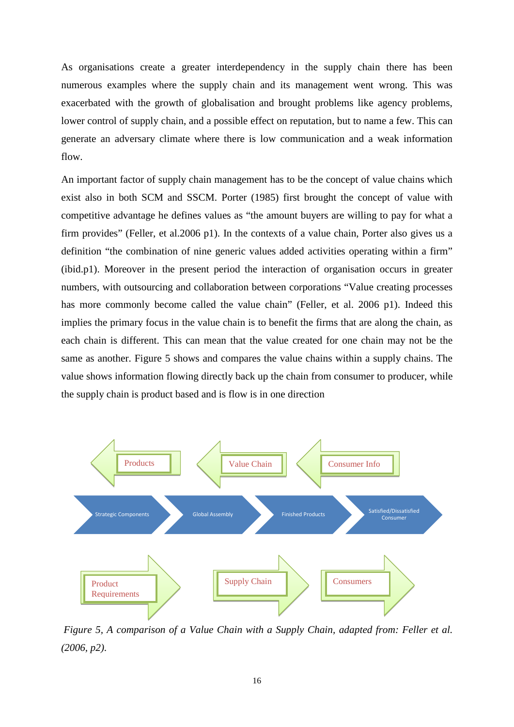As organisations create a greater interdependency in the supply chain there has been numerous examples where the supply chain and its management went wrong. This was exacerbated with the growth of globalisation and brought problems like agency problems, lower control of supply chain, and a possible effect on reputation, but to name a few. This can generate an adversary climate where there is low communication and a weak information flow.

An important factor of supply chain management has to be the concept of value chains which exist also in both SCM and SSCM. Porter (1985) first brought the concept of value with competitive advantage he defines values as "the amount buyers are willing to pay for what a firm provides" (Feller, et al.2006 p1). In the contexts of a value chain, Porter also gives us a definition "the combination of nine generic values added activities operating within a firm" (ibid.p1). Moreover in the present period the interaction of organisation occurs in greater numbers, with outsourcing and collaboration between corporations "Value creating processes has more commonly become called the value chain" (Feller, et al. 2006 p1). Indeed this implies the primary focus in the value chain is to benefit the firms that are along the chain, as each chain is different. This can mean that the value created for one chain may not be the same as another. Figure 5 shows and compares the value chains within a supply chains. The value shows information flowing directly back up the chain from consumer to producer, while the supply chain is product based and is flow is in one direction

Products ← Value Chain ← Consumer Info

Strategic Components → Global Assembly → Finished Products → Satisfied/Dissatisfied Consumer

Product Requirements → Supply Chain → Consumers

*Figure 5, A comparison of a Value Chain with a Supply Chain, adapted from: Feller et al. (2006, p2).*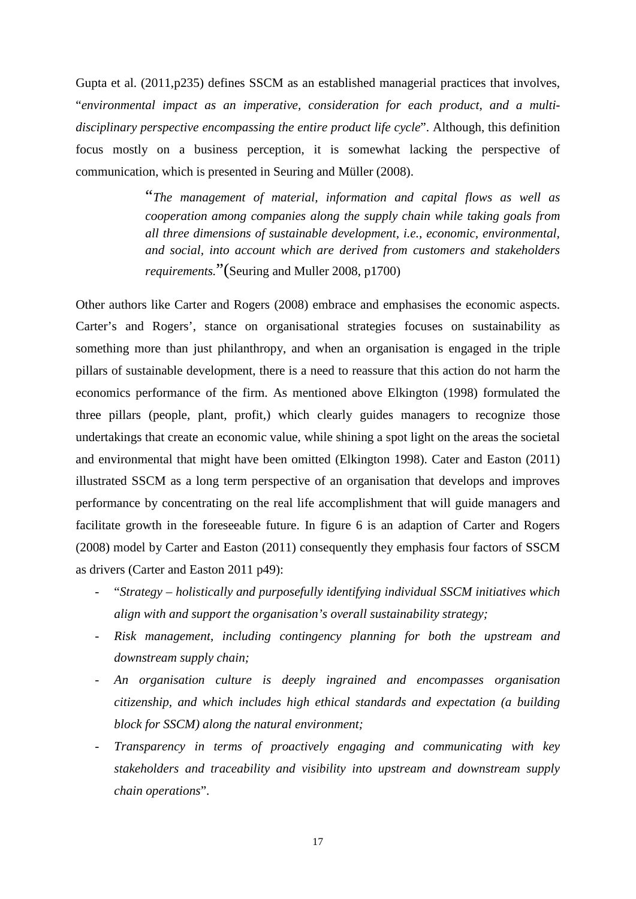Gupta et al. (2011,p235) defines SSCM as an established managerial practices that involves, "*environmental impact as an imperative, consideration for each product, and a multi-disciplinary perspective encompassing the entire product life cycle*". Although, this definition focus mostly on a business perception, it is somewhat lacking the perspective of communication, which is presented in Seuring and Müller (2008).

> "*The management of material, information and capital flows as well as cooperation among companies along the supply chain while taking goals from all three dimensions of sustainable development, i.e., economic, environmental, and social, into account which are derived from customers and stakeholders requirements.*"(Seuring and Muller 2008, p1700)

Other authors like Carter and Rogers (2008) embrace and emphasises the economic aspects. Carter's and Rogers', stance on organisational strategies focuses on sustainability as something more than just philanthropy, and when an organisation is engaged in the triple pillars of sustainable development, there is a need to reassure that this action do not harm the economics performance of the firm. As mentioned above Elkington (1998) formulated the three pillars (people, plant, profit,) which clearly guides managers to recognize those undertakings that create an economic value, while shining a spot light on the areas the societal and environmental that might have been omitted (Elkington 1998). Cater and Easton (2011) illustrated SSCM as a long term perspective of an organisation that develops and improves performance by concentrating on the real life accomplishment that will guide managers and facilitate growth in the foreseeable future. In figure 6 is an adaption of Carter and Rogers (2008) model by Carter and Easton (2011) consequently they emphasis four factors of SSCM as drivers (Carter and Easton 2011 p49):

- "*Strategy – holistically and purposefully identifying individual SSCM initiatives which align with and support the organisation's overall sustainability strategy;*
- *Risk management, including contingency planning for both the upstream and downstream supply chain;*
- *An organisation culture is deeply ingrained and encompasses organisation citizenship, and which includes high ethical standards and expectation (a building block for SSCM) along the natural environment;*
- *Transparency in terms of proactively engaging and communicating with key stakeholders and traceability and visibility into upstream and downstream supply chain operations*".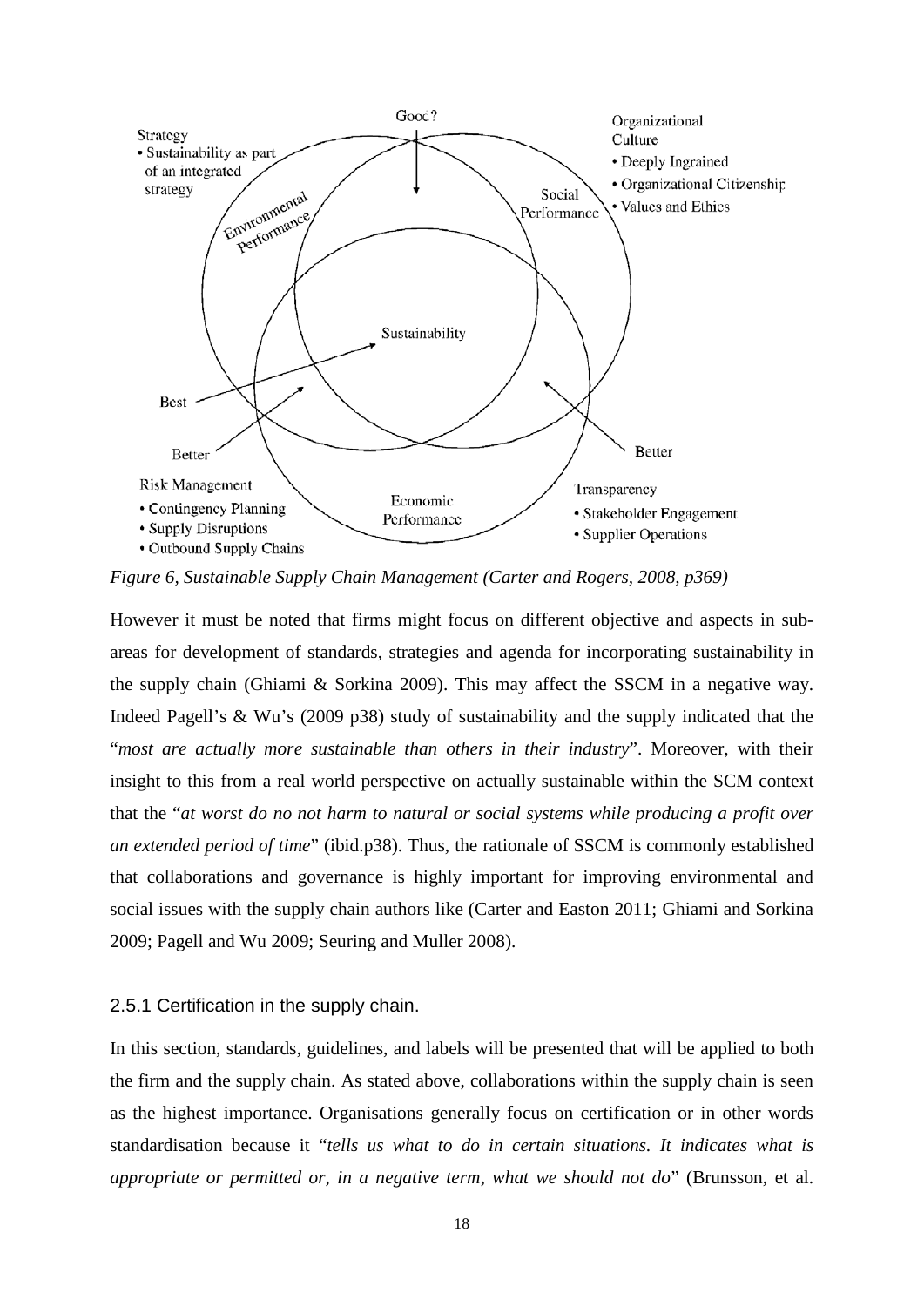Strategy
- Sustainability as part of an integrated strategy

Organizational Culture
- Deeply Ingrained
- Organizational Citizenship
- Values and Ethics

Good?

Environmental Performance

Social Performance

Sustainability

Best

Better

Better

Risk Management
- Contingency Planning
- Supply Disruptions
- Outbound Supply Chains

Economic Performance

Transparency
- Stakeholder Engagement
- Supplier Operations

*Figure 6, Sustainable Supply Chain Management (Carter and Rogers, 2008, p369)*

However it must be noted that firms might focus on different objective and aspects in sub-areas for development of standards, strategies and agenda for incorporating sustainability in the supply chain (Ghiami & Sorkina 2009). This may affect the SSCM in a negative way. Indeed Pagell's & Wu's (2009 p38) study of sustainability and the supply indicated that the "*most are actually more sustainable than others in their industry*". Moreover, with their insight to this from a real world perspective on actually sustainable within the SCM context that the "*at worst do no not harm to natural or social systems while producing a profit over an extended period of time*" (ibid.p38). Thus, the rationale of SSCM is commonly established that collaborations and governance is highly important for improving environmental and social issues with the supply chain authors like (Carter and Easton 2011; Ghiami and Sorkina 2009; Pagell and Wu 2009; Seuring and Muller 2008).

### 2.5.1 Certification in the supply chain.

In this section, standards, guidelines, and labels will be presented that will be applied to both the firm and the supply chain. As stated above, collaborations within the supply chain is seen as the highest importance. Organisations generally focus on certification or in other words standardisation because it "*tells us what to do in certain situations. It indicates what is appropriate or permitted or, in a negative term, what we should not do*" (Brunsson, et al.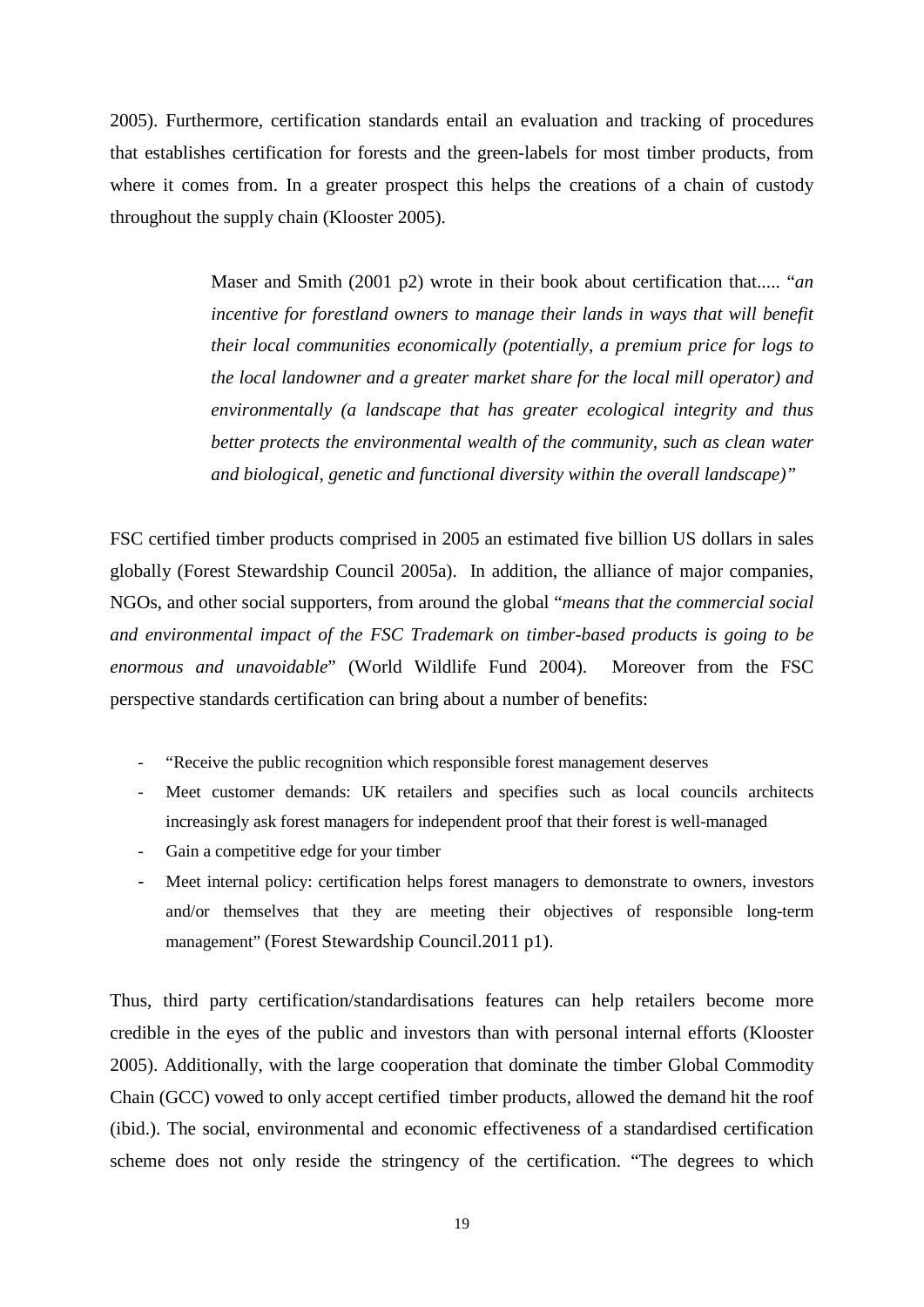2005). Furthermore, certification standards entail an evaluation and tracking of procedures that establishes certification for forests and the green-labels for most timber products, from where it comes from. In a greater prospect this helps the creations of a chain of custody throughout the supply chain (Klooster 2005).

> Maser and Smith (2001 p2) wrote in their book about certification that..... "*an incentive for forestland owners to manage their lands in ways that will benefit their local communities economically (potentially, a premium price for logs to the local landowner and a greater market share for the local mill operator) and environmentally (a landscape that has greater ecological integrity and thus better protects the environmental wealth of the community, such as clean water and biological, genetic and functional diversity within the overall landscape)"*

FSC certified timber products comprised in 2005 an estimated five billion US dollars in sales globally (Forest Stewardship Council 2005a). In addition, the alliance of major companies, NGOs, and other social supporters, from around the global "*means that the commercial social and environmental impact of the FSC Trademark on timber-based products is going to be enormous and unavoidable*" (World Wildlife Fund 2004). Moreover from the FSC perspective standards certification can bring about a number of benefits:

- "Receive the public recognition which responsible forest management deserves
- Meet customer demands: UK retailers and specifies such as local councils architects increasingly ask forest managers for independent proof that their forest is well-managed
- Gain a competitive edge for your timber
- Meet internal policy: certification helps forest managers to demonstrate to owners, investors and/or themselves that they are meeting their objectives of responsible long-term management" (Forest Stewardship Council.2011 p1).

Thus, third party certification/standardisations features can help retailers become more credible in the eyes of the public and investors than with personal internal efforts (Klooster 2005). Additionally, with the large cooperation that dominate the timber Global Commodity Chain (GCC) vowed to only accept certified timber products, allowed the demand hit the roof (ibid.). The social, environmental and economic effectiveness of a standardised certification scheme does not only reside the stringency of the certification. "The degrees to which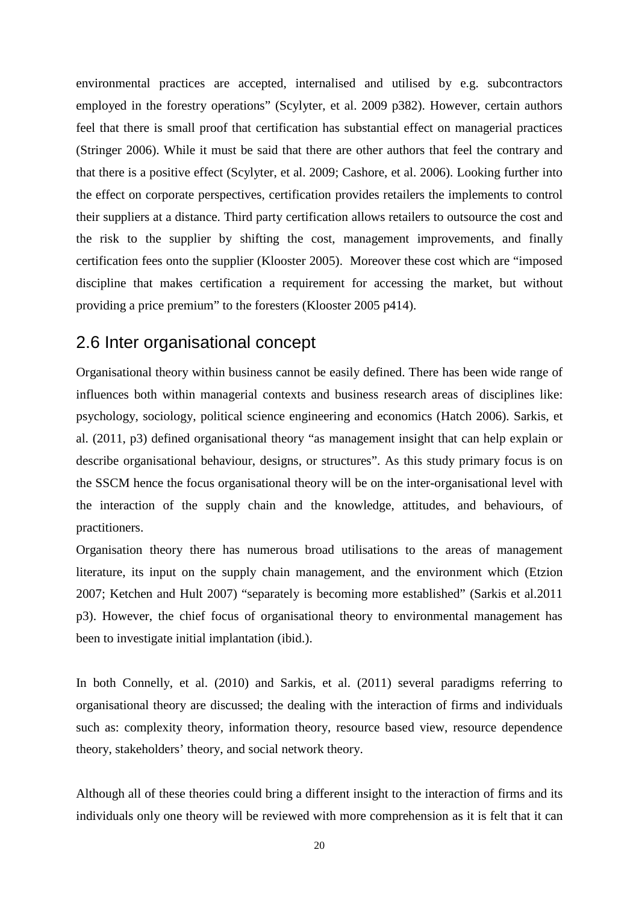environmental practices are accepted, internalised and utilised by e.g. subcontractors employed in the forestry operations" (Scylyter, et al. 2009 p382). However, certain authors feel that there is small proof that certification has substantial effect on managerial practices (Stringer 2006). While it must be said that there are other authors that feel the contrary and that there is a positive effect (Scylyter, et al. 2009; Cashore, et al. 2006). Looking further into the effect on corporate perspectives, certification provides retailers the implements to control their suppliers at a distance. Third party certification allows retailers to outsource the cost and the risk to the supplier by shifting the cost, management improvements, and finally certification fees onto the supplier (Klooster 2005). Moreover these cost which are "imposed discipline that makes certification a requirement for accessing the market, but without providing a price premium" to the foresters (Klooster 2005 p414).

## 2.6 Inter organisational concept

Organisational theory within business cannot be easily defined. There has been wide range of influences both within managerial contexts and business research areas of disciplines like: psychology, sociology, political science engineering and economics (Hatch 2006). Sarkis, et al. (2011, p3) defined organisational theory "as management insight that can help explain or describe organisational behaviour, designs, or structures". As this study primary focus is on the SSCM hence the focus organisational theory will be on the inter-organisational level with the interaction of the supply chain and the knowledge, attitudes, and behaviours, of practitioners.

Organisation theory there has numerous broad utilisations to the areas of management literature, its input on the supply chain management, and the environment which (Etzion 2007; Ketchen and Hult 2007) "separately is becoming more established" (Sarkis et al.2011 p3). However, the chief focus of organisational theory to environmental management has been to investigate initial implantation (ibid.).

In both Connelly, et al. (2010) and Sarkis, et al. (2011) several paradigms referring to organisational theory are discussed; the dealing with the interaction of firms and individuals such as: complexity theory, information theory, resource based view, resource dependence theory, stakeholders' theory, and social network theory.

Although all of these theories could bring a different insight to the interaction of firms and its individuals only one theory will be reviewed with more comprehension as it is felt that it can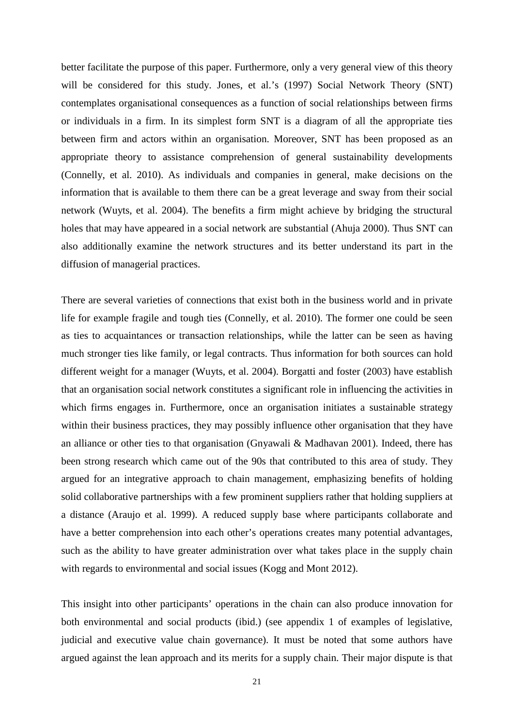better facilitate the purpose of this paper. Furthermore, only a very general view of this theory will be considered for this study. Jones, et al.'s (1997) Social Network Theory (SNT) contemplates organisational consequences as a function of social relationships between firms or individuals in a firm. In its simplest form SNT is a diagram of all the appropriate ties between firm and actors within an organisation. Moreover, SNT has been proposed as an appropriate theory to assistance comprehension of general sustainability developments (Connelly, et al. 2010). As individuals and companies in general, make decisions on the information that is available to them there can be a great leverage and sway from their social network (Wuyts, et al. 2004). The benefits a firm might achieve by bridging the structural holes that may have appeared in a social network are substantial (Ahuja 2000). Thus SNT can also additionally examine the network structures and its better understand its part in the diffusion of managerial practices.

There are several varieties of connections that exist both in the business world and in private life for example fragile and tough ties (Connelly, et al. 2010). The former one could be seen as ties to acquaintances or transaction relationships, while the latter can be seen as having much stronger ties like family, or legal contracts. Thus information for both sources can hold different weight for a manager (Wuyts, et al. 2004). Borgatti and foster (2003) have establish that an organisation social network constitutes a significant role in influencing the activities in which firms engages in. Furthermore, once an organisation initiates a sustainable strategy within their business practices, they may possibly influence other organisation that they have an alliance or other ties to that organisation (Gnyawali & Madhavan 2001). Indeed, there has been strong research which came out of the 90s that contributed to this area of study. They argued for an integrative approach to chain management, emphasizing benefits of holding solid collaborative partnerships with a few prominent suppliers rather that holding suppliers at a distance (Araujo et al. 1999). A reduced supply base where participants collaborate and have a better comprehension into each other's operations creates many potential advantages, such as the ability to have greater administration over what takes place in the supply chain with regards to environmental and social issues (Kogg and Mont 2012).

This insight into other participants' operations in the chain can also produce innovation for both environmental and social products (ibid.) (see appendix 1 of examples of legislative, judicial and executive value chain governance). It must be noted that some authors have argued against the lean approach and its merits for a supply chain. Their major dispute is that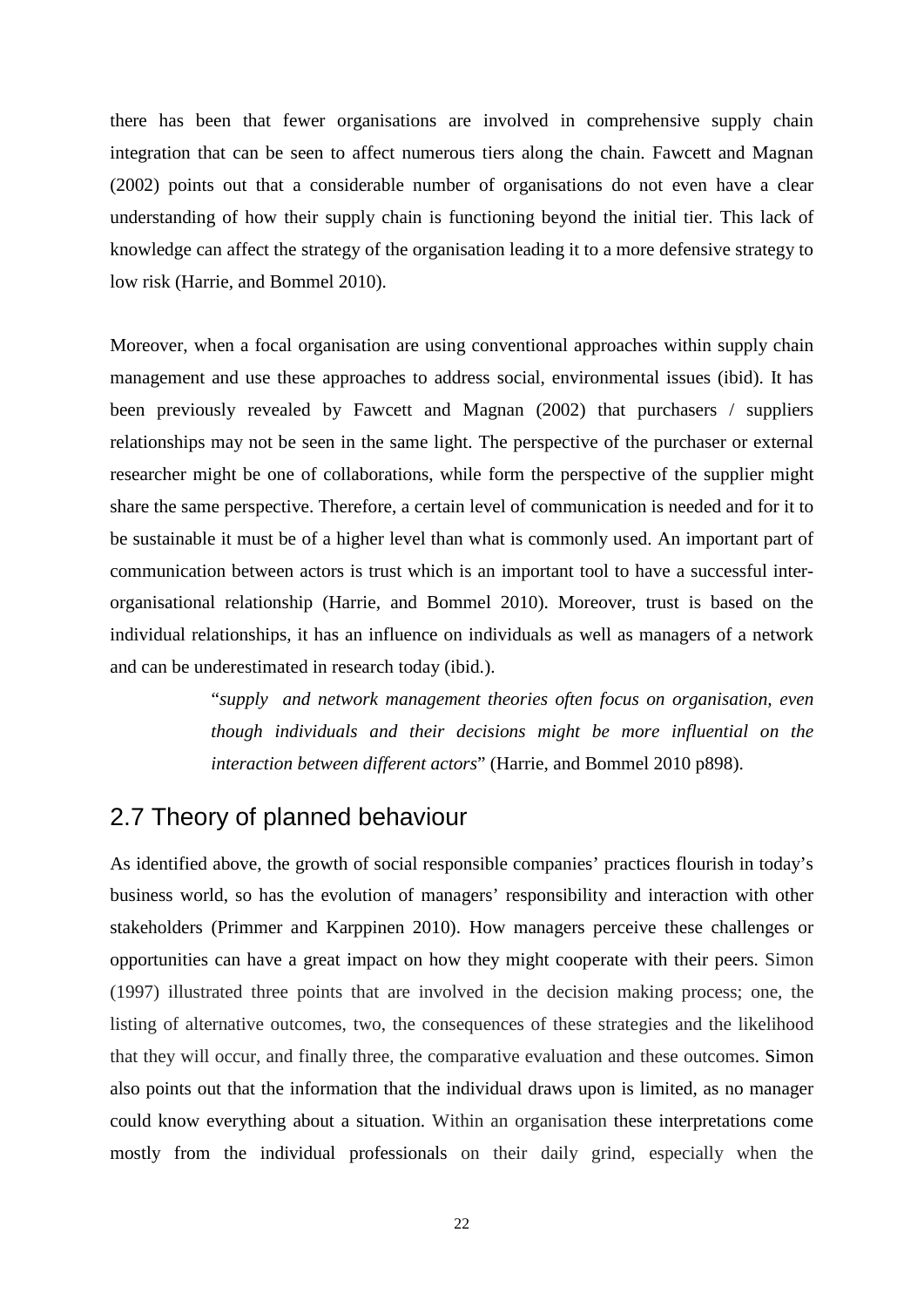there has been that fewer organisations are involved in comprehensive supply chain integration that can be seen to affect numerous tiers along the chain. Fawcett and Magnan (2002) points out that a considerable number of organisations do not even have a clear understanding of how their supply chain is functioning beyond the initial tier. This lack of knowledge can affect the strategy of the organisation leading it to a more defensive strategy to low risk (Harrie, and Bommel 2010).

Moreover, when a focal organisation are using conventional approaches within supply chain management and use these approaches to address social, environmental issues (ibid). It has been previously revealed by Fawcett and Magnan (2002) that purchasers / suppliers relationships may not be seen in the same light. The perspective of the purchaser or external researcher might be one of collaborations, while form the perspective of the supplier might share the same perspective. Therefore, a certain level of communication is needed and for it to be sustainable it must be of a higher level than what is commonly used. An important part of communication between actors is trust which is an important tool to have a successful inter-organisational relationship (Harrie, and Bommel 2010). Moreover, trust is based on the individual relationships, it has an influence on individuals as well as managers of a network and can be underestimated in research today (ibid.).

> "*supply and network management theories often focus on organisation, even though individuals and their decisions might be more influential on the interaction between different actors*" (Harrie, and Bommel 2010 p898).

## 2.7 Theory of planned behaviour

As identified above, the growth of social responsible companies' practices flourish in today's business world, so has the evolution of managers' responsibility and interaction with other stakeholders (Primmer and Karppinen 2010). How managers perceive these challenges or opportunities can have a great impact on how they might cooperate with their peers. Simon (1997) illustrated three points that are involved in the decision making process; one, the listing of alternative outcomes, two, the consequences of these strategies and the likelihood that they will occur, and finally three, the comparative evaluation and these outcomes. Simon also points out that the information that the individual draws upon is limited, as no manager could know everything about a situation. Within an organisation these interpretations come mostly from the individual professionals on their daily grind, especially when the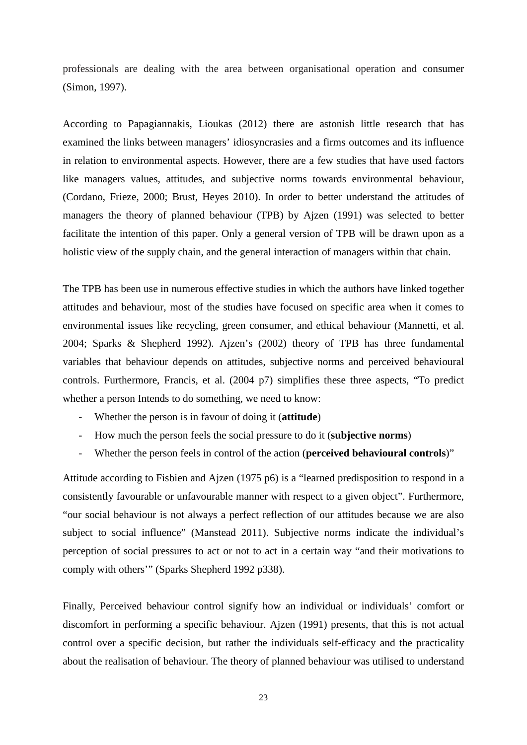professionals are dealing with the area between organisational operation and consumer (Simon, 1997).

According to Papagiannakis, Lioukas (2012) there are astonish little research that has examined the links between managers' idiosyncrasies and a firms outcomes and its influence in relation to environmental aspects. However, there are a few studies that have used factors like managers values, attitudes, and subjective norms towards environmental behaviour, (Cordano, Frieze, 2000; Brust, Heyes 2010). In order to better understand the attitudes of managers the theory of planned behaviour (TPB) by Ajzen (1991) was selected to better facilitate the intention of this paper. Only a general version of TPB will be drawn upon as a holistic view of the supply chain, and the general interaction of managers within that chain.

The TPB has been use in numerous effective studies in which the authors have linked together attitudes and behaviour, most of the studies have focused on specific area when it comes to environmental issues like recycling, green consumer, and ethical behaviour (Mannetti, et al. 2004; Sparks & Shepherd 1992). Ajzen's (2002) theory of TPB has three fundamental variables that behaviour depends on attitudes, subjective norms and perceived behavioural controls. Furthermore, Francis, et al. (2004 p7) simplifies these three aspects, "To predict whether a person Intends to do something, we need to know:

- Whether the person is in favour of doing it (**attitude**)
- How much the person feels the social pressure to do it (**subjective norms**)
- Whether the person feels in control of the action (**perceived behavioural controls**)"

Attitude according to Fisbien and Ajzen (1975 p6) is a "learned predisposition to respond in a consistently favourable or unfavourable manner with respect to a given object". Furthermore, "our social behaviour is not always a perfect reflection of our attitudes because we are also subject to social influence" (Manstead 2011). Subjective norms indicate the individual's perception of social pressures to act or not to act in a certain way "and their motivations to comply with others'" (Sparks Shepherd 1992 p338).

Finally, Perceived behaviour control signify how an individual or individuals' comfort or discomfort in performing a specific behaviour. Ajzen (1991) presents, that this is not actual control over a specific decision, but rather the individuals self-efficacy and the practicality about the realisation of behaviour. The theory of planned behaviour was utilised to understand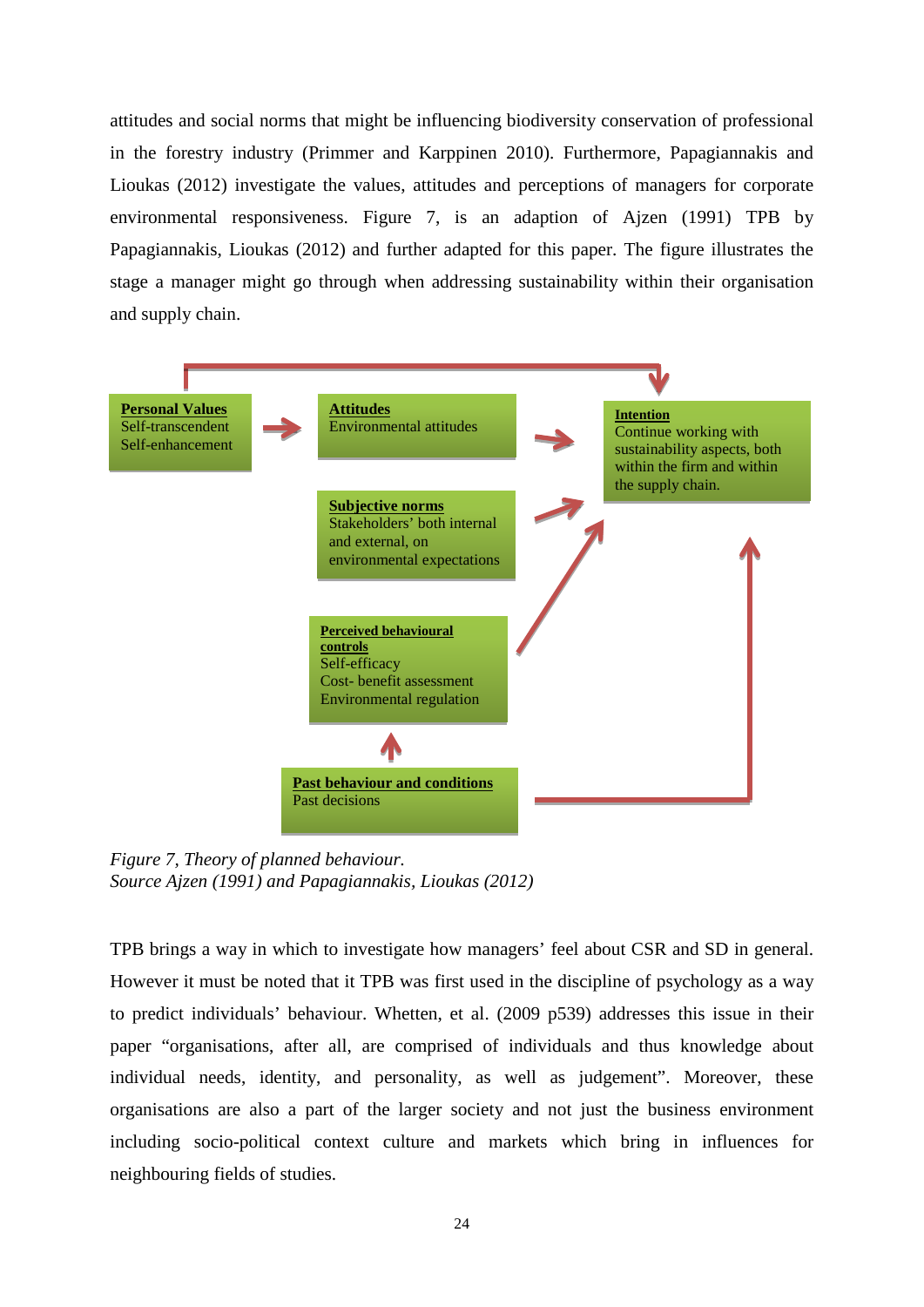attitudes and social norms that might be influencing biodiversity conservation of professional in the forestry industry (Primmer and Karppinen 2010). Furthermore, Papagiannakis and Lioukas (2012) investigate the values, attitudes and perceptions of managers for corporate environmental responsiveness. Figure 7, is an adaption of Ajzen (1991) TPB by Papagiannakis, Lioukas (2012) and further adapted for this paper. The figure illustrates the stage a manager might go through when addressing sustainability within their organisation and supply chain.

**Personal Values**
Self-transcendent
Self-enhancement

**Attitudes**
Environmental attitudes

**Subjective norms**
Stakeholders' both internal and external, on environmental expectations

**Perceived behavioural controls**
Self-efficacy
Cost- benefit assessment
Environmental regulation

**Past behaviour and conditions**
Past decisions

**Intention**
Continue working with sustainability aspects, both within the firm and within the supply chain.

*Figure 7, Theory of planned behaviour.*
*Source Ajzen (1991) and Papagiannakis, Lioukas (2012)*

TPB brings a way in which to investigate how managers' feel about CSR and SD in general. However it must be noted that it TPB was first used in the discipline of psychology as a way to predict individuals' behaviour. Whetten, et al. (2009 p539) addresses this issue in their paper "organisations, after all, are comprised of individuals and thus knowledge about individual needs, identity, and personality, as well as judgement". Moreover, these organisations are also a part of the larger society and not just the business environment including socio-political context culture and markets which bring in influences for neighbouring fields of studies.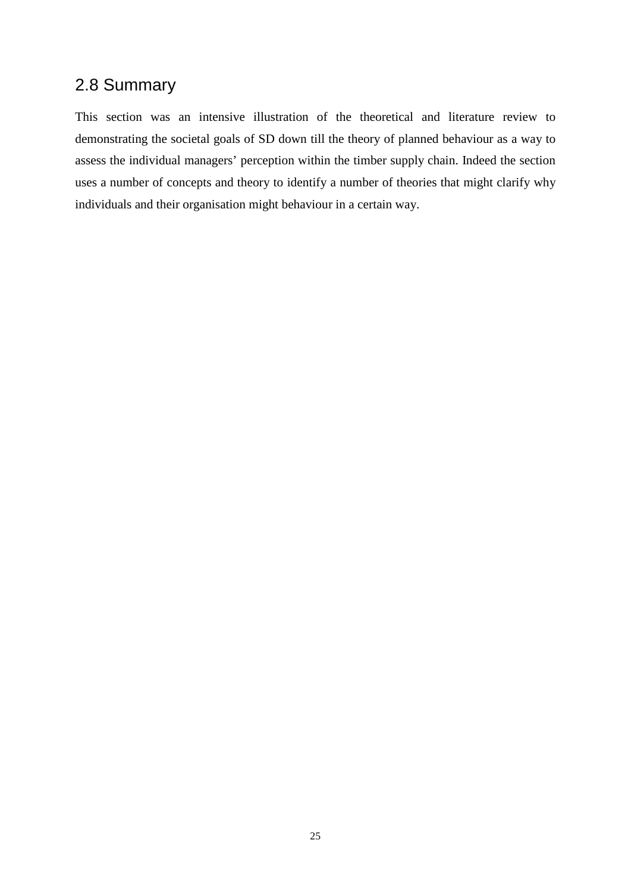## 2.8 Summary

This section was an intensive illustration of the theoretical and literature review to demonstrating the societal goals of SD down till the theory of planned behaviour as a way to assess the individual managers' perception within the timber supply chain. Indeed the section uses a number of concepts and theory to identify a number of theories that might clarify why individuals and their organisation might behaviour in a certain way.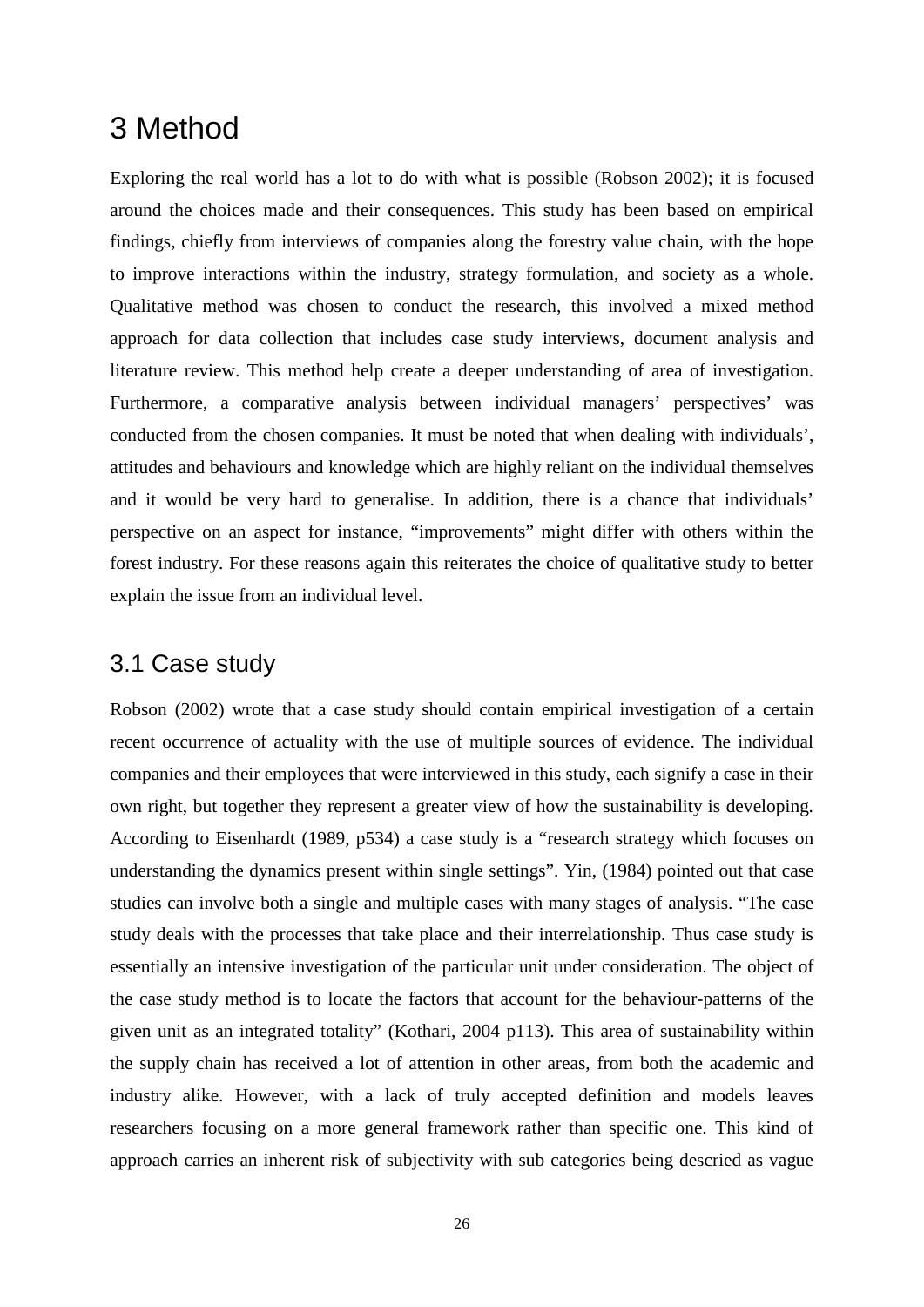# 3 Method

Exploring the real world has a lot to do with what is possible (Robson 2002); it is focused around the choices made and their consequences. This study has been based on empirical findings, chiefly from interviews of companies along the forestry value chain, with the hope to improve interactions within the industry, strategy formulation, and society as a whole. Qualitative method was chosen to conduct the research, this involved a mixed method approach for data collection that includes case study interviews, document analysis and literature review. This method help create a deeper understanding of area of investigation. Furthermore, a comparative analysis between individual managers' perspectives' was conducted from the chosen companies. It must be noted that when dealing with individuals', attitudes and behaviours and knowledge which are highly reliant on the individual themselves and it would be very hard to generalise. In addition, there is a chance that individuals' perspective on an aspect for instance, "improvements" might differ with others within the forest industry. For these reasons again this reiterates the choice of qualitative study to better explain the issue from an individual level.

## 3.1 Case study

Robson (2002) wrote that a case study should contain empirical investigation of a certain recent occurrence of actuality with the use of multiple sources of evidence. The individual companies and their employees that were interviewed in this study, each signify a case in their own right, but together they represent a greater view of how the sustainability is developing. According to Eisenhardt (1989, p534) a case study is a "research strategy which focuses on understanding the dynamics present within single settings". Yin, (1984) pointed out that case studies can involve both a single and multiple cases with many stages of analysis. "The case study deals with the processes that take place and their interrelationship. Thus case study is essentially an intensive investigation of the particular unit under consideration. The object of the case study method is to locate the factors that account for the behaviour-patterns of the given unit as an integrated totality" (Kothari, 2004 p113). This area of sustainability within the supply chain has received a lot of attention in other areas, from both the academic and industry alike. However, with a lack of truly accepted definition and models leaves researchers focusing on a more general framework rather than specific one. This kind of approach carries an inherent risk of subjectivity with sub categories being descried as vague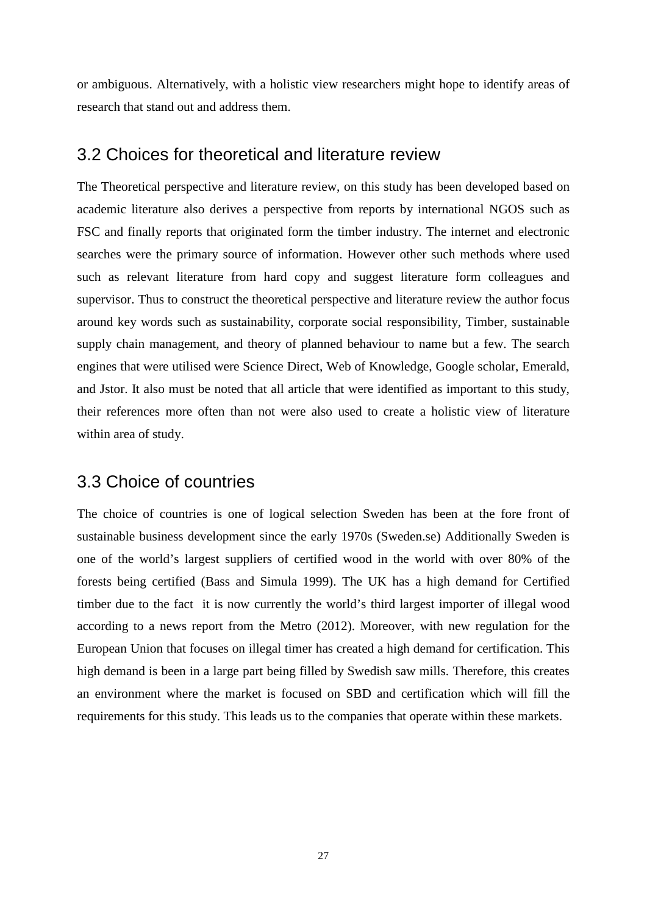or ambiguous. Alternatively, with a holistic view researchers might hope to identify areas of research that stand out and address them.

## 3.2 Choices for theoretical and literature review

The Theoretical perspective and literature review, on this study has been developed based on academic literature also derives a perspective from reports by international NGOS such as FSC and finally reports that originated form the timber industry. The internet and electronic searches were the primary source of information. However other such methods where used such as relevant literature from hard copy and suggest literature form colleagues and supervisor. Thus to construct the theoretical perspective and literature review the author focus around key words such as sustainability, corporate social responsibility, Timber, sustainable supply chain management, and theory of planned behaviour to name but a few. The search engines that were utilised were Science Direct, Web of Knowledge, Google scholar, Emerald, and Jstor. It also must be noted that all article that were identified as important to this study, their references more often than not were also used to create a holistic view of literature within area of study.

## 3.3 Choice of countries

The choice of countries is one of logical selection Sweden has been at the fore front of sustainable business development since the early 1970s (Sweden.se) Additionally Sweden is one of the world's largest suppliers of certified wood in the world with over 80% of the forests being certified (Bass and Simula 1999). The UK has a high demand for Certified timber due to the fact it is now currently the world's third largest importer of illegal wood according to a news report from the Metro (2012). Moreover, with new regulation for the European Union that focuses on illegal timer has created a high demand for certification. This high demand is been in a large part being filled by Swedish saw mills. Therefore, this creates an environment where the market is focused on SBD and certification which will fill the requirements for this study. This leads us to the companies that operate within these markets.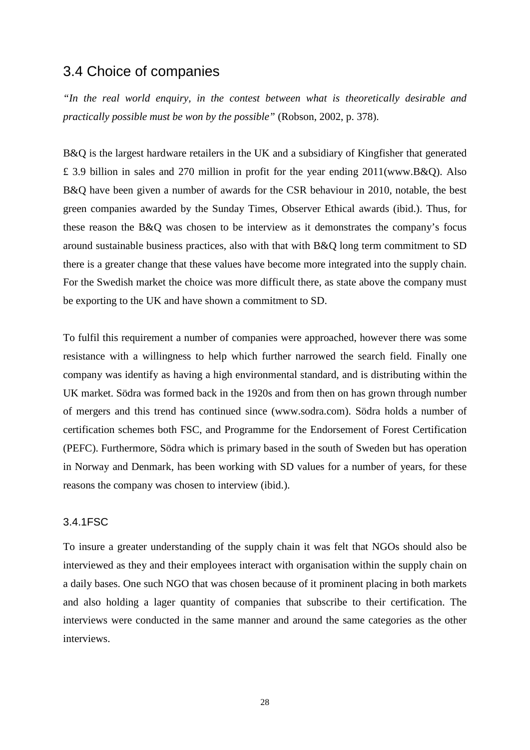## 3.4 Choice of companies

*"In the real world enquiry, in the contest between what is theoretically desirable and practically possible must be won by the possible"* (Robson, 2002, p. 378).

B&Q is the largest hardware retailers in the UK and a subsidiary of Kingfisher that generated £ 3.9 billion in sales and 270 million in profit for the year ending 2011(www.B&Q). Also B&Q have been given a number of awards for the CSR behaviour in 2010, notable, the best green companies awarded by the Sunday Times, Observer Ethical awards (ibid.). Thus, for these reason the B&Q was chosen to be interview as it demonstrates the company's focus around sustainable business practices, also with that with B&Q long term commitment to SD there is a greater change that these values have become more integrated into the supply chain. For the Swedish market the choice was more difficult there, as state above the company must be exporting to the UK and have shown a commitment to SD.

To fulfil this requirement a number of companies were approached, however there was some resistance with a willingness to help which further narrowed the search field. Finally one company was identify as having a high environmental standard, and is distributing within the UK market. Södra was formed back in the 1920s and from then on has grown through number of mergers and this trend has continued since (www.sodra.com). Södra holds a number of certification schemes both FSC, and Programme for the Endorsement of Forest Certification (PEFC). Furthermore, Södra which is primary based in the south of Sweden but has operation in Norway and Denmark, has been working with SD values for a number of years, for these reasons the company was chosen to interview (ibid.).

### 3.4.1FSC

To insure a greater understanding of the supply chain it was felt that NGOs should also be interviewed as they and their employees interact with organisation within the supply chain on a daily bases. One such NGO that was chosen because of it prominent placing in both markets and also holding a lager quantity of companies that subscribe to their certification. The interviews were conducted in the same manner and around the same categories as the other interviews.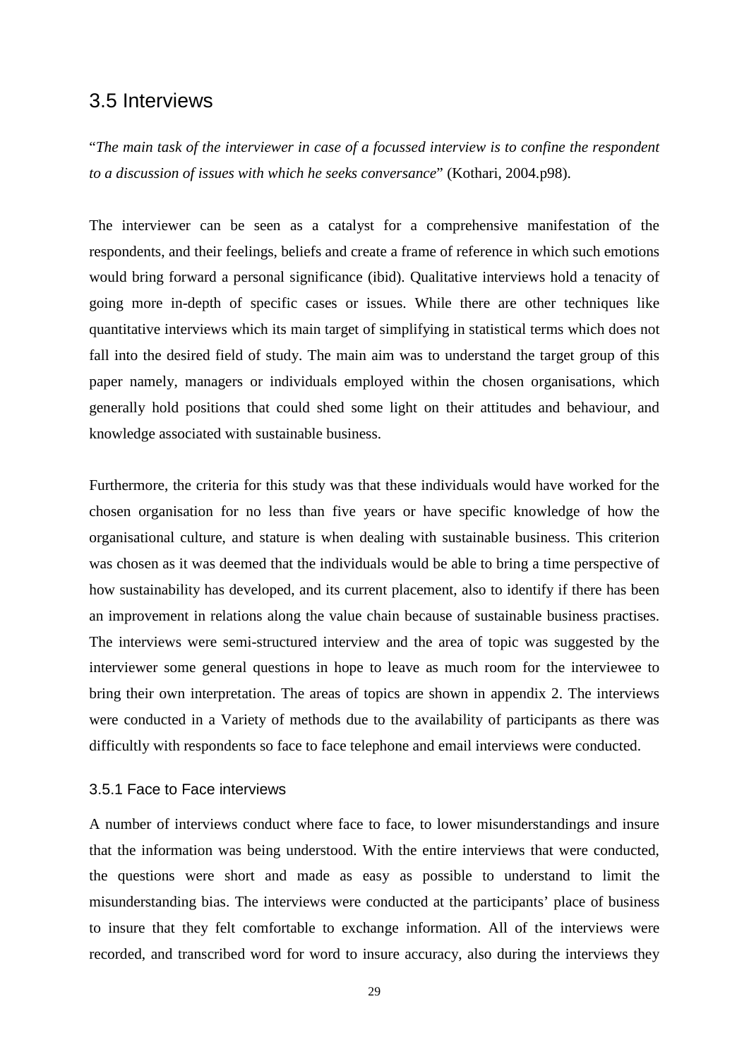## 3.5 Interviews

"*The main task of the interviewer in case of a focussed interview is to confine the respondent to a discussion of issues with which he seeks conversance*" (Kothari, 2004.p98).

The interviewer can be seen as a catalyst for a comprehensive manifestation of the respondents, and their feelings, beliefs and create a frame of reference in which such emotions would bring forward a personal significance (ibid). Qualitative interviews hold a tenacity of going more in-depth of specific cases or issues. While there are other techniques like quantitative interviews which its main target of simplifying in statistical terms which does not fall into the desired field of study. The main aim was to understand the target group of this paper namely, managers or individuals employed within the chosen organisations, which generally hold positions that could shed some light on their attitudes and behaviour, and knowledge associated with sustainable business.

Furthermore, the criteria for this study was that these individuals would have worked for the chosen organisation for no less than five years or have specific knowledge of how the organisational culture, and stature is when dealing with sustainable business. This criterion was chosen as it was deemed that the individuals would be able to bring a time perspective of how sustainability has developed, and its current placement, also to identify if there has been an improvement in relations along the value chain because of sustainable business practises. The interviews were semi-structured interview and the area of topic was suggested by the interviewer some general questions in hope to leave as much room for the interviewee to bring their own interpretation. The areas of topics are shown in appendix 2. The interviews were conducted in a Variety of methods due to the availability of participants as there was difficultly with respondents so face to face telephone and email interviews were conducted.

### 3.5.1 Face to Face interviews

A number of interviews conduct where face to face, to lower misunderstandings and insure that the information was being understood. With the entire interviews that were conducted, the questions were short and made as easy as possible to understand to limit the misunderstanding bias. The interviews were conducted at the participants' place of business to insure that they felt comfortable to exchange information. All of the interviews were recorded, and transcribed word for word to insure accuracy, also during the interviews they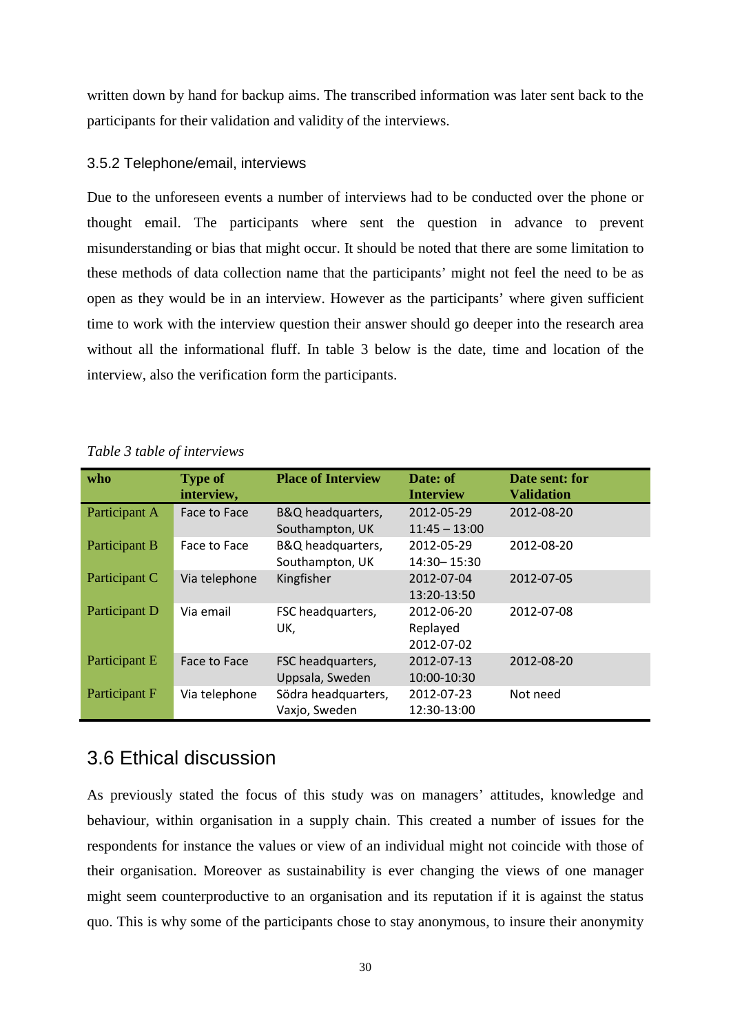written down by hand for backup aims. The transcribed information was later sent back to the participants for their validation and validity of the interviews.

### 3.5.2 Telephone/email, interviews

Due to the unforeseen events a number of interviews had to be conducted over the phone or thought email. The participants where sent the question in advance to prevent misunderstanding or bias that might occur. It should be noted that there are some limitation to these methods of data collection name that the participants' might not feel the need to be as open as they would be in an interview. However as the participants' where given sufficient time to work with the interview question their answer should go deeper into the research area without all the informational fluff. In table 3 below is the date, time and location of the interview, also the verification form the participants.

*Table 3 table of interviews*

| who | Type of interview, | Place of Interview | Date: of Interview | Date sent: for Validation |
|---|---|---|---|---|
| Participant A | Face to Face | B&Q headquarters, Southampton, UK | 2012-05-29 11:45 – 13:00 | 2012-08-20 |
| Participant B | Face to Face | B&Q headquarters, Southampton, UK | 2012-05-29 14:30– 15:30 | 2012-08-20 |
| Participant C | Via telephone | Kingfisher | 2012-07-04 13:20-13:50 | 2012-07-05 |
| Participant D | Via email | FSC headquarters, UK, | 2012-06-20 Replayed 2012-07-02 | 2012-07-08 |
| Participant E | Face to Face | FSC headquarters, Uppsala, Sweden | 2012-07-13 10:00-10:30 | 2012-08-20 |
| Participant F | Via telephone | Södra headquarters, Vaxjo, Sweden | 2012-07-23 12:30-13:00 | Not need |

## 3.6 Ethical discussion

As previously stated the focus of this study was on managers' attitudes, knowledge and behaviour, within organisation in a supply chain. This created a number of issues for the respondents for instance the values or view of an individual might not coincide with those of their organisation. Moreover as sustainability is ever changing the views of one manager might seem counterproductive to an organisation and its reputation if it is against the status quo. This is why some of the participants chose to stay anonymous, to insure their anonymity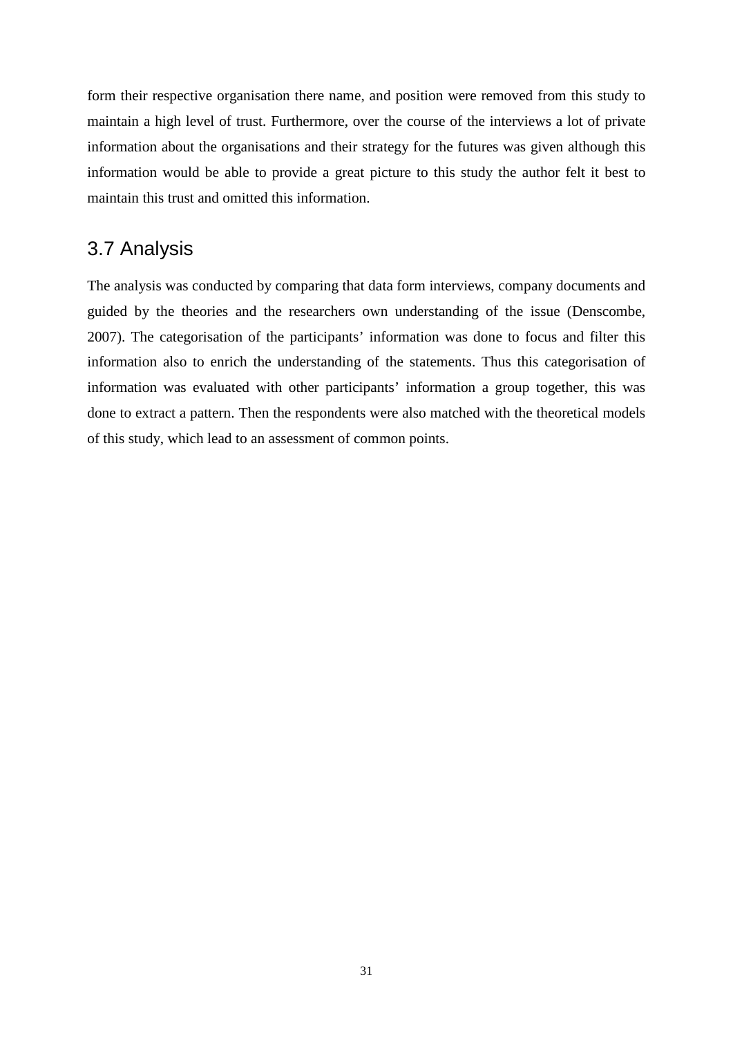form their respective organisation there name, and position were removed from this study to maintain a high level of trust. Furthermore, over the course of the interviews a lot of private information about the organisations and their strategy for the futures was given although this information would be able to provide a great picture to this study the author felt it best to maintain this trust and omitted this information.

## 3.7 Analysis

The analysis was conducted by comparing that data form interviews, company documents and guided by the theories and the researchers own understanding of the issue (Denscombe, 2007). The categorisation of the participants' information was done to focus and filter this information also to enrich the understanding of the statements. Thus this categorisation of information was evaluated with other participants' information a group together, this was done to extract a pattern. Then the respondents were also matched with the theoretical models of this study, which lead to an assessment of common points.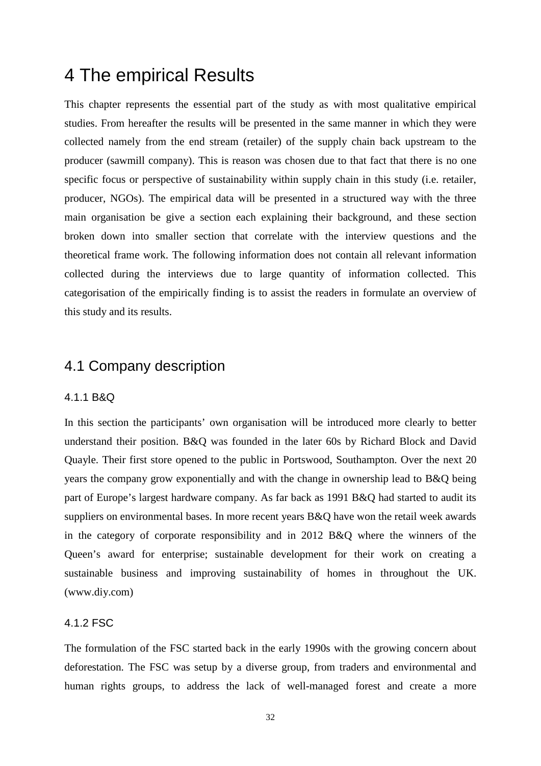# 4 The empirical Results

This chapter represents the essential part of the study as with most qualitative empirical studies. From hereafter the results will be presented in the same manner in which they were collected namely from the end stream (retailer) of the supply chain back upstream to the producer (sawmill company). This is reason was chosen due to that fact that there is no one specific focus or perspective of sustainability within supply chain in this study (i.e. retailer, producer, NGOs). The empirical data will be presented in a structured way with the three main organisation be give a section each explaining their background, and these section broken down into smaller section that correlate with the interview questions and the theoretical frame work. The following information does not contain all relevant information collected during the interviews due to large quantity of information collected. This categorisation of the empirically finding is to assist the readers in formulate an overview of this study and its results.

## 4.1 Company description

### 4.1.1 B&Q

In this section the participants' own organisation will be introduced more clearly to better understand their position. B&Q was founded in the later 60s by Richard Block and David Quayle. Their first store opened to the public in Portswood, Southampton. Over the next 20 years the company grow exponentially and with the change in ownership lead to B&Q being part of Europe's largest hardware company. As far back as 1991 B&Q had started to audit its suppliers on environmental bases. In more recent years B&Q have won the retail week awards in the category of corporate responsibility and in 2012 B&Q where the winners of the Queen's award for enterprise; sustainable development for their work on creating a sustainable business and improving sustainability of homes in throughout the UK. (www.diy.com)

### 4.1.2 FSC

The formulation of the FSC started back in the early 1990s with the growing concern about deforestation. The FSC was setup by a diverse group, from traders and environmental and human rights groups, to address the lack of well-managed forest and create a more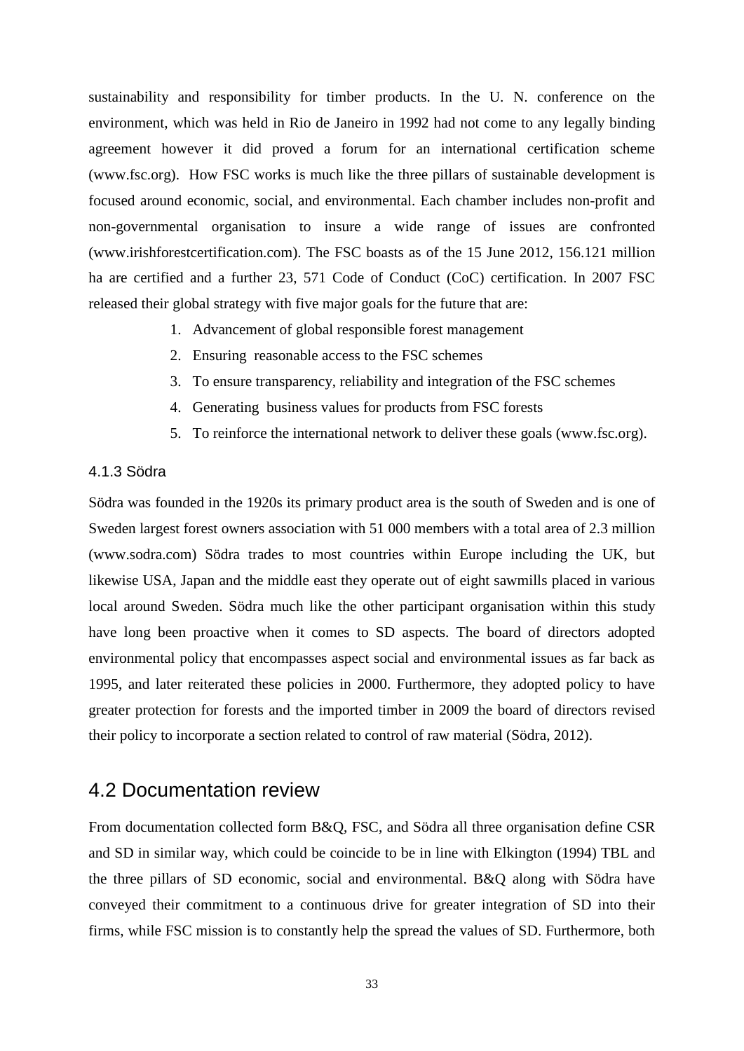sustainability and responsibility for timber products. In the U. N. conference on the environment, which was held in Rio de Janeiro in 1992 had not come to any legally binding agreement however it did proved a forum for an international certification scheme (www.fsc.org). How FSC works is much like the three pillars of sustainable development is focused around economic, social, and environmental. Each chamber includes non-profit and non-governmental organisation to insure a wide range of issues are confronted (www.irishforestcertification.com). The FSC boasts as of the 15 June 2012, 156.121 million ha are certified and a further 23, 571 Code of Conduct (CoC) certification. In 2007 FSC released their global strategy with five major goals for the future that are:

1. Advancement of global responsible forest management
2. Ensuring reasonable access to the FSC schemes
3. To ensure transparency, reliability and integration of the FSC schemes
4. Generating business values for products from FSC forests
5. To reinforce the international network to deliver these goals (www.fsc.org).

### 4.1.3 Södra

Södra was founded in the 1920s its primary product area is the south of Sweden and is one of Sweden largest forest owners association with 51 000 members with a total area of 2.3 million (www.sodra.com) Södra trades to most countries within Europe including the UK, but likewise USA, Japan and the middle east they operate out of eight sawmills placed in various local around Sweden. Södra much like the other participant organisation within this study have long been proactive when it comes to SD aspects. The board of directors adopted environmental policy that encompasses aspect social and environmental issues as far back as 1995, and later reiterated these policies in 2000. Furthermore, they adopted policy to have greater protection for forests and the imported timber in 2009 the board of directors revised their policy to incorporate a section related to control of raw material (Södra, 2012).

## 4.2 Documentation review

From documentation collected form B&Q, FSC, and Södra all three organisation define CSR and SD in similar way, which could be coincide to be in line with Elkington (1994) TBL and the three pillars of SD economic, social and environmental. B&Q along with Södra have conveyed their commitment to a continuous drive for greater integration of SD into their firms, while FSC mission is to constantly help the spread the values of SD. Furthermore, both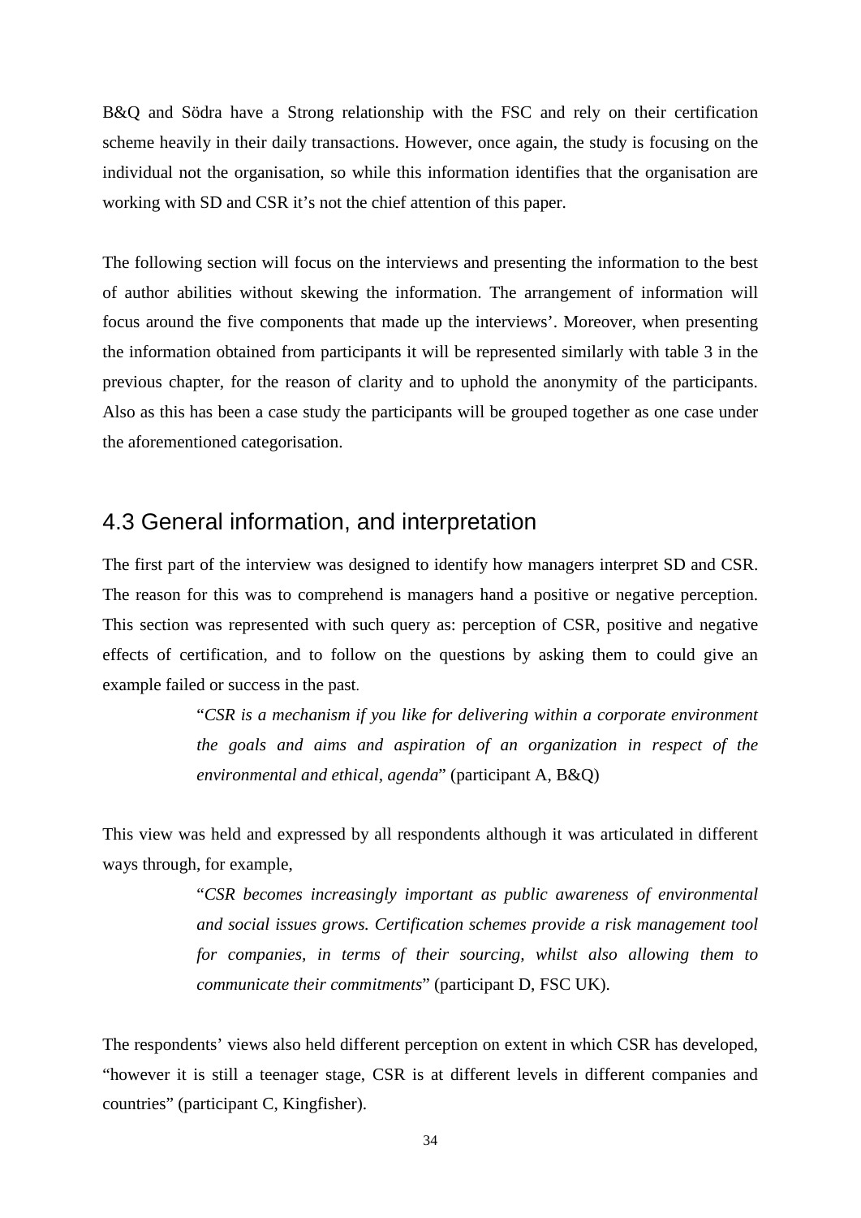B&Q and Södra have a Strong relationship with the FSC and rely on their certification scheme heavily in their daily transactions. However, once again, the study is focusing on the individual not the organisation, so while this information identifies that the organisation are working with SD and CSR it's not the chief attention of this paper.

The following section will focus on the interviews and presenting the information to the best of author abilities without skewing the information. The arrangement of information will focus around the five components that made up the interviews'. Moreover, when presenting the information obtained from participants it will be represented similarly with table 3 in the previous chapter, for the reason of clarity and to uphold the anonymity of the participants. Also as this has been a case study the participants will be grouped together as one case under the aforementioned categorisation.

## 4.3 General information, and interpretation

The first part of the interview was designed to identify how managers interpret SD and CSR. The reason for this was to comprehend is managers hand a positive or negative perception. This section was represented with such query as: perception of CSR, positive and negative effects of certification, and to follow on the questions by asking them to could give an example failed or success in the past.

> "*CSR is a mechanism if you like for delivering within a corporate environment the goals and aims and aspiration of an organization in respect of the environmental and ethical, agenda*" (participant A, B&Q)

This view was held and expressed by all respondents although it was articulated in different ways through, for example,

> "*CSR becomes increasingly important as public awareness of environmental and social issues grows. Certification schemes provide a risk management tool for companies, in terms of their sourcing, whilst also allowing them to communicate their commitments*" (participant D, FSC UK).

The respondents' views also held different perception on extent in which CSR has developed, "however it is still a teenager stage, CSR is at different levels in different companies and countries" (participant C, Kingfisher).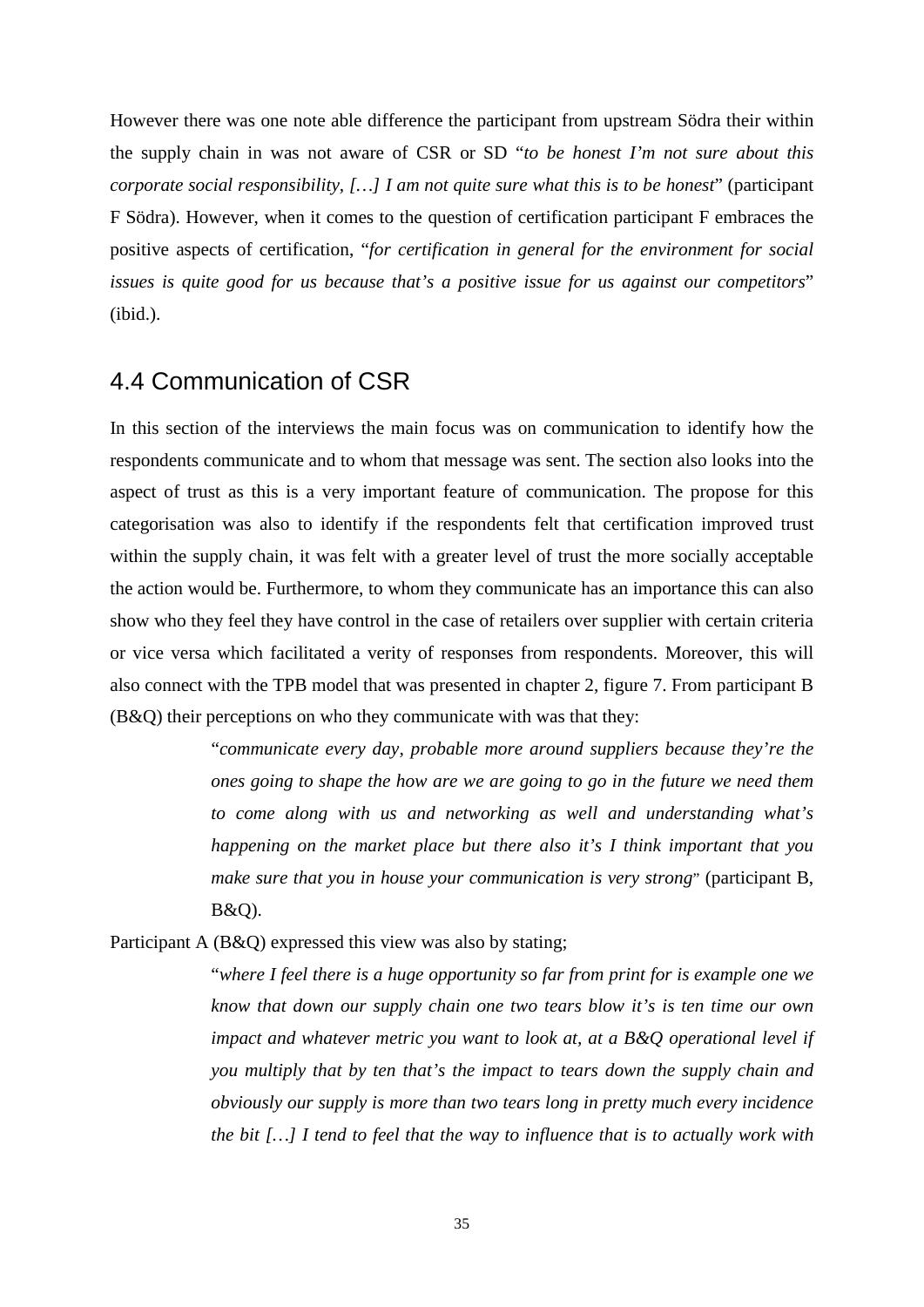However there was one note able difference the participant from upstream Södra their within the supply chain in was not aware of CSR or SD "*to be honest I'm not sure about this corporate social responsibility, […] I am not quite sure what this is to be honest*" (participant F Södra). However, when it comes to the question of certification participant F embraces the positive aspects of certification, "*for certification in general for the environment for social issues is quite good for us because that's a positive issue for us against our competitors*" (ibid.).

## 4.4 Communication of CSR

In this section of the interviews the main focus was on communication to identify how the respondents communicate and to whom that message was sent. The section also looks into the aspect of trust as this is a very important feature of communication. The propose for this categorisation was also to identify if the respondents felt that certification improved trust within the supply chain, it was felt with a greater level of trust the more socially acceptable the action would be. Furthermore, to whom they communicate has an importance this can also show who they feel they have control in the case of retailers over supplier with certain criteria or vice versa which facilitated a verity of responses from respondents. Moreover, this will also connect with the TPB model that was presented in chapter 2, figure 7. From participant B (B&Q) their perceptions on who they communicate with was that they:

> "*communicate every day, probable more around suppliers because they're the ones going to shape the how are we are going to go in the future we need them to come along with us and networking as well and understanding what's happening on the market place but there also it's I think important that you make sure that you in house your communication is very strong*" (participant B, B&Q).

Participant A (B&Q) expressed this view was also by stating;

> "*where I feel there is a huge opportunity so far from print for is example one we know that down our supply chain one two tears blow it's is ten time our own impact and whatever metric you want to look at, at a B&Q operational level if you multiply that by ten that's the impact to tears down the supply chain and obviously our supply is more than two tears long in pretty much every incidence the bit […] I tend to feel that the way to influence that is to actually work with*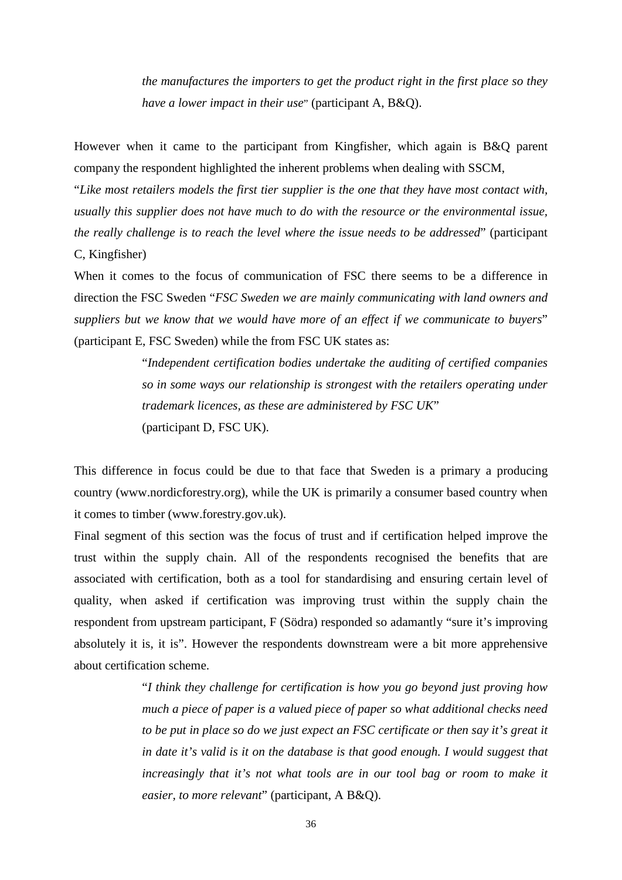> *the manufactures the importers to get the product right in the first place so they have a lower impact in their use*" (participant A, B&Q).

However when it came to the participant from Kingfisher, which again is B&Q parent company the respondent highlighted the inherent problems when dealing with SSCM,

"*Like most retailers models the first tier supplier is the one that they have most contact with, usually this supplier does not have much to do with the resource or the environmental issue, the really challenge is to reach the level where the issue needs to be addressed*" (participant C, Kingfisher)

When it comes to the focus of communication of FSC there seems to be a difference in direction the FSC Sweden "*FSC Sweden we are mainly communicating with land owners and suppliers but we know that we would have more of an effect if we communicate to buyers*" (participant E, FSC Sweden) while the from FSC UK states as:

> "*Independent certification bodies undertake the auditing of certified companies so in some ways our relationship is strongest with the retailers operating under trademark licences, as these are administered by FSC UK*"
> (participant D, FSC UK).

This difference in focus could be due to that face that Sweden is a primary a producing country (www.nordicforestry.org), while the UK is primarily a consumer based country when it comes to timber (www.forestry.gov.uk).

Final segment of this section was the focus of trust and if certification helped improve the trust within the supply chain. All of the respondents recognised the benefits that are associated with certification, both as a tool for standardising and ensuring certain level of quality, when asked if certification was improving trust within the supply chain the respondent from upstream participant, F (Södra) responded so adamantly "sure it's improving absolutely it is, it is". However the respondents downstream were a bit more apprehensive about certification scheme.

> "*I think they challenge for certification is how you go beyond just proving how much a piece of paper is a valued piece of paper so what additional checks need to be put in place so do we just expect an FSC certificate or then say it's great it in date it's valid is it on the database is that good enough. I would suggest that increasingly that it's not what tools are in our tool bag or room to make it easier, to more relevant*" (participant, A B&Q).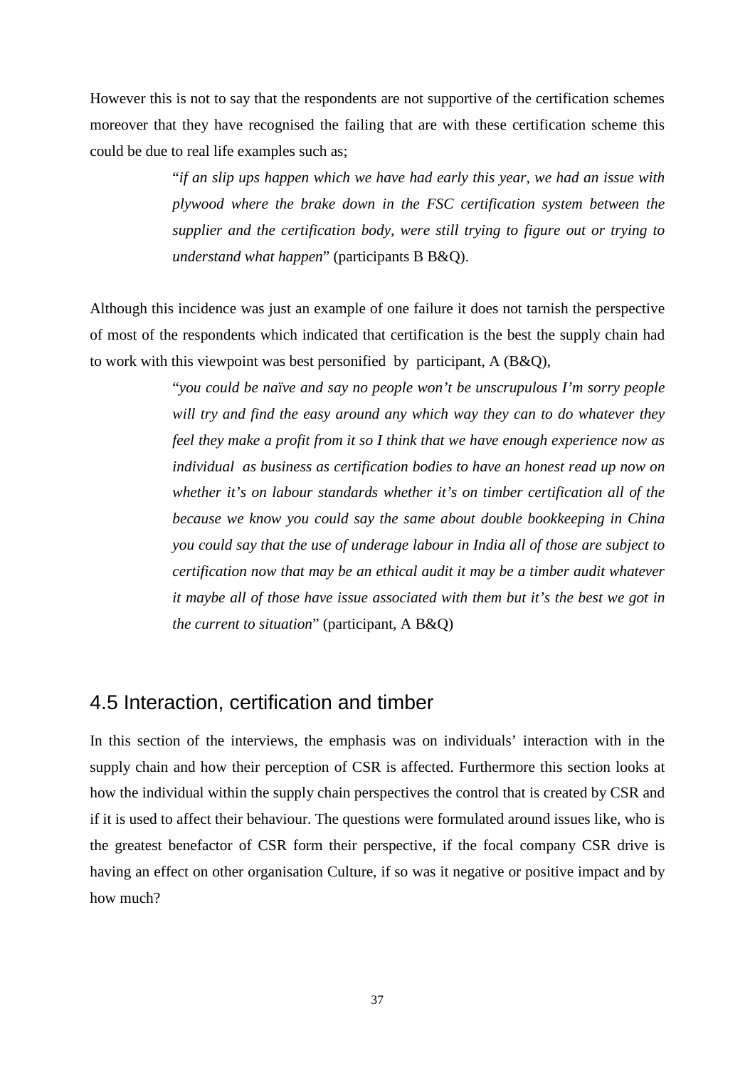However this is not to say that the respondents are not supportive of the certification schemes moreover that they have recognised the failing that are with these certification scheme this could be due to real life examples such as;

> "*if an slip ups happen which we have had early this year, we had an issue with plywood where the brake down in the FSC certification system between the supplier and the certification body, were still trying to figure out or trying to understand what happen*" (participants B B&Q).

Although this incidence was just an example of one failure it does not tarnish the perspective of most of the respondents which indicated that certification is the best the supply chain had to work with this viewpoint was best personified by participant, A (B&Q),

> "*you could be naïve and say no people won't be unscrupulous I'm sorry people will try and find the easy around any which way they can to do whatever they feel they make a profit from it so I think that we have enough experience now as individual as business as certification bodies to have an honest read up now on whether it's on labour standards whether it's on timber certification all of the because we know you could say the same about double bookkeeping in China you could say that the use of underage labour in India all of those are subject to certification now that may be an ethical audit it may be a timber audit whatever it maybe all of those have issue associated with them but it's the best we got in the current to situation*" (participant, A B&Q)

## 4.5 Interaction, certification and timber

In this section of the interviews, the emphasis was on individuals' interaction with in the supply chain and how their perception of CSR is affected. Furthermore this section looks at how the individual within the supply chain perspectives the control that is created by CSR and if it is used to affect their behaviour. The questions were formulated around issues like, who is the greatest benefactor of CSR form their perspective, if the focal company CSR drive is having an effect on other organisation Culture, if so was it negative or positive impact and by how much?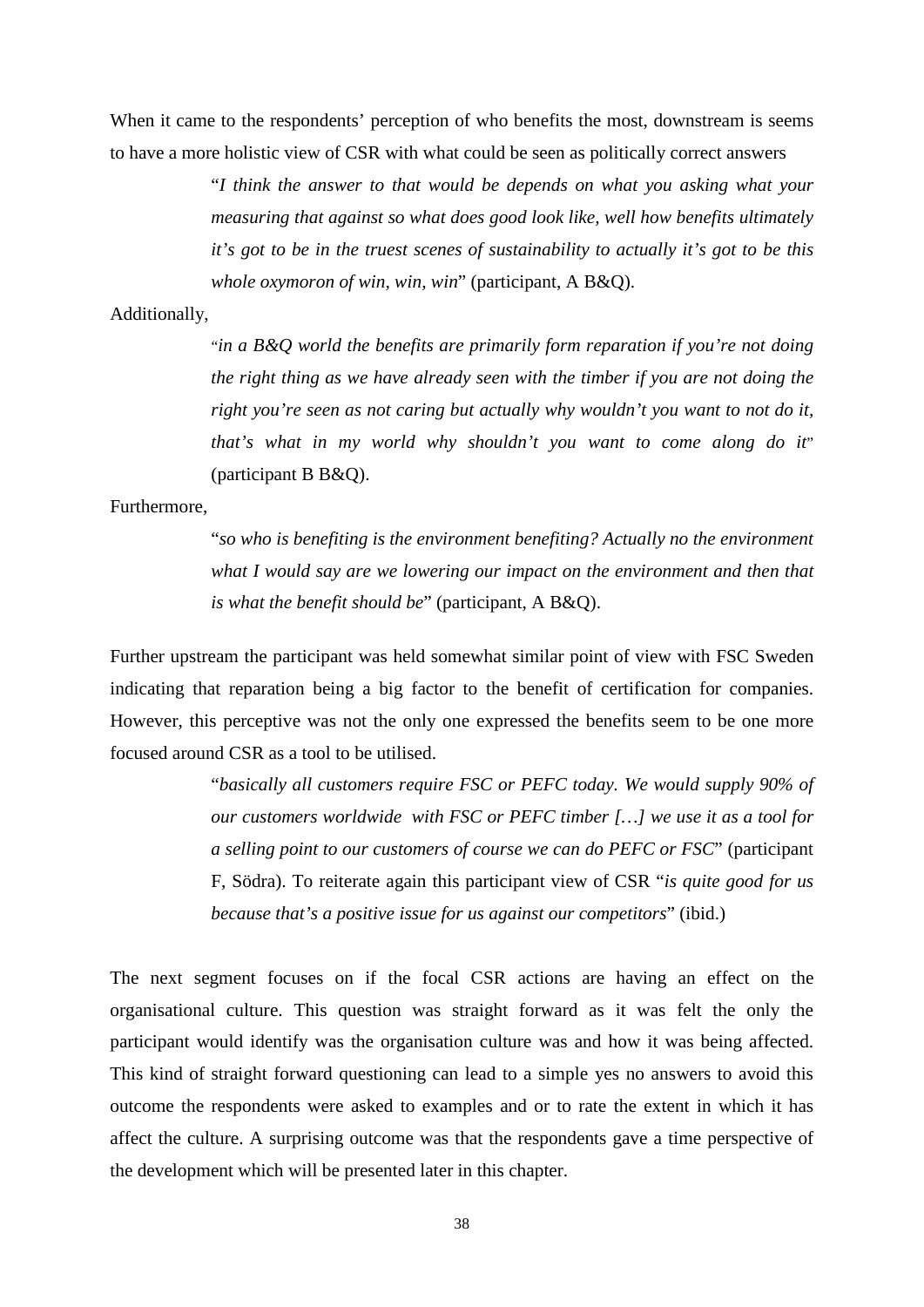When it came to the respondents' perception of who benefits the most, downstream is seems to have a more holistic view of CSR with what could be seen as politically correct answers

> "*I think the answer to that would be depends on what you asking what your measuring that against so what does good look like, well how benefits ultimately it's got to be in the truest scenes of sustainability to actually it's got to be this whole oxymoron of win, win, win*" (participant, A B&Q).

Additionally,

> "*in a B&Q world the benefits are primarily form reparation if you're not doing the right thing as we have already seen with the timber if you are not doing the right you're seen as not caring but actually why wouldn't you want to not do it, that's what in my world why shouldn't you want to come along do it*" (participant B B&Q).

Furthermore,

> "*so who is benefiting is the environment benefiting? Actually no the environment what I would say are we lowering our impact on the environment and then that is what the benefit should be*" (participant, A B&Q).

Further upstream the participant was held somewhat similar point of view with FSC Sweden indicating that reparation being a big factor to the benefit of certification for companies. However, this perceptive was not the only one expressed the benefits seem to be one more focused around CSR as a tool to be utilised.

> "*basically all customers require FSC or PEFC today. We would supply 90% of our customers worldwide with FSC or PEFC timber […] we use it as a tool for a selling point to our customers of course we can do PEFC or FSC*" (participant F, Södra). To reiterate again this participant view of CSR "*is quite good for us because that's a positive issue for us against our competitors*" (ibid.)

The next segment focuses on if the focal CSR actions are having an effect on the organisational culture. This question was straight forward as it was felt the only the participant would identify was the organisation culture was and how it was being affected. This kind of straight forward questioning can lead to a simple yes no answers to avoid this outcome the respondents were asked to examples and or to rate the extent in which it has affect the culture. A surprising outcome was that the respondents gave a time perspective of the development which will be presented later in this chapter.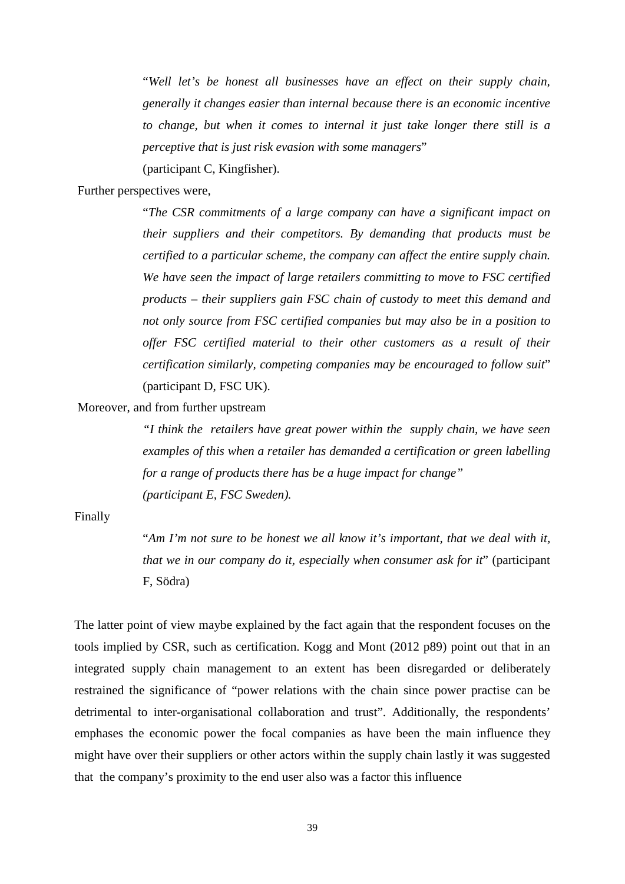> "*Well let's be honest all businesses have an effect on their supply chain, generally it changes easier than internal because there is an economic incentive to change, but when it comes to internal it just take longer there still is a perceptive that is just risk evasion with some managers*"
> (participant C, Kingfisher).

Further perspectives were,

> "*The CSR commitments of a large company can have a significant impact on their suppliers and their competitors. By demanding that products must be certified to a particular scheme, the company can affect the entire supply chain. We have seen the impact of large retailers committing to move to FSC certified products – their suppliers gain FSC chain of custody to meet this demand and not only source from FSC certified companies but may also be in a position to offer FSC certified material to their other customers as a result of their certification similarly, competing companies may be encouraged to follow suit*" (participant D, FSC UK).

Moreover, and from further upstream

> *"I think the retailers have great power within the supply chain, we have seen examples of this when a retailer has demanded a certification or green labelling for a range of products there has be a huge impact for change"*
> *(participant E, FSC Sweden).*

Finally

> "*Am I'm not sure to be honest we all know it's important, that we deal with it, that we in our company do it, especially when consumer ask for it*" (participant F, Södra)

The latter point of view maybe explained by the fact again that the respondent focuses on the tools implied by CSR, such as certification. Kogg and Mont (2012 p89) point out that in an integrated supply chain management to an extent has been disregarded or deliberately restrained the significance of "power relations with the chain since power practise can be detrimental to inter-organisational collaboration and trust". Additionally, the respondents' emphases the economic power the focal companies as have been the main influence they might have over their suppliers or other actors within the supply chain lastly it was suggested that the company's proximity to the end user also was a factor this influence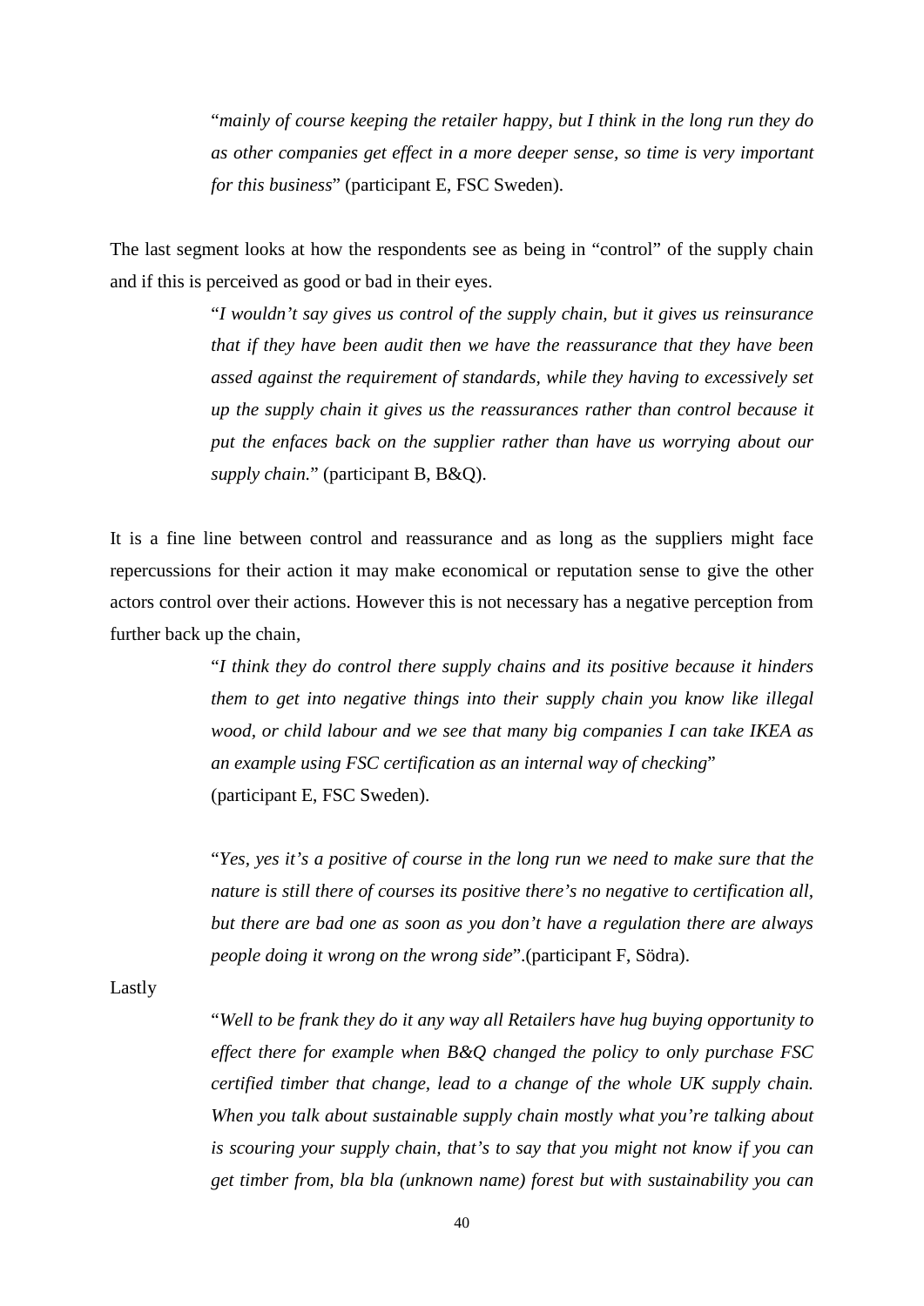> "*mainly of course keeping the retailer happy, but I think in the long run they do as other companies get effect in a more deeper sense, so time is very important for this business*" (participant E, FSC Sweden).

The last segment looks at how the respondents see as being in "control" of the supply chain and if this is perceived as good or bad in their eyes.

> "*I wouldn't say gives us control of the supply chain, but it gives us reinsurance that if they have been audit then we have the reassurance that they have been assed against the requirement of standards, while they having to excessively set up the supply chain it gives us the reassurances rather than control because it put the enfaces back on the supplier rather than have us worrying about our supply chain.*" (participant B, B&Q).

It is a fine line between control and reassurance and as long as the suppliers might face repercussions for their action it may make economical or reputation sense to give the other actors control over their actions. However this is not necessary has a negative perception from further back up the chain,

> "*I think they do control there supply chains and its positive because it hinders them to get into negative things into their supply chain you know like illegal wood, or child labour and we see that many big companies I can take IKEA as an example using FSC certification as an internal way of checking*" (participant E, FSC Sweden).
>
> "*Yes, yes it's a positive of course in the long run we need to make sure that the nature is still there of courses its positive there's no negative to certification all, but there are bad one as soon as you don't have a regulation there are always people doing it wrong on the wrong side*".(participant F, Södra).

Lastly

> "*Well to be frank they do it any way all Retailers have hug buying opportunity to effect there for example when B&Q changed the policy to only purchase FSC certified timber that change, lead to a change of the whole UK supply chain. When you talk about sustainable supply chain mostly what you're talking about is scouring your supply chain, that's to say that you might not know if you can get timber from, bla bla (unknown name) forest but with sustainability you can*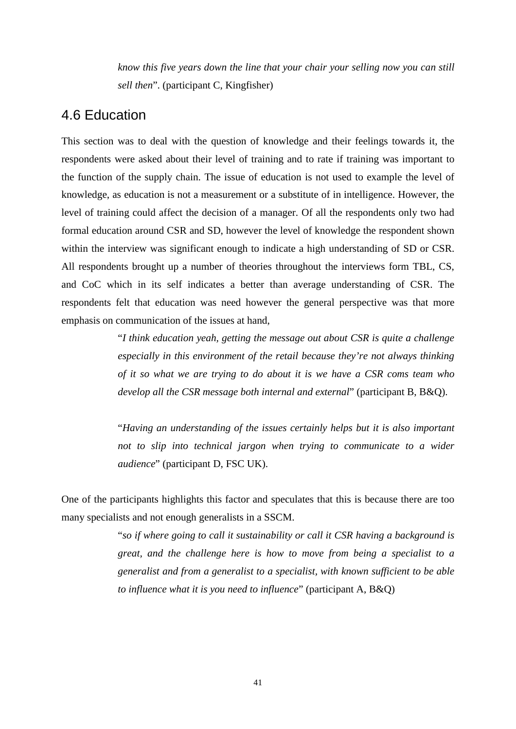*know this five years down the line that your chair your selling now you can still sell then*". (participant C, Kingfisher)

## 4.6 Education

This section was to deal with the question of knowledge and their feelings towards it, the respondents were asked about their level of training and to rate if training was important to the function of the supply chain. The issue of education is not used to example the level of knowledge, as education is not a measurement or a substitute of in intelligence. However, the level of training could affect the decision of a manager. Of all the respondents only two had formal education around CSR and SD, however the level of knowledge the respondent shown within the interview was significant enough to indicate a high understanding of SD or CSR. All respondents brought up a number of theories throughout the interviews form TBL, CS, and CoC which in its self indicates a better than average understanding of CSR. The respondents felt that education was need however the general perspective was that more emphasis on communication of the issues at hand,

> "*I think education yeah, getting the message out about CSR is quite a challenge especially in this environment of the retail because they're not always thinking of it so what we are trying to do about it is we have a CSR coms team who develop all the CSR message both internal and external*" (participant B, B&Q).
>
> "*Having an understanding of the issues certainly helps but it is also important not to slip into technical jargon when trying to communicate to a wider audience*" (participant D, FSC UK).

One of the participants highlights this factor and speculates that this is because there are too many specialists and not enough generalists in a SSCM.

> "*so if where going to call it sustainability or call it CSR having a background is great, and the challenge here is how to move from being a specialist to a generalist and from a generalist to a specialist, with known sufficient to be able to influence what it is you need to influence*" (participant A, B&Q)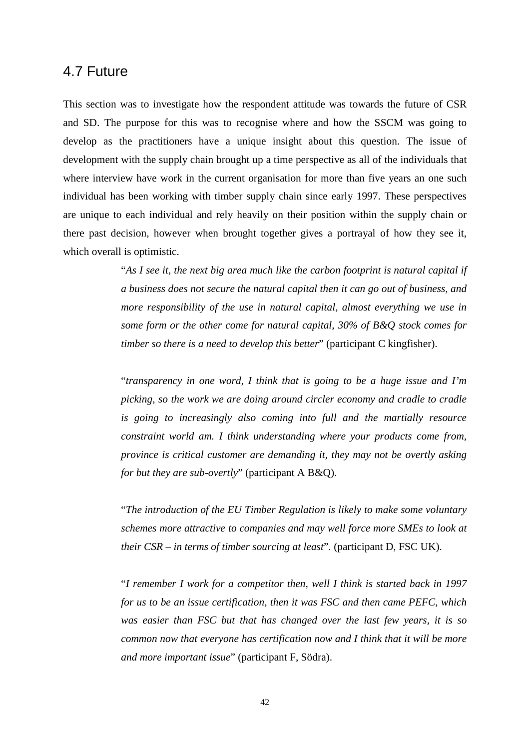## 4.7 Future

This section was to investigate how the respondent attitude was towards the future of CSR and SD. The purpose for this was to recognise where and how the SSCM was going to develop as the practitioners have a unique insight about this question. The issue of development with the supply chain brought up a time perspective as all of the individuals that where interview have work in the current organisation for more than five years an one such individual has been working with timber supply chain since early 1997. These perspectives are unique to each individual and rely heavily on their position within the supply chain or there past decision, however when brought together gives a portrayal of how they see it, which overall is optimistic.

> "*As I see it, the next big area much like the carbon footprint is natural capital if a business does not secure the natural capital then it can go out of business, and more responsibility of the use in natural capital, almost everything we use in some form or the other come for natural capital, 30% of B&Q stock comes for timber so there is a need to develop this better*" (participant C kingfisher).
>
> "*transparency in one word, I think that is going to be a huge issue and I'm picking, so the work we are doing around circler economy and cradle to cradle is going to increasingly also coming into full and the martially resource constraint world am. I think understanding where your products come from, province is critical customer are demanding it, they may not be overtly asking for but they are sub-overtly*" (participant A B&Q).
>
> "*The introduction of the EU Timber Regulation is likely to make some voluntary schemes more attractive to companies and may well force more SMEs to look at their CSR – in terms of timber sourcing at least*". (participant D, FSC UK).
>
> "*I remember I work for a competitor then, well I think is started back in 1997 for us to be an issue certification, then it was FSC and then came PEFC, which was easier than FSC but that has changed over the last few years, it is so common now that everyone has certification now and I think that it will be more and more important issue*" (participant F, Södra).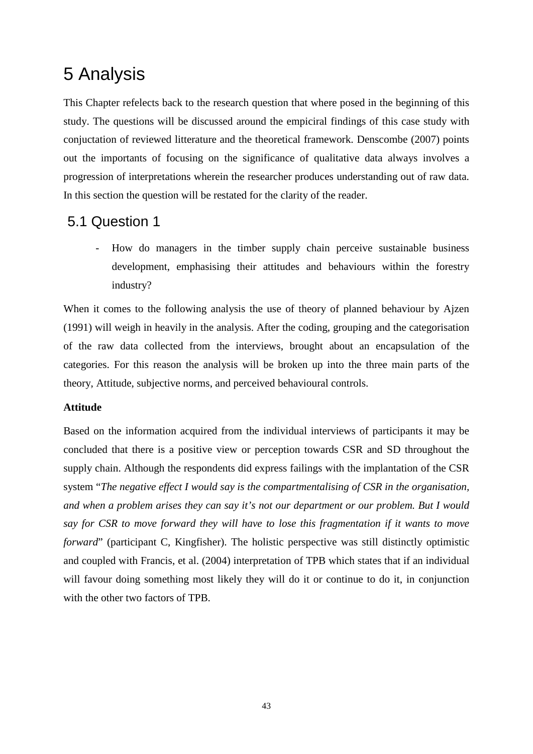# 5 Analysis

This Chapter refelects back to the research question that where posed in the beginning of this study. The questions will be discussed around the empiciral findings of this case study with conjuctation of reviewed litterature and the theoretical framework. Denscombe (2007) points out the importants of focusing on the significance of qualitative data always involves a progression of interpretations wherein the researcher produces understanding out of raw data. In this section the question will be restated for the clarity of the reader.

## 5.1 Question 1

- How do managers in the timber supply chain perceive sustainable business development, emphasising their attitudes and behaviours within the forestry industry?

When it comes to the following analysis the use of theory of planned behaviour by Ajzen (1991) will weigh in heavily in the analysis. After the coding, grouping and the categorisation of the raw data collected from the interviews, brought about an encapsulation of the categories. For this reason the analysis will be broken up into the three main parts of the theory, Attitude, subjective norms, and perceived behavioural controls.

**Attitude**

Based on the information acquired from the individual interviews of participants it may be concluded that there is a positive view or perception towards CSR and SD throughout the supply chain. Although the respondents did express failings with the implantation of the CSR system "*The negative effect I would say is the compartmentalising of CSR in the organisation, and when a problem arises they can say it's not our department or our problem. But I would say for CSR to move forward they will have to lose this fragmentation if it wants to move forward*" (participant C, Kingfisher). The holistic perspective was still distinctly optimistic and coupled with Francis, et al. (2004) interpretation of TPB which states that if an individual will favour doing something most likely they will do it or continue to do it, in conjunction with the other two factors of TPB.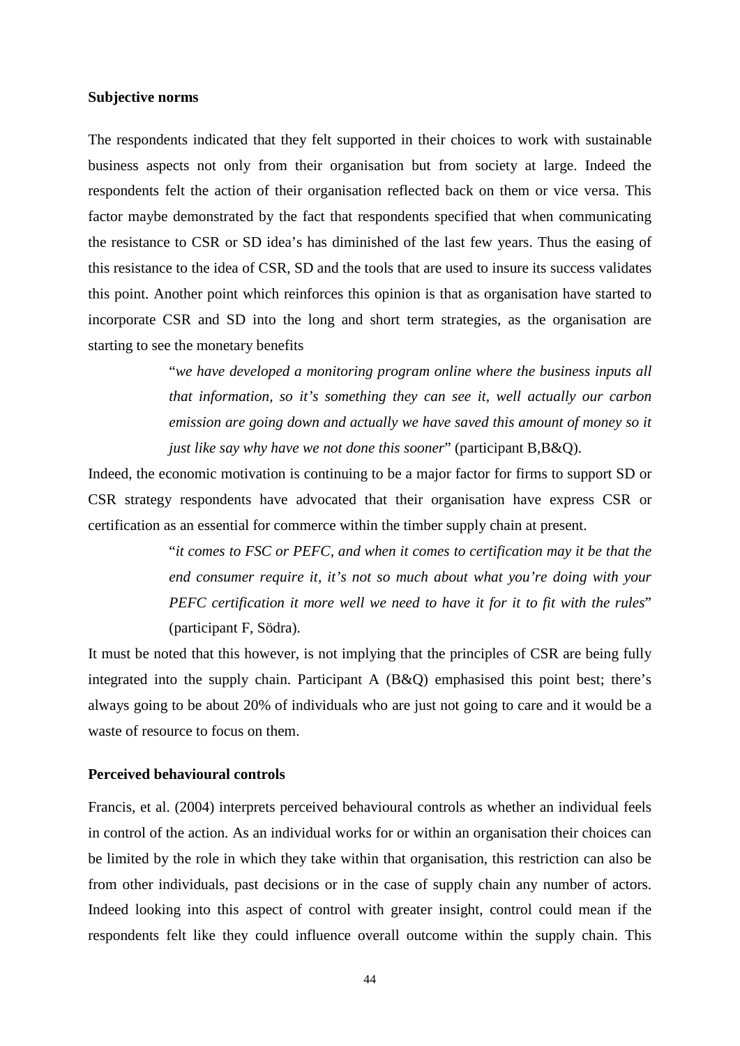**Subjective norms**

The respondents indicated that they felt supported in their choices to work with sustainable business aspects not only from their organisation but from society at large. Indeed the respondents felt the action of their organisation reflected back on them or vice versa. This factor maybe demonstrated by the fact that respondents specified that when communicating the resistance to CSR or SD idea's has diminished of the last few years. Thus the easing of this resistance to the idea of CSR, SD and the tools that are used to insure its success validates this point. Another point which reinforces this opinion is that as organisation have started to incorporate CSR and SD into the long and short term strategies, as the organisation are starting to see the monetary benefits

> "*we have developed a monitoring program online where the business inputs all that information, so it's something they can see it, well actually our carbon emission are going down and actually we have saved this amount of money so it just like say why have we not done this sooner*" (participant B,B&Q).

Indeed, the economic motivation is continuing to be a major factor for firms to support SD or CSR strategy respondents have advocated that their organisation have express CSR or certification as an essential for commerce within the timber supply chain at present.

> "*it comes to FSC or PEFC, and when it comes to certification may it be that the end consumer require it, it's not so much about what you're doing with your PEFC certification it more well we need to have it for it to fit with the rules*" (participant F, Södra).

It must be noted that this however, is not implying that the principles of CSR are being fully integrated into the supply chain. Participant A (B&Q) emphasised this point best; there's always going to be about 20% of individuals who are just not going to care and it would be a waste of resource to focus on them.

**Perceived behavioural controls**

Francis, et al. (2004) interprets perceived behavioural controls as whether an individual feels in control of the action. As an individual works for or within an organisation their choices can be limited by the role in which they take within that organisation, this restriction can also be from other individuals, past decisions or in the case of supply chain any number of actors. Indeed looking into this aspect of control with greater insight, control could mean if the respondents felt like they could influence overall outcome within the supply chain. This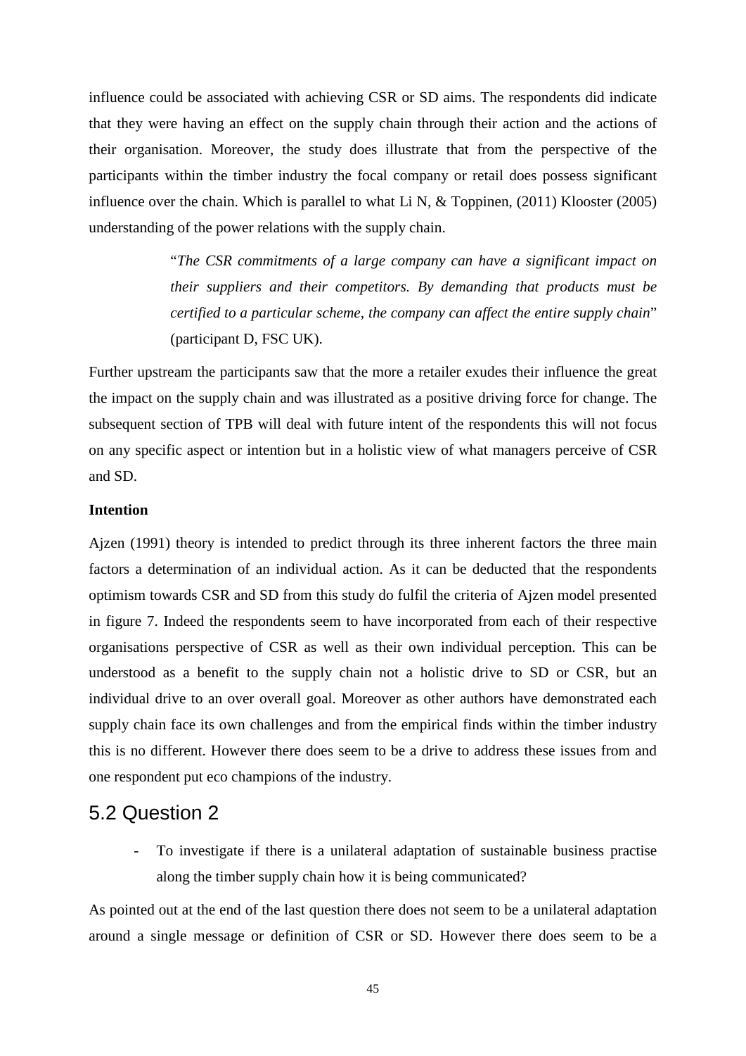influence could be associated with achieving CSR or SD aims. The respondents did indicate that they were having an effect on the supply chain through their action and the actions of their organisation. Moreover, the study does illustrate that from the perspective of the participants within the timber industry the focal company or retail does possess significant influence over the chain. Which is parallel to what Li N, & Toppinen, (2011) Klooster (2005) understanding of the power relations with the supply chain.

> "*The CSR commitments of a large company can have a significant impact on their suppliers and their competitors. By demanding that products must be certified to a particular scheme, the company can affect the entire supply chain*" (participant D, FSC UK).

Further upstream the participants saw that the more a retailer exudes their influence the great the impact on the supply chain and was illustrated as a positive driving force for change. The subsequent section of TPB will deal with future intent of the respondents this will not focus on any specific aspect or intention but in a holistic view of what managers perceive of CSR and SD.

**Intention**

Ajzen (1991) theory is intended to predict through its three inherent factors the three main factors a determination of an individual action. As it can be deducted that the respondents optimism towards CSR and SD from this study do fulfil the criteria of Ajzen model presented in figure 7. Indeed the respondents seem to have incorporated from each of their respective organisations perspective of CSR as well as their own individual perception. This can be understood as a benefit to the supply chain not a holistic drive to SD or CSR, but an individual drive to an over overall goal. Moreover as other authors have demonstrated each supply chain face its own challenges and from the empirical finds within the timber industry this is no different. However there does seem to be a drive to address these issues from and one respondent put eco champions of the industry.

## 5.2 Question 2

- To investigate if there is a unilateral adaptation of sustainable business practise along the timber supply chain how it is being communicated?

As pointed out at the end of the last question there does not seem to be a unilateral adaptation around a single message or definition of CSR or SD. However there does seem to be a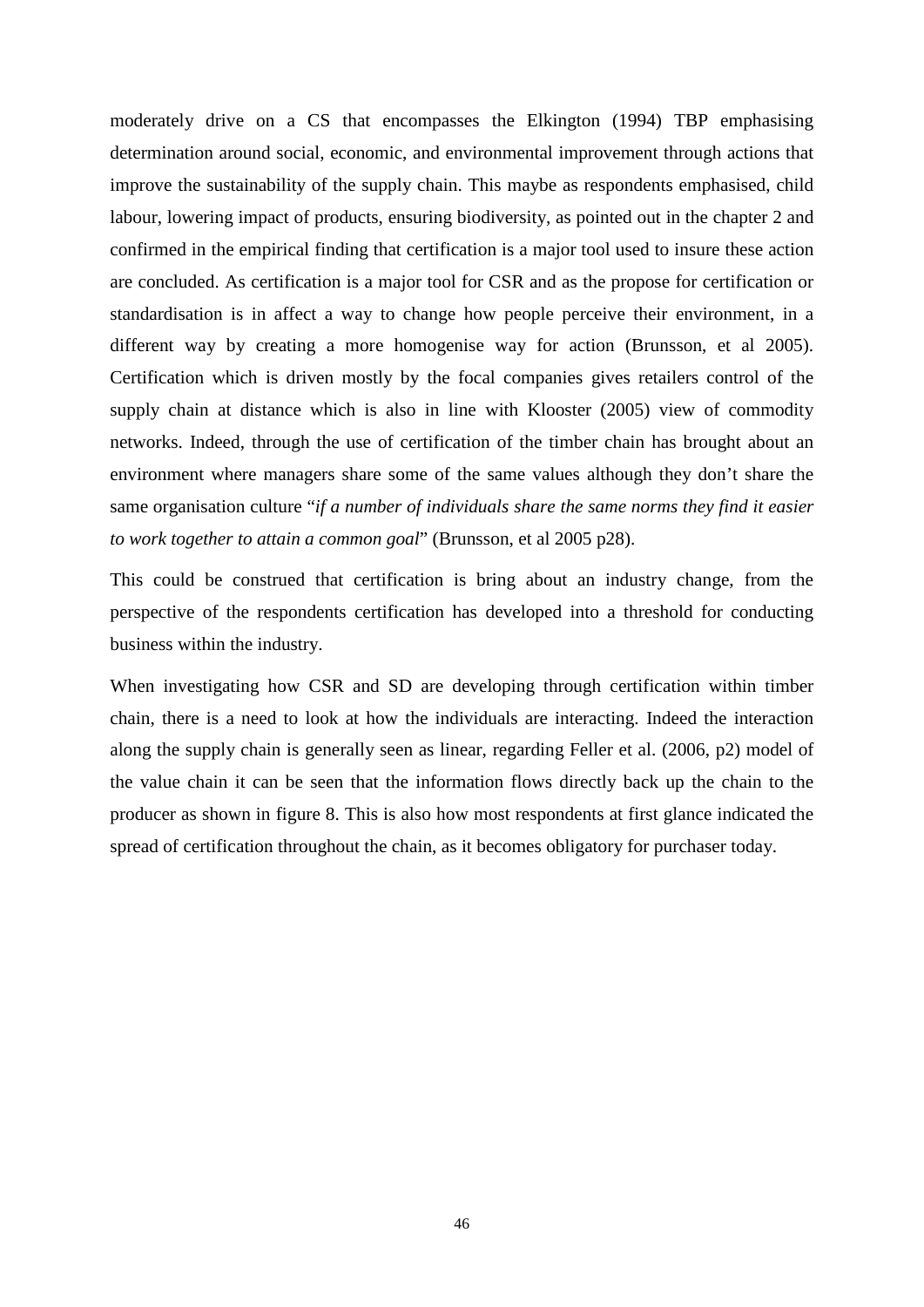moderately drive on a CS that encompasses the Elkington (1994) TBP emphasising determination around social, economic, and environmental improvement through actions that improve the sustainability of the supply chain. This maybe as respondents emphasised, child labour, lowering impact of products, ensuring biodiversity, as pointed out in the chapter 2 and confirmed in the empirical finding that certification is a major tool used to insure these action are concluded. As certification is a major tool for CSR and as the propose for certification or standardisation is in affect a way to change how people perceive their environment, in a different way by creating a more homogenise way for action (Brunsson, et al 2005). Certification which is driven mostly by the focal companies gives retailers control of the supply chain at distance which is also in line with Klooster (2005) view of commodity networks. Indeed, through the use of certification of the timber chain has brought about an environment where managers share some of the same values although they don't share the same organisation culture "*if a number of individuals share the same norms they find it easier to work together to attain a common goal*" (Brunsson, et al 2005 p28).

This could be construed that certification is bring about an industry change, from the perspective of the respondents certification has developed into a threshold for conducting business within the industry.

When investigating how CSR and SD are developing through certification within timber chain, there is a need to look at how the individuals are interacting. Indeed the interaction along the supply chain is generally seen as linear, regarding Feller et al. (2006, p2) model of the value chain it can be seen that the information flows directly back up the chain to the producer as shown in figure 8. This is also how most respondents at first glance indicated the spread of certification throughout the chain, as it becomes obligatory for purchaser today.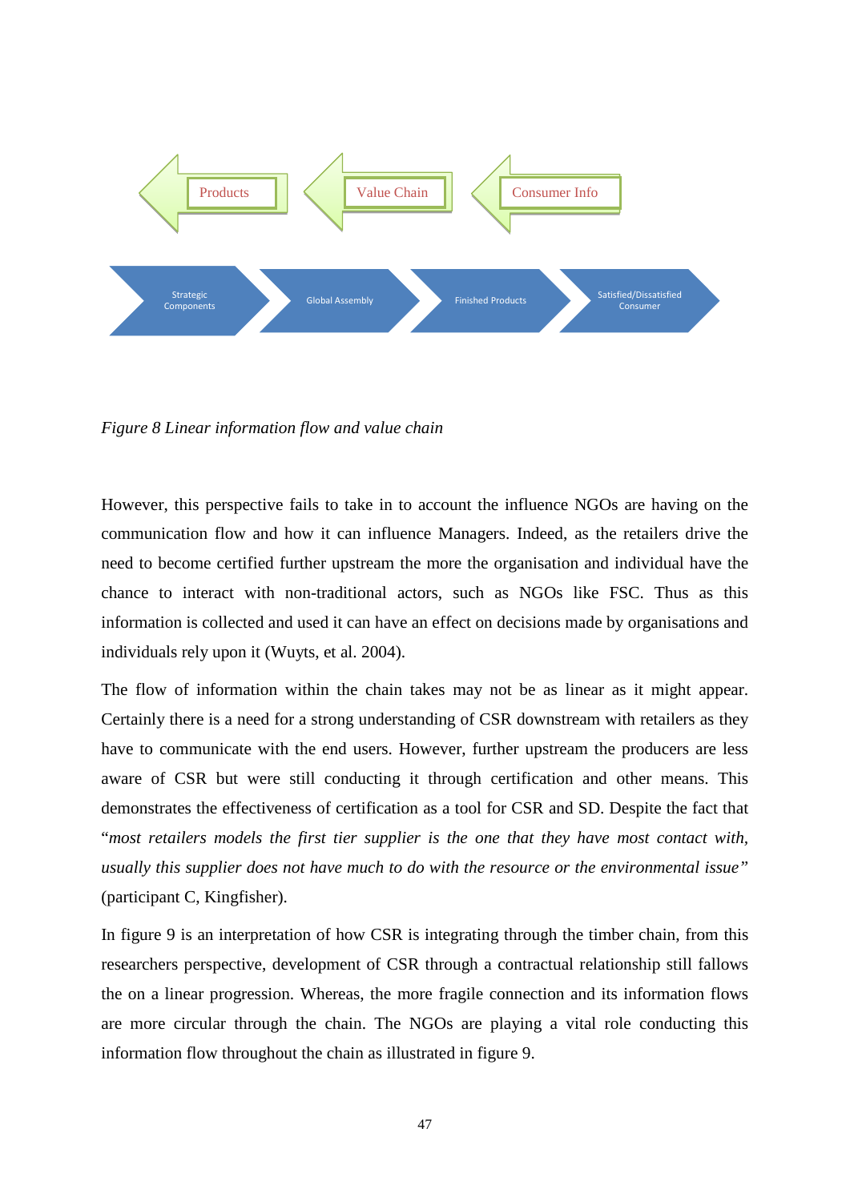Products

Value Chain

Consumer Info

Strategic Components

Global Assembly

Finished Products

Satisfied/Dissatisfied Consumer

*Figure 8 Linear information flow and value chain*

However, this perspective fails to take in to account the influence NGOs are having on the communication flow and how it can influence Managers. Indeed, as the retailers drive the need to become certified further upstream the more the organisation and individual have the chance to interact with non-traditional actors, such as NGOs like FSC. Thus as this information is collected and used it can have an effect on decisions made by organisations and individuals rely upon it (Wuyts, et al. 2004).

The flow of information within the chain takes may not be as linear as it might appear. Certainly there is a need for a strong understanding of CSR downstream with retailers as they have to communicate with the end users. However, further upstream the producers are less aware of CSR but were still conducting it through certification and other means. This demonstrates the effectiveness of certification as a tool for CSR and SD. Despite the fact that "*most retailers models the first tier supplier is the one that they have most contact with, usually this supplier does not have much to do with the resource or the environmental issue*" (participant C, Kingfisher).

In figure 9 is an interpretation of how CSR is integrating through the timber chain, from this researchers perspective, development of CSR through a contractual relationship still fallows the on a linear progression. Whereas, the more fragile connection and its information flows are more circular through the chain. The NGOs are playing a vital role conducting this information flow throughout the chain as illustrated in figure 9.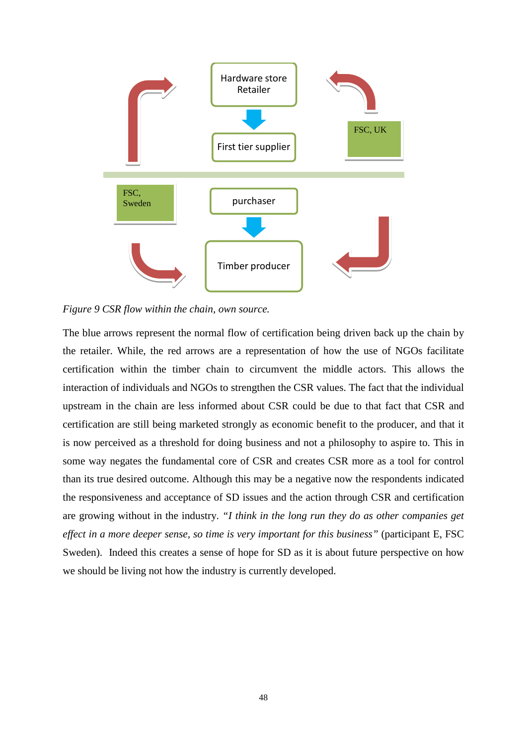Hardware store Retailer

First tier supplier

FSC, UK

FSC, Sweden

purchaser

Timber producer

*Figure 9 CSR flow within the chain, own source.*

The blue arrows represent the normal flow of certification being driven back up the chain by the retailer. While, the red arrows are a representation of how the use of NGOs facilitate certification within the timber chain to circumvent the middle actors. This allows the interaction of individuals and NGOs to strengthen the CSR values. The fact that the individual upstream in the chain are less informed about CSR could be due to that fact that CSR and certification are still being marketed strongly as economic benefit to the producer, and that it is now perceived as a threshold for doing business and not a philosophy to aspire to. This in some way negates the fundamental core of CSR and creates CSR more as a tool for control than its true desired outcome. Although this may be a negative now the respondents indicated the responsiveness and acceptance of SD issues and the action through CSR and certification are growing without in the industry. *"I think in the long run they do as other companies get effect in a more deeper sense, so time is very important for this business"* (participant E, FSC Sweden). Indeed this creates a sense of hope for SD as it is about future perspective on how we should be living not how the industry is currently developed.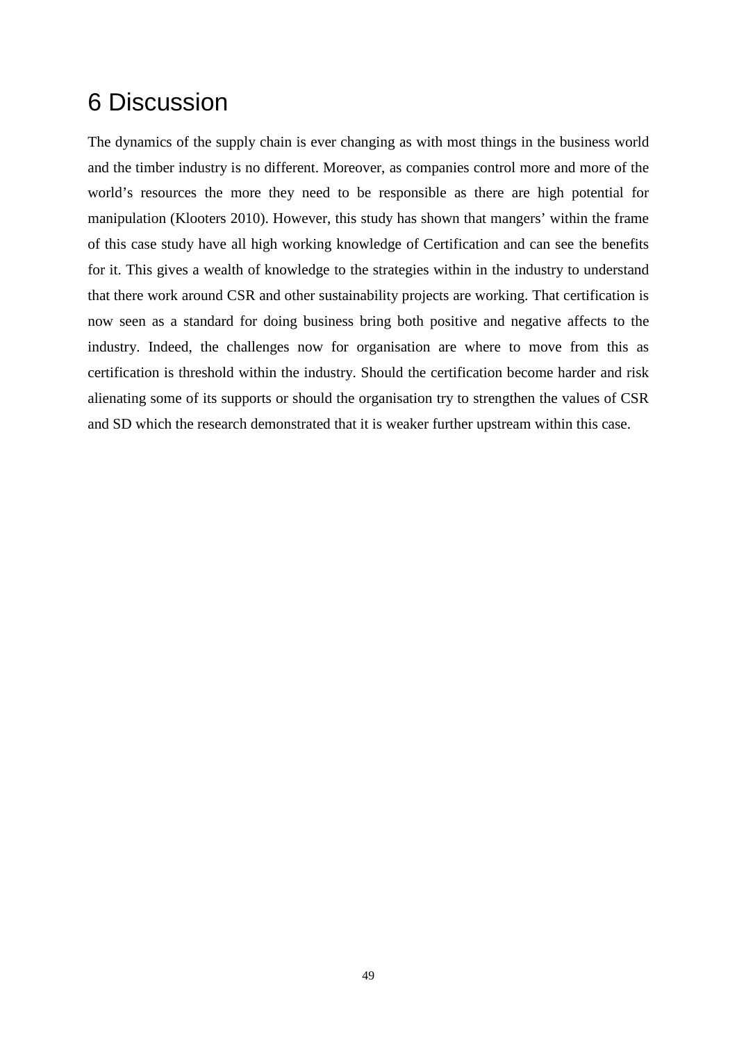# 6 Discussion

The dynamics of the supply chain is ever changing as with most things in the business world and the timber industry is no different. Moreover, as companies control more and more of the world's resources the more they need to be responsible as there are high potential for manipulation (Klooters 2010). However, this study has shown that mangers' within the frame of this case study have all high working knowledge of Certification and can see the benefits for it. This gives a wealth of knowledge to the strategies within in the industry to understand that there work around CSR and other sustainability projects are working. That certification is now seen as a standard for doing business bring both positive and negative affects to the industry. Indeed, the challenges now for organisation are where to move from this as certification is threshold within the industry. Should the certification become harder and risk alienating some of its supports or should the organisation try to strengthen the values of CSR and SD which the research demonstrated that it is weaker further upstream within this case.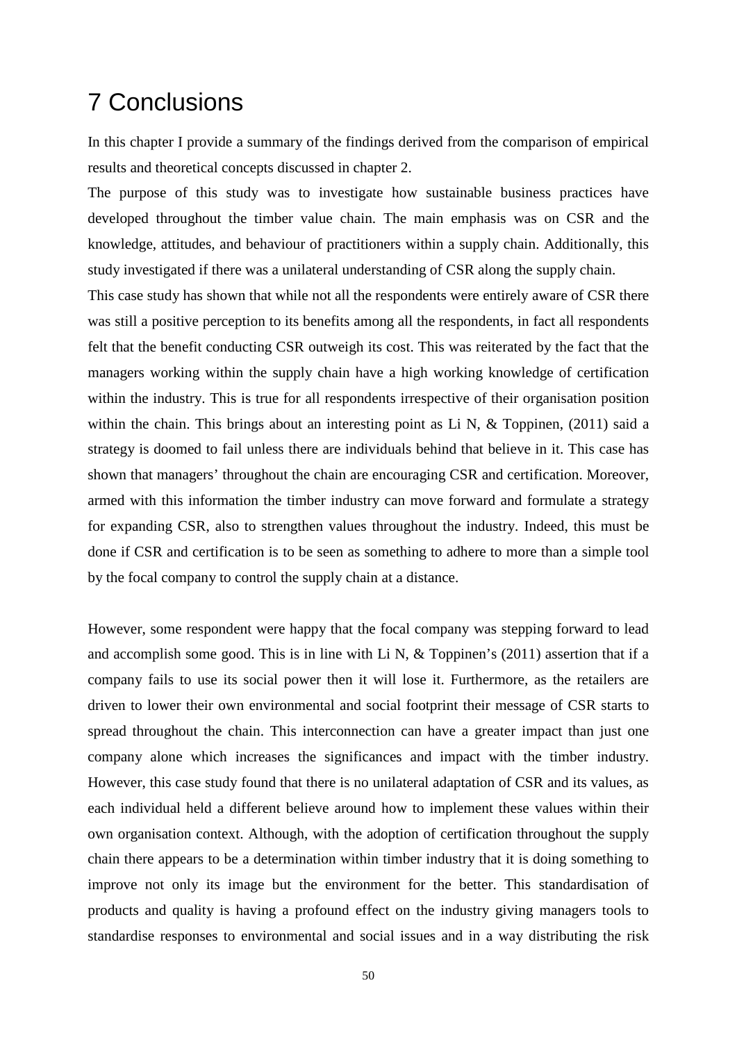# 7 Conclusions

In this chapter I provide a summary of the findings derived from the comparison of empirical results and theoretical concepts discussed in chapter 2.

The purpose of this study was to investigate how sustainable business practices have developed throughout the timber value chain. The main emphasis was on CSR and the knowledge, attitudes, and behaviour of practitioners within a supply chain. Additionally, this study investigated if there was a unilateral understanding of CSR along the supply chain.

This case study has shown that while not all the respondents were entirely aware of CSR there was still a positive perception to its benefits among all the respondents, in fact all respondents felt that the benefit conducting CSR outweigh its cost. This was reiterated by the fact that the managers working within the supply chain have a high working knowledge of certification within the industry. This is true for all respondents irrespective of their organisation position within the chain. This brings about an interesting point as Li N, & Toppinen, (2011) said a strategy is doomed to fail unless there are individuals behind that believe in it. This case has shown that managers' throughout the chain are encouraging CSR and certification. Moreover, armed with this information the timber industry can move forward and formulate a strategy for expanding CSR, also to strengthen values throughout the industry. Indeed, this must be done if CSR and certification is to be seen as something to adhere to more than a simple tool by the focal company to control the supply chain at a distance.

However, some respondent were happy that the focal company was stepping forward to lead and accomplish some good. This is in line with Li N, & Toppinen's (2011) assertion that if a company fails to use its social power then it will lose it. Furthermore, as the retailers are driven to lower their own environmental and social footprint their message of CSR starts to spread throughout the chain. This interconnection can have a greater impact than just one company alone which increases the significances and impact with the timber industry. However, this case study found that there is no unilateral adaptation of CSR and its values, as each individual held a different believe around how to implement these values within their own organisation context. Although, with the adoption of certification throughout the supply chain there appears to be a determination within timber industry that it is doing something to improve not only its image but the environment for the better. This standardisation of products and quality is having a profound effect on the industry giving managers tools to standardise responses to environmental and social issues and in a way distributing the risk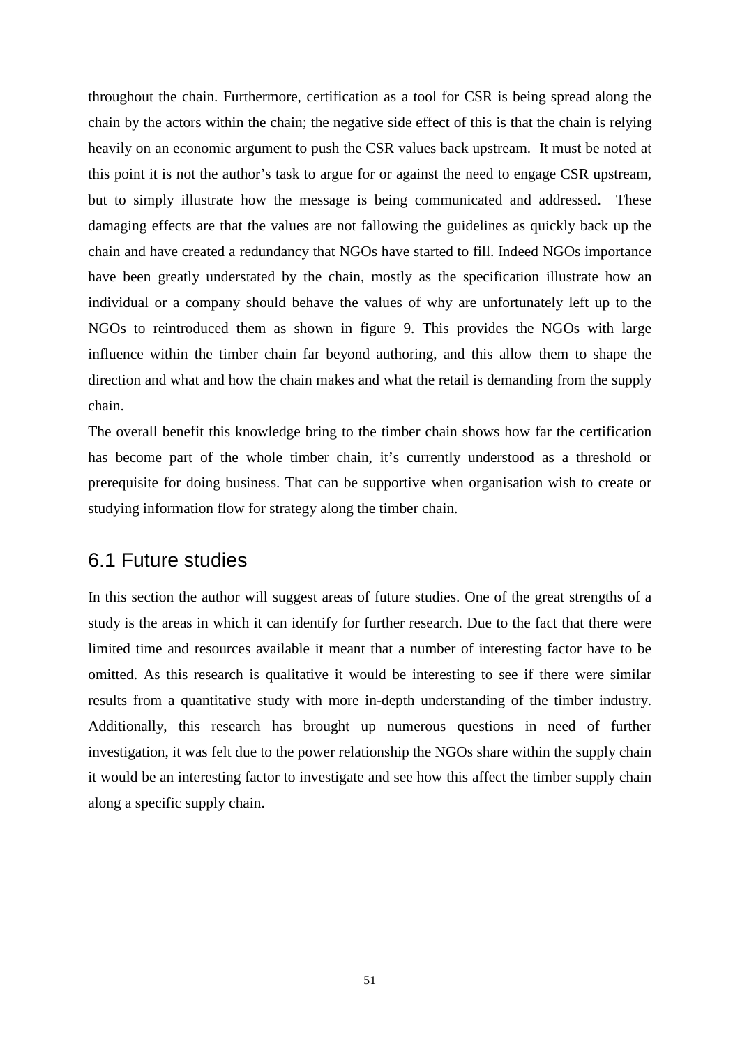throughout the chain. Furthermore, certification as a tool for CSR is being spread along the chain by the actors within the chain; the negative side effect of this is that the chain is relying heavily on an economic argument to push the CSR values back upstream. It must be noted at this point it is not the author's task to argue for or against the need to engage CSR upstream, but to simply illustrate how the message is being communicated and addressed. These damaging effects are that the values are not fallowing the guidelines as quickly back up the chain and have created a redundancy that NGOs have started to fill. Indeed NGOs importance have been greatly understated by the chain, mostly as the specification illustrate how an individual or a company should behave the values of why are unfortunately left up to the NGOs to reintroduced them as shown in figure 9. This provides the NGOs with large influence within the timber chain far beyond authoring, and this allow them to shape the direction and what and how the chain makes and what the retail is demanding from the supply chain.

The overall benefit this knowledge bring to the timber chain shows how far the certification has become part of the whole timber chain, it's currently understood as a threshold or prerequisite for doing business. That can be supportive when organisation wish to create or studying information flow for strategy along the timber chain.

## 6.1 Future studies

In this section the author will suggest areas of future studies. One of the great strengths of a study is the areas in which it can identify for further research. Due to the fact that there were limited time and resources available it meant that a number of interesting factor have to be omitted. As this research is qualitative it would be interesting to see if there were similar results from a quantitative study with more in-depth understanding of the timber industry. Additionally, this research has brought up numerous questions in need of further investigation, it was felt due to the power relationship the NGOs share within the supply chain it would be an interesting factor to investigate and see how this affect the timber supply chain along a specific supply chain.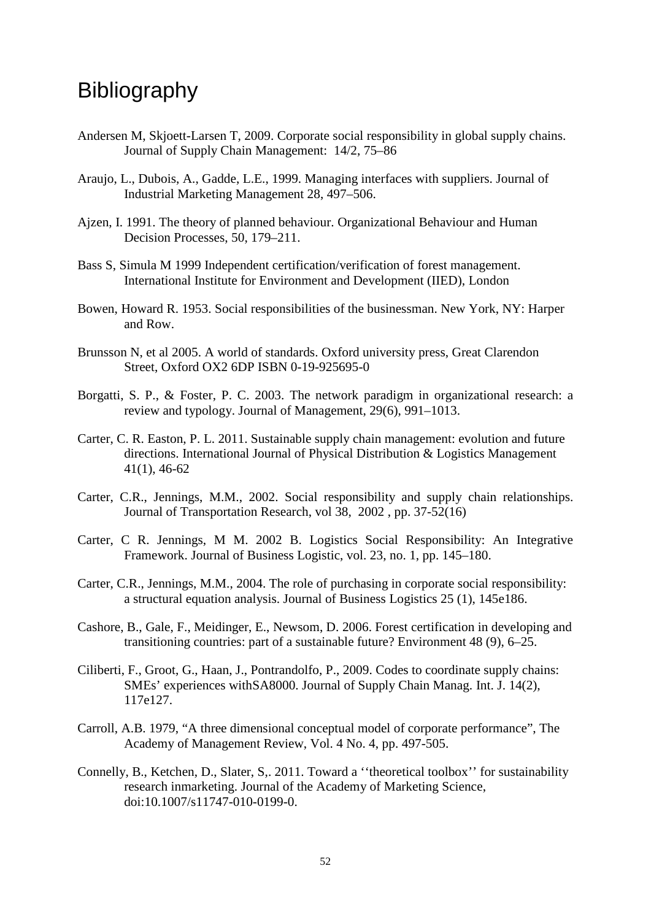# Bibliography

Andersen M, Skjoett-Larsen T, 2009. Corporate social responsibility in global supply chains. Journal of Supply Chain Management: 14/2, 75–86

Araujo, L., Dubois, A., Gadde, L.E., 1999. Managing interfaces with suppliers. Journal of Industrial Marketing Management 28, 497–506.

Ajzen, I. 1991. The theory of planned behaviour. Organizational Behaviour and Human Decision Processes, 50, 179–211.

Bass S, Simula M 1999 Independent certification/verification of forest management. International Institute for Environment and Development (IIED), London

Bowen, Howard R. 1953. Social responsibilities of the businessman. New York, NY: Harper and Row.

Brunsson N, et al 2005. A world of standards. Oxford university press, Great Clarendon Street, Oxford OX2 6DP ISBN 0-19-925695-0

Borgatti, S. P., & Foster, P. C. 2003. The network paradigm in organizational research: a review and typology. Journal of Management, 29(6), 991–1013.

Carter, C. R. Easton, P. L. 2011. Sustainable supply chain management: evolution and future directions. International Journal of Physical Distribution & Logistics Management 41(1), 46-62

Carter, C.R., Jennings, M.M., 2002. Social responsibility and supply chain relationships. Journal of Transportation Research, vol 38, 2002 , pp. 37-52(16)

Carter, C R. Jennings, M M. 2002 B. Logistics Social Responsibility: An Integrative Framework. Journal of Business Logistic, vol. 23, no. 1, pp. 145–180.

Carter, C.R., Jennings, M.M., 2004. The role of purchasing in corporate social responsibility: a structural equation analysis. Journal of Business Logistics 25 (1), 145e186.

Cashore, B., Gale, F., Meidinger, E., Newsom, D. 2006. Forest certification in developing and transitioning countries: part of a sustainable future? Environment 48 (9), 6–25.

Ciliberti, F., Groot, G., Haan, J., Pontrandolfo, P., 2009. Codes to coordinate supply chains: SMEs' experiences withSA8000. Journal of Supply Chain Manag. Int. J. 14(2), 117e127.

Carroll, A.B. 1979, "A three dimensional conceptual model of corporate performance", The Academy of Management Review, Vol. 4 No. 4, pp. 497-505.

Connelly, B., Ketchen, D., Slater, S,. 2011. Toward a ''theoretical toolbox'' for sustainability research inmarketing. Journal of the Academy of Marketing Science, doi:10.1007/s11747-010-0199-0.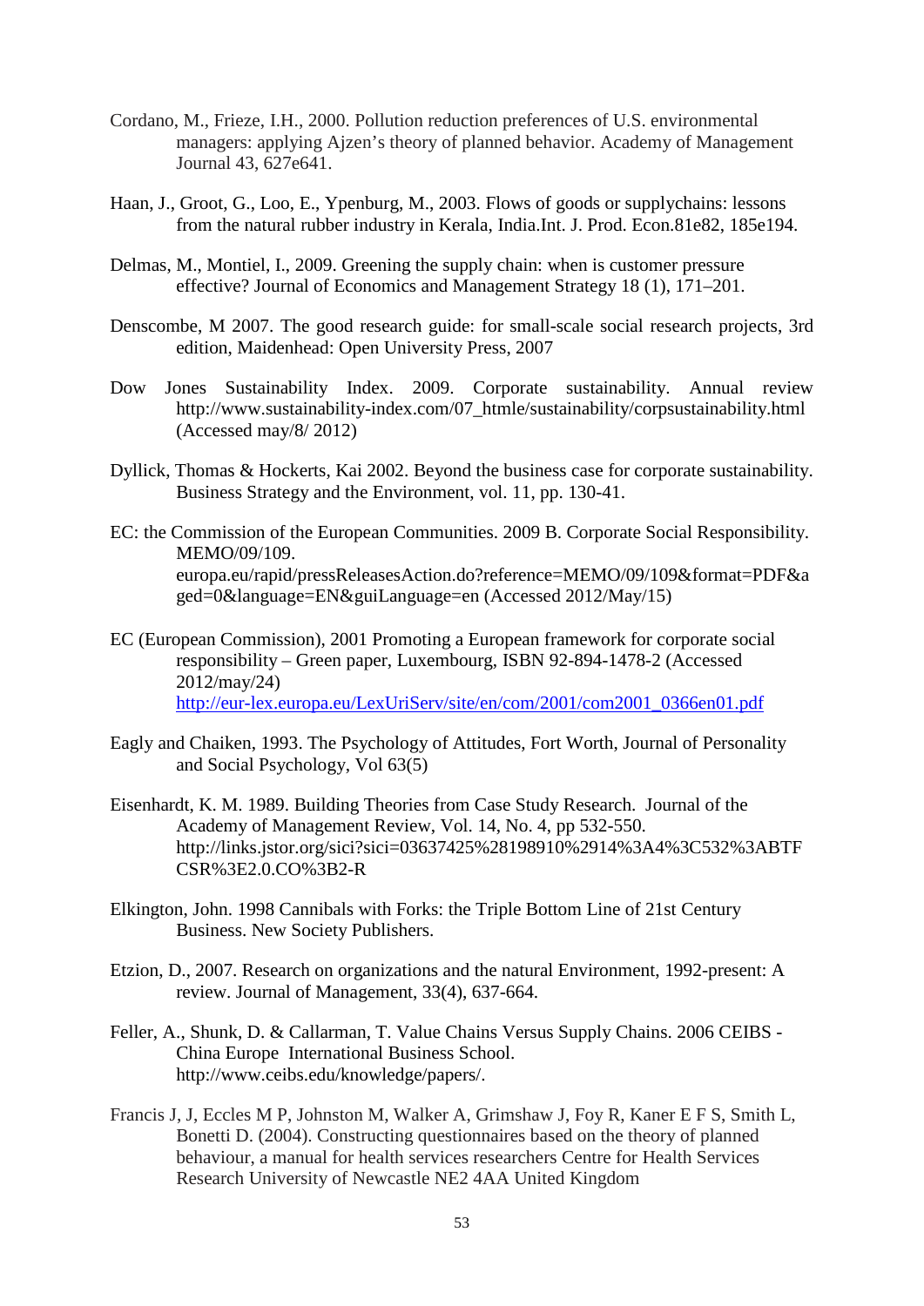Cordano, M., Frieze, I.H., 2000. Pollution reduction preferences of U.S. environmental managers: applying Ajzen's theory of planned behavior. Academy of Management Journal 43, 627e641.

Haan, J., Groot, G., Loo, E., Ypenburg, M., 2003. Flows of goods or supplychains: lessons from the natural rubber industry in Kerala, India.Int. J. Prod. Econ.81e82, 185e194.

Delmas, M., Montiel, I., 2009. Greening the supply chain: when is customer pressure effective? Journal of Economics and Management Strategy 18 (1), 171–201.

Denscombe, M 2007. The good research guide: for small-scale social research projects, 3rd edition, Maidenhead: Open University Press, 2007

Dow Jones Sustainability Index. 2009. Corporate sustainability. Annual review http://www.sustainability-index.com/07_htmle/sustainability/corpsustainability.html (Accessed may/8/ 2012)

Dyllick, Thomas & Hockerts, Kai 2002. Beyond the business case for corporate sustainability. Business Strategy and the Environment, vol. 11, pp. 130-41.

EC: the Commission of the European Communities. 2009 B. Corporate Social Responsibility. MEMO/09/109. europa.eu/rapid/pressReleasesAction.do?reference=MEMO/09/109&format=PDF&aged=0&language=EN&guiLanguage=en (Accessed 2012/May/15)

EC (European Commission), 2001 Promoting a European framework for corporate social responsibility – Green paper, Luxembourg, ISBN 92-894-1478-2 (Accessed 2012/may/24) http://eur-lex.europa.eu/LexUriServ/site/en/com/2001/com2001_0366en01.pdf

Eagly and Chaiken, 1993. The Psychology of Attitudes, Fort Worth, Journal of Personality and Social Psychology, Vol 63(5)

Eisenhardt, K. M. 1989. Building Theories from Case Study Research. Journal of the Academy of Management Review, Vol. 14, No. 4, pp 532-550. http://links.jstor.org/sici?sici=03637425%28198910%2914%3A4%3C532%3ABTFCSR%3E2.0.CO%3B2-R

Elkington, John. 1998 Cannibals with Forks: the Triple Bottom Line of 21st Century Business. New Society Publishers.

Etzion, D., 2007. Research on organizations and the natural Environment, 1992-present: A review. Journal of Management, 33(4), 637-664.

Feller, A., Shunk, D. & Callarman, T. Value Chains Versus Supply Chains. 2006 CEIBS - China Europe International Business School. http://www.ceibs.edu/knowledge/papers/.

Francis J, J, Eccles M P, Johnston M, Walker A, Grimshaw J, Foy R, Kaner E F S, Smith L, Bonetti D. (2004). Constructing questionnaires based on the theory of planned behaviour, a manual for health services researchers Centre for Health Services Research University of Newcastle NE2 4AA United Kingdom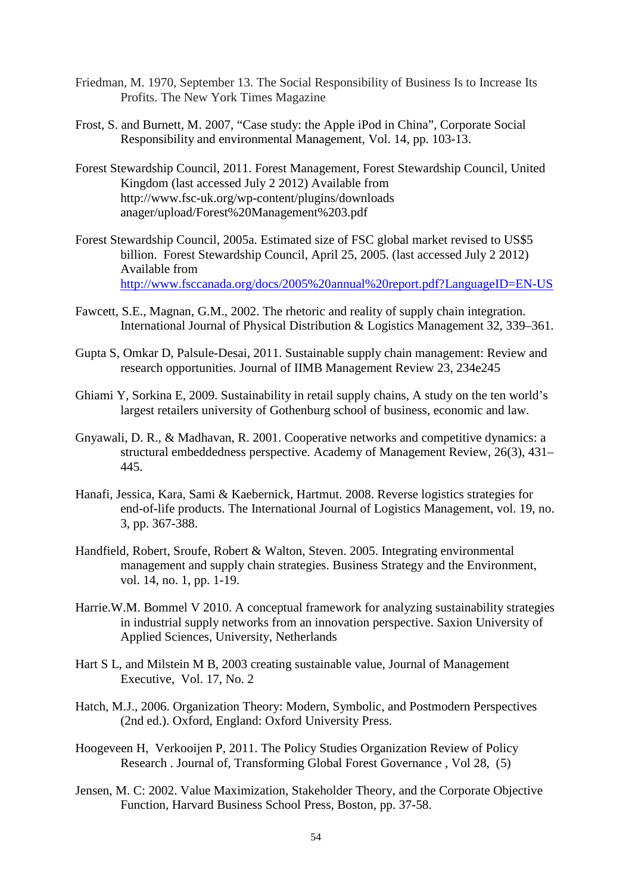Friedman, M. 1970, September 13. The Social Responsibility of Business Is to Increase Its Profits. The New York Times Magazine

Frost, S. and Burnett, M. 2007, "Case study: the Apple iPod in China", Corporate Social Responsibility and environmental Management, Vol. 14, pp. 103-13.

Forest Stewardship Council, 2011. Forest Management, Forest Stewardship Council, United Kingdom (last accessed July 2 2012) Available from http://www.fsc-uk.org/wp-content/plugins/downloads anager/upload/Forest%20Management%203.pdf

Forest Stewardship Council, 2005a. Estimated size of FSC global market revised to US$5 billion. Forest Stewardship Council, April 25, 2005. (last accessed July 2 2012) Available from http://www.fsccanada.org/docs/2005%20annual%20report.pdf?LanguageID=EN-US

Fawcett, S.E., Magnan, G.M., 2002. The rhetoric and reality of supply chain integration. International Journal of Physical Distribution & Logistics Management 32, 339–361.

Gupta S, Omkar D, Palsule-Desai, 2011. Sustainable supply chain management: Review and research opportunities. Journal of IIMB Management Review 23, 234e245

Ghiami Y, Sorkina E, 2009. Sustainability in retail supply chains, A study on the ten world's largest retailers university of Gothenburg school of business, economic and law.

Gnyawali, D. R., & Madhavan, R. 2001. Cooperative networks and competitive dynamics: a structural embeddedness perspective. Academy of Management Review, 26(3), 431–445.

Hanafi, Jessica, Kara, Sami & Kaebernick, Hartmut. 2008. Reverse logistics strategies for end-of-life products. The International Journal of Logistics Management, vol. 19, no. 3, pp. 367-388.

Handfield, Robert, Sroufe, Robert & Walton, Steven. 2005. Integrating environmental management and supply chain strategies. Business Strategy and the Environment, vol. 14, no. 1, pp. 1-19.

Harrie.W.M. Bommel V 2010. A conceptual framework for analyzing sustainability strategies in industrial supply networks from an innovation perspective. Saxion University of Applied Sciences, University, Netherlands

Hart S L, and Milstein M B, 2003 creating sustainable value, Journal of Management Executive, Vol. 17, No. 2

Hatch, M.J., 2006. Organization Theory: Modern, Symbolic, and Postmodern Perspectives (2nd ed.). Oxford, England: Oxford University Press.

Hoogeveen H, Verkooijen P, 2011. The Policy Studies Organization Review of Policy Research . Journal of, Transforming Global Forest Governance , Vol 28, (5)

Jensen, M. C: 2002. Value Maximization, Stakeholder Theory, and the Corporate Objective Function, Harvard Business School Press, Boston, pp. 37-58.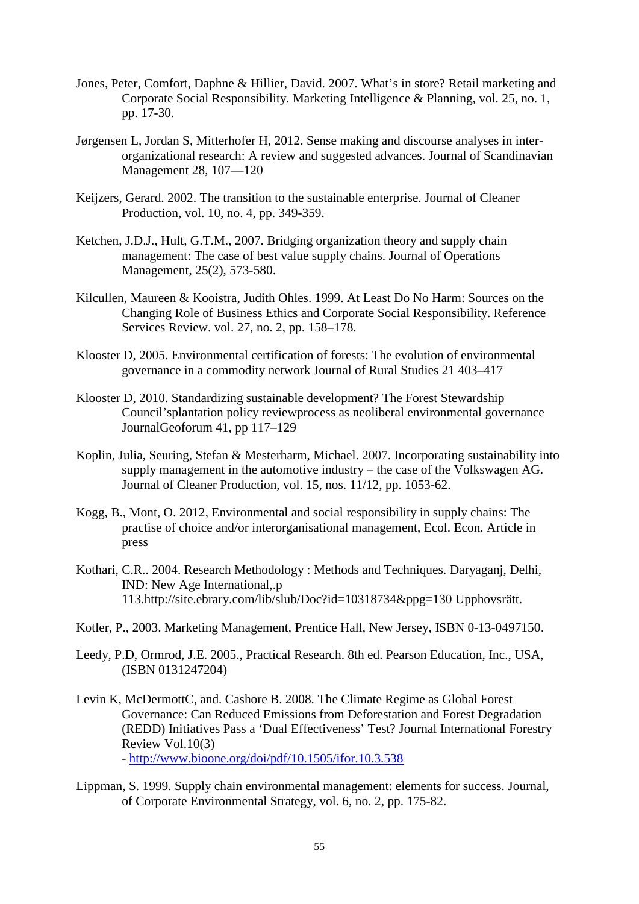Jones, Peter, Comfort, Daphne & Hillier, David. 2007. What's in store? Retail marketing and Corporate Social Responsibility. Marketing Intelligence & Planning, vol. 25, no. 1, pp. 17-30.

Jørgensen L, Jordan S, Mitterhofer H, 2012. Sense making and discourse analyses in inter-organizational research: A review and suggested advances. Journal of Scandinavian Management 28, 107—120

Keijzers, Gerard. 2002. The transition to the sustainable enterprise. Journal of Cleaner Production, vol. 10, no. 4, pp. 349-359.

Ketchen, J.D.J., Hult, G.T.M., 2007. Bridging organization theory and supply chain management: The case of best value supply chains. Journal of Operations Management, 25(2), 573-580.

Kilcullen, Maureen & Kooistra, Judith Ohles. 1999. At Least Do No Harm: Sources on the Changing Role of Business Ethics and Corporate Social Responsibility. Reference Services Review. vol. 27, no. 2, pp. 158–178.

Klooster D, 2005. Environmental certification of forests: The evolution of environmental governance in a commodity network Journal of Rural Studies 21 403–417

Klooster D, 2010. Standardizing sustainable development? The Forest Stewardship Council'splantation policy reviewprocess as neoliberal environmental governance JournalGeoforum 41, pp 117–129

Koplin, Julia, Seuring, Stefan & Mesterharm, Michael. 2007. Incorporating sustainability into supply management in the automotive industry – the case of the Volkswagen AG. Journal of Cleaner Production, vol. 15, nos. 11/12, pp. 1053-62.

Kogg, B., Mont, O. 2012, Environmental and social responsibility in supply chains: The practise of choice and/or interorganisational management, Ecol. Econ. Article in press

Kothari, C.R.. 2004. Research Methodology : Methods and Techniques. Daryaganj, Delhi, IND: New Age International,.p 113.http://site.ebrary.com/lib/slub/Doc?id=10318734&ppg=130 Upphovsrätt.

Kotler, P., 2003. Marketing Management, Prentice Hall, New Jersey, ISBN 0-13-0497150.

Leedy, P.D, Ormrod, J.E. 2005., Practical Research. 8th ed. Pearson Education, Inc., USA, (ISBN 0131247204)

Levin K, McDermottC, and. Cashore B. 2008. The Climate Regime as Global Forest Governance: Can Reduced Emissions from Deforestation and Forest Degradation (REDD) Initiatives Pass a 'Dual Effectiveness' Test? Journal International Forestry Review Vol.10(3)
- http://www.bioone.org/doi/pdf/10.1505/ifor.10.3.538

Lippman, S. 1999. Supply chain environmental management: elements for success. Journal, of Corporate Environmental Strategy, vol. 6, no. 2, pp. 175-82.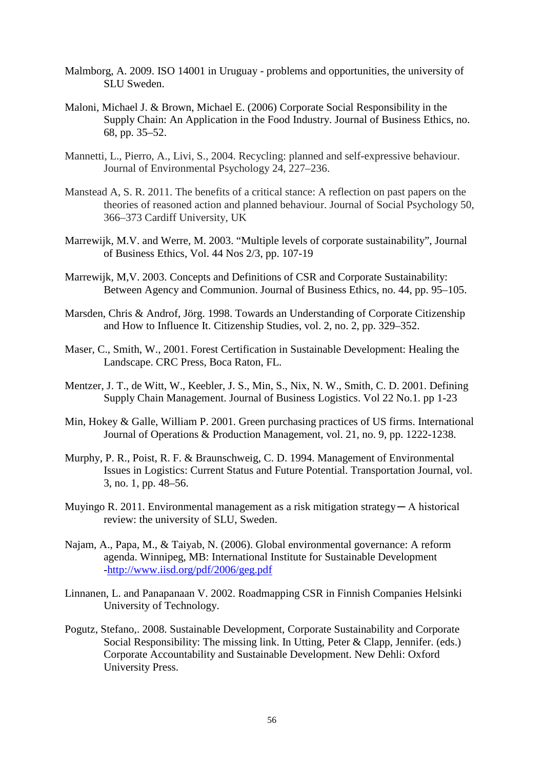Malmborg, A. 2009. ISO 14001 in Uruguay - problems and opportunities, the university of SLU Sweden.

Maloni, Michael J. & Brown, Michael E. (2006) Corporate Social Responsibility in the Supply Chain: An Application in the Food Industry. Journal of Business Ethics, no. 68, pp. 35–52.

Mannetti, L., Pierro, A., Livi, S., 2004. Recycling: planned and self-expressive behaviour. Journal of Environmental Psychology 24, 227–236.

Manstead A, S. R. 2011. The benefits of a critical stance: A reflection on past papers on the theories of reasoned action and planned behaviour. Journal of Social Psychology 50, 366–373 Cardiff University, UK

Marrewijk, M.V. and Werre, M. 2003. "Multiple levels of corporate sustainability", Journal of Business Ethics, Vol. 44 Nos 2/3, pp. 107-19

Marrewijk, M,V. 2003. Concepts and Definitions of CSR and Corporate Sustainability: Between Agency and Communion. Journal of Business Ethics, no. 44, pp. 95–105.

Marsden, Chris & Androf, Jörg. 1998. Towards an Understanding of Corporate Citizenship and How to Influence It. Citizenship Studies, vol. 2, no. 2, pp. 329–352.

Maser, C., Smith, W., 2001. Forest Certification in Sustainable Development: Healing the Landscape. CRC Press, Boca Raton, FL.

Mentzer, J. T., de Witt, W., Keebler, J. S., Min, S., Nix, N. W., Smith, C. D. 2001. Defining Supply Chain Management. Journal of Business Logistics. Vol 22 No.1. pp 1-23

Min, Hokey & Galle, William P. 2001. Green purchasing practices of US firms. International Journal of Operations & Production Management, vol. 21, no. 9, pp. 1222-1238.

Murphy, P. R., Poist, R. F. & Braunschweig, C. D. 1994. Management of Environmental Issues in Logistics: Current Status and Future Potential. Transportation Journal, vol. 3, no. 1, pp. 48–56.

Muyingo R. 2011. Environmental management as a risk mitigation strategy— A historical review: the university of SLU, Sweden.

Najam, A., Papa, M., & Taiyab, N. (2006). Global environmental governance: A reform agenda. Winnipeg, MB: International Institute for Sustainable Development -http://www.iisd.org/pdf/2006/geg.pdf

Linnanen, L. and Panapanaan V. 2002. Roadmapping CSR in Finnish Companies Helsinki University of Technology.

Pogutz, Stefano,. 2008. Sustainable Development, Corporate Sustainability and Corporate Social Responsibility: The missing link. In Utting, Peter & Clapp, Jennifer. (eds.) Corporate Accountability and Sustainable Development. New Dehli: Oxford University Press.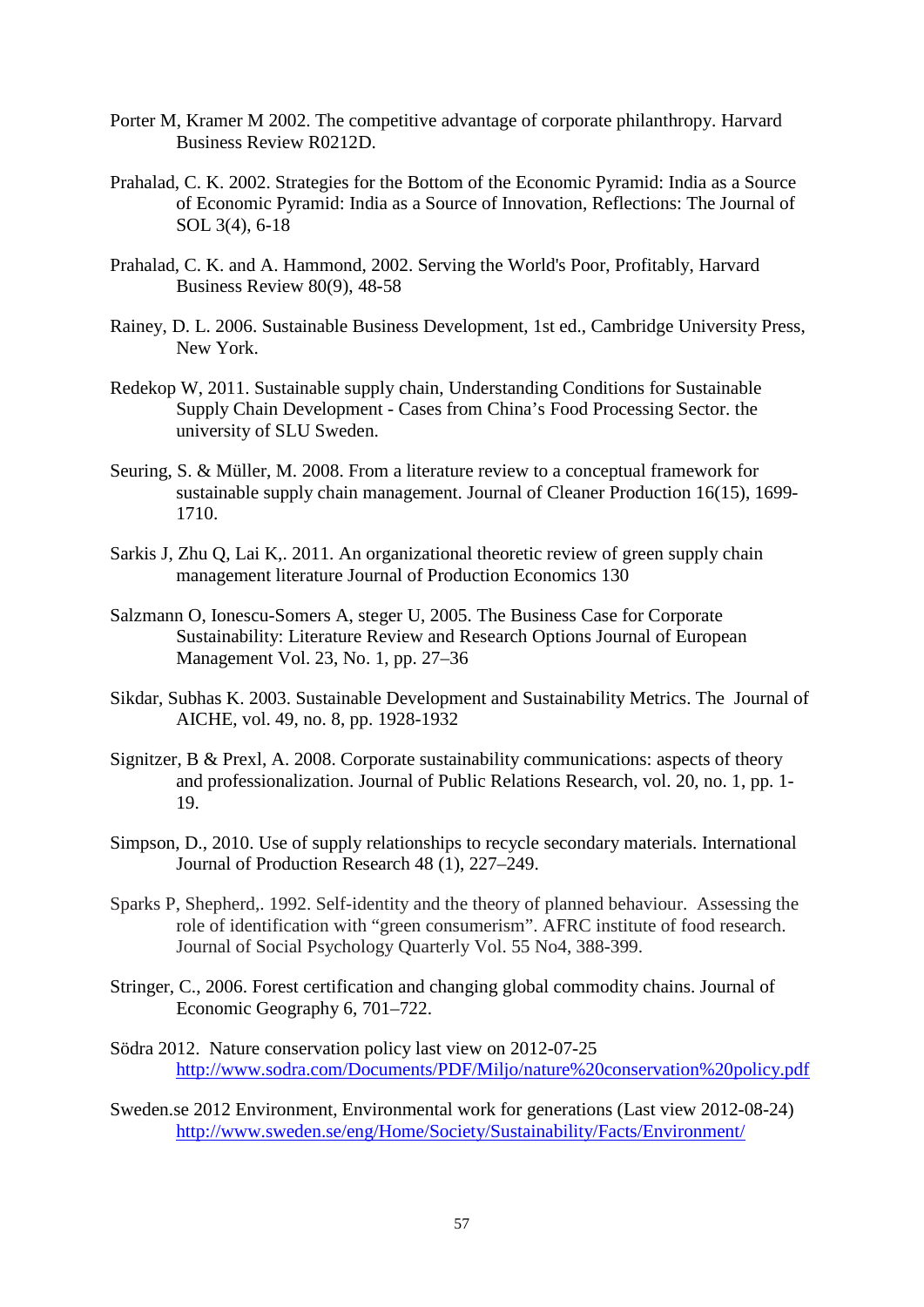Porter M, Kramer M 2002. The competitive advantage of corporate philanthropy. Harvard Business Review R0212D.

Prahalad, C. K. 2002. Strategies for the Bottom of the Economic Pyramid: India as a Source of Economic Pyramid: India as a Source of Innovation, Reflections: The Journal of SOL 3(4), 6-18

Prahalad, C. K. and A. Hammond, 2002. Serving the World's Poor, Profitably, Harvard Business Review 80(9), 48-58

Rainey, D. L. 2006. Sustainable Business Development, 1st ed., Cambridge University Press, New York.

Redekop W, 2011. Sustainable supply chain, Understanding Conditions for Sustainable Supply Chain Development - Cases from China's Food Processing Sector. the university of SLU Sweden.

Seuring, S. & Müller, M. 2008. From a literature review to a conceptual framework for sustainable supply chain management. Journal of Cleaner Production 16(15), 1699-1710.

Sarkis J, Zhu Q, Lai K,. 2011. An organizational theoretic review of green supply chain management literature Journal of Production Economics 130

Salzmann O, Ionescu-Somers A, steger U, 2005. The Business Case for Corporate Sustainability: Literature Review and Research Options Journal of European Management Vol. 23, No. 1, pp. 27–36

Sikdar, Subhas K. 2003. Sustainable Development and Sustainability Metrics. The Journal of AICHE, vol. 49, no. 8, pp. 1928-1932

Signitzer, B & Prexl, A. 2008. Corporate sustainability communications: aspects of theory and professionalization. Journal of Public Relations Research, vol. 20, no. 1, pp. 1-19.

Simpson, D., 2010. Use of supply relationships to recycle secondary materials. International Journal of Production Research 48 (1), 227–249.

Sparks P, Shepherd,. 1992. Self-identity and the theory of planned behaviour. Assessing the role of identification with "green consumerism". AFRC institute of food research. Journal of Social Psychology Quarterly Vol. 55 No4, 388-399.

Stringer, C., 2006. Forest certification and changing global commodity chains. Journal of Economic Geography 6, 701–722.

Södra 2012. Nature conservation policy last view on 2012-07-25 http://www.sodra.com/Documents/PDF/Miljo/nature%20conservation%20policy.pdf

Sweden.se 2012 Environment, Environmental work for generations (Last view 2012-08-24) http://www.sweden.se/eng/Home/Society/Sustainability/Facts/Environment/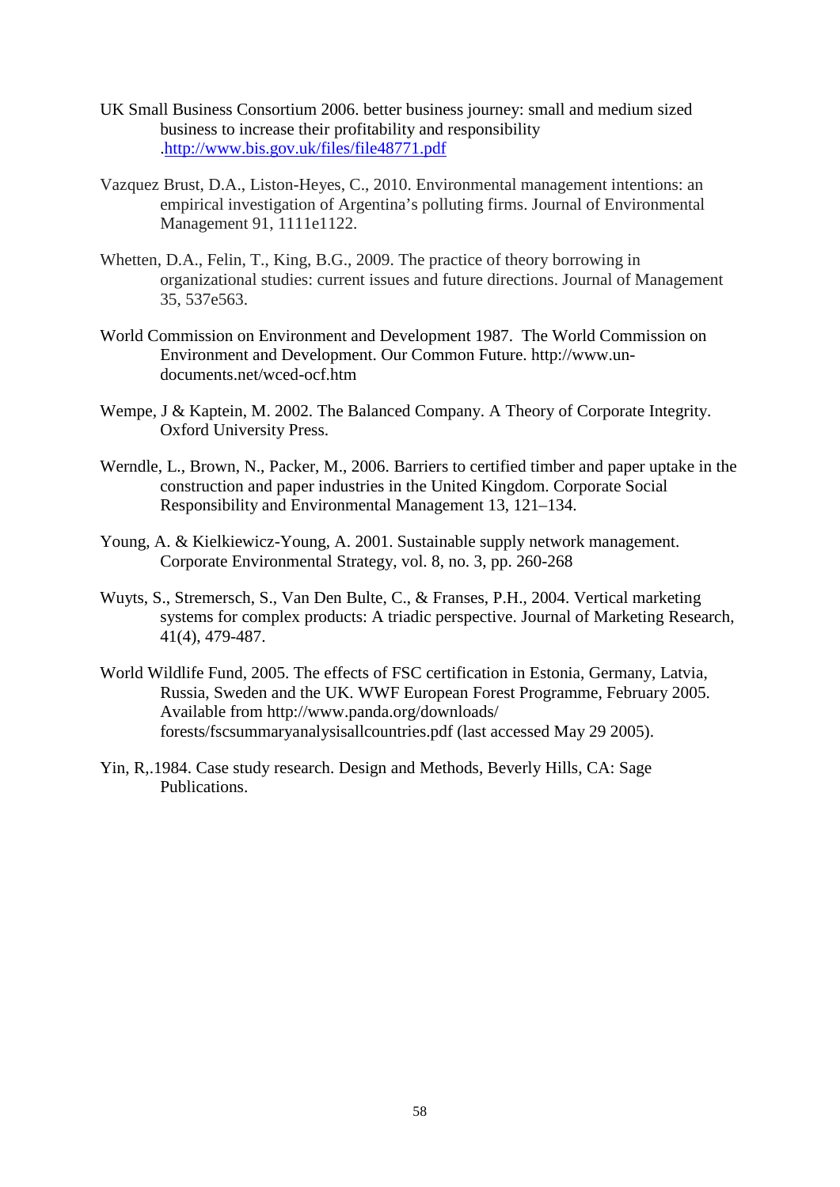UK Small Business Consortium 2006. better business journey: small and medium sized business to increase their profitability and responsibility .http://www.bis.gov.uk/files/file48771.pdf

Vazquez Brust, D.A., Liston-Heyes, C., 2010. Environmental management intentions: an empirical investigation of Argentina's polluting firms. Journal of Environmental Management 91, 1111e1122.

Whetten, D.A., Felin, T., King, B.G., 2009. The practice of theory borrowing in organizational studies: current issues and future directions. Journal of Management 35, 537e563.

World Commission on Environment and Development 1987. The World Commission on Environment and Development. Our Common Future. http://www.un-documents.net/wced-ocf.htm

Wempe, J & Kaptein, M. 2002. The Balanced Company. A Theory of Corporate Integrity. Oxford University Press.

Werndle, L., Brown, N., Packer, M., 2006. Barriers to certified timber and paper uptake in the construction and paper industries in the United Kingdom. Corporate Social Responsibility and Environmental Management 13, 121–134.

Young, A. & Kielkiewicz-Young, A. 2001. Sustainable supply network management. Corporate Environmental Strategy, vol. 8, no. 3, pp. 260-268

Wuyts, S., Stremersch, S., Van Den Bulte, C., & Franses, P.H., 2004. Vertical marketing systems for complex products: A triadic perspective. Journal of Marketing Research, 41(4), 479-487.

World Wildlife Fund, 2005. The effects of FSC certification in Estonia, Germany, Latvia, Russia, Sweden and the UK. WWF European Forest Programme, February 2005. Available from http://www.panda.org/downloads/ forests/fscsummaryanalysisallcountries.pdf (last accessed May 29 2005).

Yin, R,.1984. Case study research. Design and Methods, Beverly Hills, CA: Sage Publications.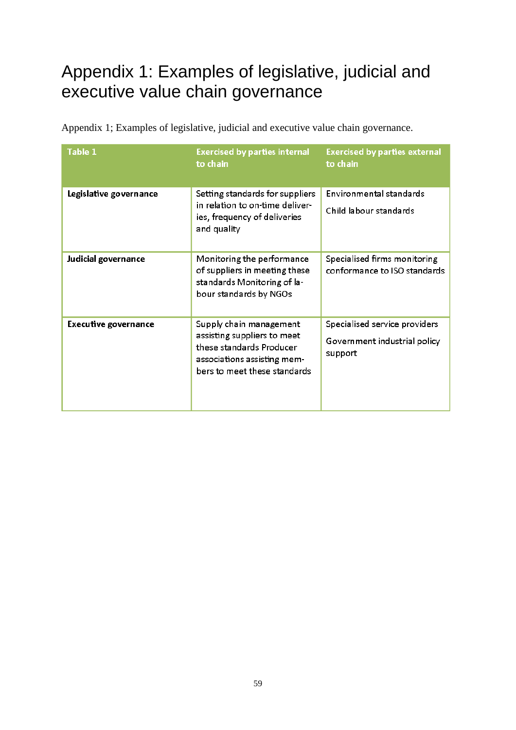# Appendix 1: Examples of legislative, judicial and executive value chain governance

Appendix 1; Examples of legislative, judicial and executive value chain governance.

| Table 1 | Exercised by parties internal to chain | Exercised by parties external to chain |
|---|---|---|
| **Legislative governance** | Setting standards for suppliers in relation to on-time deliveries, frequency of deliveries and quality | Environmental standards<br>Child labour standards |
| **Judicial governance** | Monitoring the performance of suppliers in meeting these standards Monitoring of labour standards by NGOs | Specialised firms monitoring conformance to ISO standards |
| **Executive governance** | Supply chain management assisting suppliers to meet these standards Producer associations assisting members to meet these standards | Specialised service providers<br>Government industrial policy support |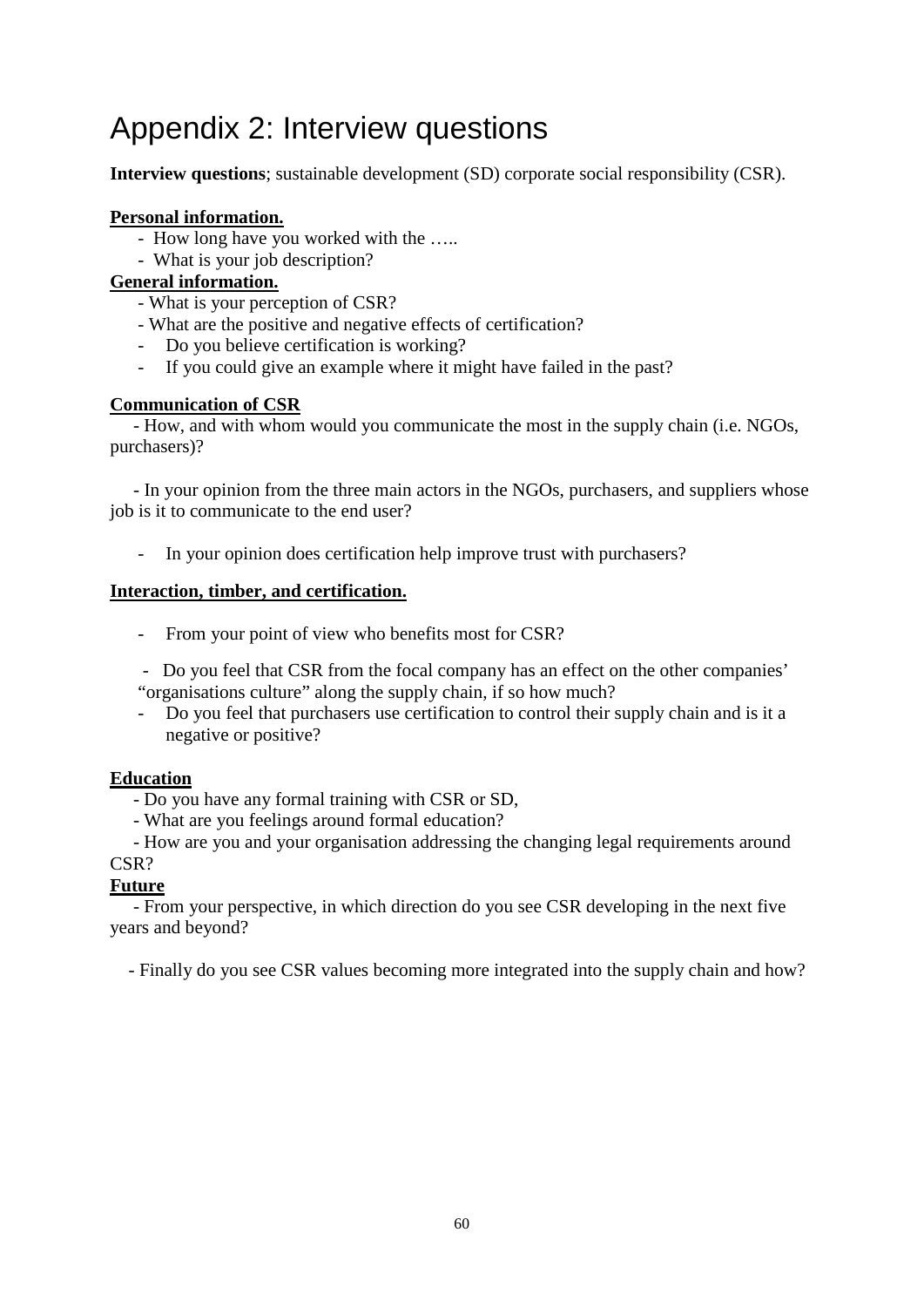# Appendix 2: Interview questions

**Interview questions**; sustainable development (SD) corporate social responsibility (CSR).

**Personal information.**

- How long have you worked with the …..
- What is your job description?

**General information.**

- What is your perception of CSR?
- What are the positive and negative effects of certification?
- Do you believe certification is working?
- If you could give an example where it might have failed in the past?

**Communication of CSR**

- How, and with whom would you communicate the most in the supply chain (i.e. NGOs, purchasers)?

- In your opinion from the three main actors in the NGOs, purchasers, and suppliers whose job is it to communicate to the end user?

- In your opinion does certification help improve trust with purchasers?

**Interaction, timber, and certification.**

- From your point of view who benefits most for CSR?

- Do you feel that CSR from the focal company has an effect on the other companies' "organisations culture" along the supply chain, if so how much?
- Do you feel that purchasers use certification to control their supply chain and is it a negative or positive?

**Education**

- Do you have any formal training with CSR or SD,
- What are you feelings around formal education?
- How are you and your organisation addressing the changing legal requirements around CSR?

**Future**

- From your perspective, in which direction do you see CSR developing in the next five years and beyond?

- Finally do you see CSR values becoming more integrated into the supply chain and how?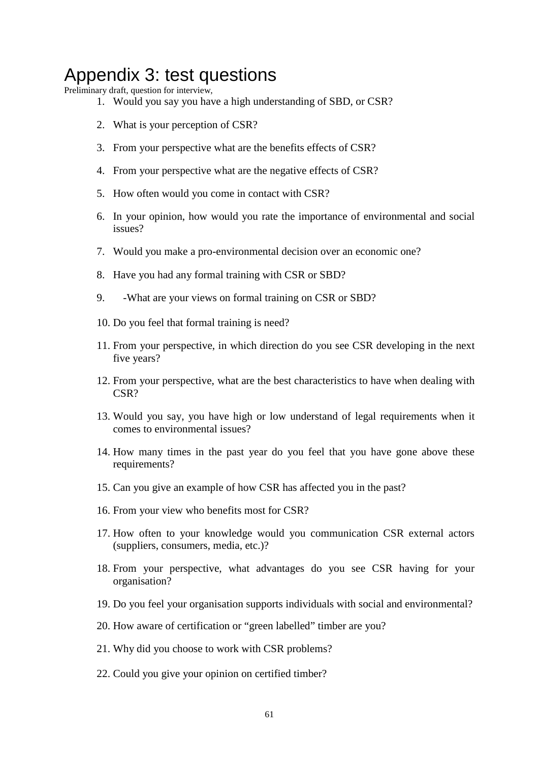# Appendix 3: test questions

Preliminary draft, question for interview,

1. Would you say you have a high understanding of SBD, or CSR?

2. What is your perception of CSR?

3. From your perspective what are the benefits effects of CSR?

4. From your perspective what are the negative effects of CSR?

5. How often would you come in contact with CSR?

6. In your opinion, how would you rate the importance of environmental and social issues?

7. Would you make a pro-environmental decision over an economic one?

8. Have you had any formal training with CSR or SBD?

9. -What are your views on formal training on CSR or SBD?

10. Do you feel that formal training is need?

11. From your perspective, in which direction do you see CSR developing in the next five years?

12. From your perspective, what are the best characteristics to have when dealing with CSR?

13. Would you say, you have high or low understand of legal requirements when it comes to environmental issues?

14. How many times in the past year do you feel that you have gone above these requirements?

15. Can you give an example of how CSR has affected you in the past?

16. From your view who benefits most for CSR?

17. How often to your knowledge would you communication CSR external actors (suppliers, consumers, media, etc.)?

18. From your perspective, what advantages do you see CSR having for your organisation?

19. Do you feel your organisation supports individuals with social and environmental?

20. How aware of certification or "green labelled" timber are you?

21. Why did you choose to work with CSR problems?

22. Could you give your opinion on certified timber?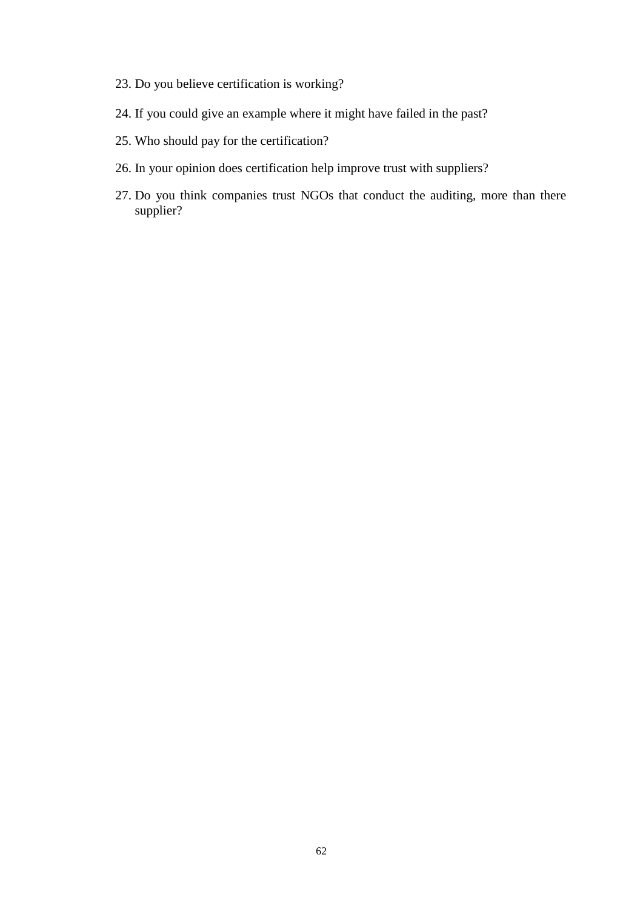23. Do you believe certification is working?
24. If you could give an example where it might have failed in the past?
25. Who should pay for the certification?
26. In your opinion does certification help improve trust with suppliers?
27. Do you think companies trust NGOs that conduct the auditing, more than there supplier?